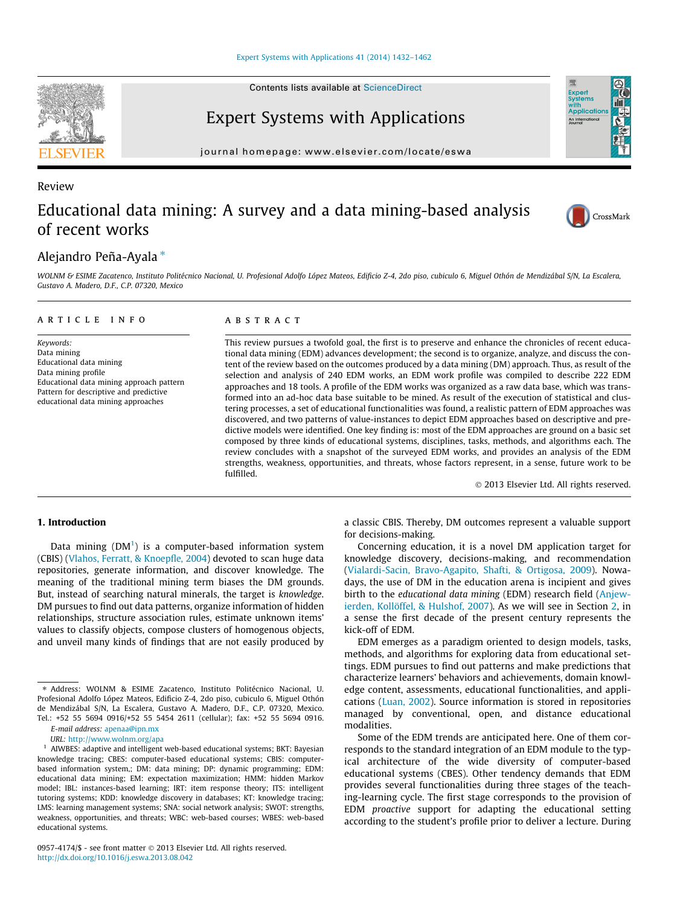Review

# Educational data mining: A survey and a data mining-based analysis of recent works

Alejandro Peña-Ayala *

WOLNM & ESIME Zacatenco, Instituto Politécnico Nacional, U. Profesional Adolfo López Mateos, Edificio Z-4, 2do piso, cubiculo 6, Miguel Othón de Mendizábal S/N, La Escalera, Gustavo A. Madero, D.F., C.P. 07320, Mexico

## ARTICLE INFO

*Keywords:*
Data mining
Educational data mining
Data mining profile
Educational data mining approach pattern
Pattern for descriptive and predictive educational data mining approaches

## ABSTRACT

This review pursues a twofold goal, the first is to preserve and enhance the chronicles of recent educational data mining (EDM) advances development; the second is to organize, analyze, and discuss the content of the review based on the outcomes produced by a data mining (DM) approach. Thus, as result of the selection and analysis of 240 EDM works, an EDM work profile was compiled to describe 222 EDM approaches and 18 tools. A profile of the EDM works was organized as a raw data base, which was transformed into an ad-hoc data base suitable to be mined. As result of the execution of statistical and clustering processes, a set of educational functionalities was found, a realistic pattern of EDM approaches was discovered, and two patterns of value-instances to depict EDM approaches based on descriptive and predictive models were identified. One key finding is: most of the EDM approaches are ground on a basic set composed by three kinds of educational systems, disciplines, tasks, methods, and algorithms each. The review concludes with a snapshot of the surveyed EDM works, and provides an analysis of the EDM strengths, weakness, opportunities, and threats, whose factors represent, in a sense, future work to be fulfilled.

© 2013 Elsevier Ltd. All rights reserved.

## 1. Introduction

Data mining (DM[1]) is a computer-based information system (CBIS) (Vlahos, Ferratt, & Knoepfle, 2004) devoted to scan huge data repositories, generate information, and discover knowledge. The meaning of the traditional mining term biases the DM grounds. But, instead of searching natural minerals, the target is *knowledge*. DM pursues to find out data patterns, organize information of hidden relationships, structure association rules, estimate unknown items' values to classify objects, compose clusters of homogenous objects, and unveil many kinds of findings that are not easily produced by a classic CBIS. Thereby, DM outcomes represent a valuable support for decisions-making.

Concerning education, it is a novel DM application target for knowledge discovery, decisions-making, and recommendation (Vialardi-Sacin, Bravo-Agapito, Shafti, & Ortigosa, 2009). Nowadays, the use of DM in the education arena is incipient and gives birth to the *educational data mining* (EDM) research field (Anjewierden, Kollöffel, & Hulshof, 2007). As we will see in Section 2, in a sense the first decade of the present century represents the kick-off of EDM.

EDM emerges as a paradigm oriented to design models, tasks, methods, and algorithms for exploring data from educational settings. EDM pursues to find out patterns and make predictions that characterize learners' behaviors and achievements, domain knowledge content, assessments, educational functionalities, and applications (Luan, 2002). Source information is stored in repositories managed by conventional, open, and distance educational modalities.

Some of the EDM trends are anticipated here. One of them corresponds to the standard integration of an EDM module to the typical architecture of the wide diversity of computer-based educational systems (CBES). Other tendency demands that EDM provides several functionalities during three stages of the teaching-learning cycle. The first stage corresponds to the provision of EDM *proactive* support for adapting the educational setting according to the student's profile prior to deliver a lecture. During

---

* Address: WOLNM & ESIME Zacatenco, Instituto Politécnico Nacional, U. Profesional Adolfo López Mateos, Edificio Z-4, 2do piso, cubiculo 6, Miguel Othón de Mendizábal S/N, La Escalera, Gustavo A. Madero, D.F., C.P. 07320, Mexico. Tel.: +52 55 5694 0916/+52 55 5454 2611 (cellular); fax: +52 55 5694 0916.

*E-mail address:* apenaa@ipn.mx

*URL:* http://www.wolnm.org/apa

[1] AIWBES: adaptive and intelligent web-based educational systems; BKT: Bayesian knowledge tracing; CBES: computer-based educational systems; CBIS: computer-based information system,; DM: data mining; DP: dynamic programming; EDM: educational data mining; EM: expectation maximization; HMM: hidden Markov model; IBL: instances-based learning; IRT: item response theory; ITS: intelligent tutoring systems; KDD: knowledge discovery in databases; KT: knowledge tracing; LMS: learning management systems; SNA: social network analysis; SWOT: strengths, weakness, opportunities, and threats; WBC: web-based courses; WBES: web-based educational systems.

0957-4174/$ - see front matter © 2013 Elsevier Ltd. All rights reserved.
http://dx.doi.org/10.1016/j.eswa.2013.08.042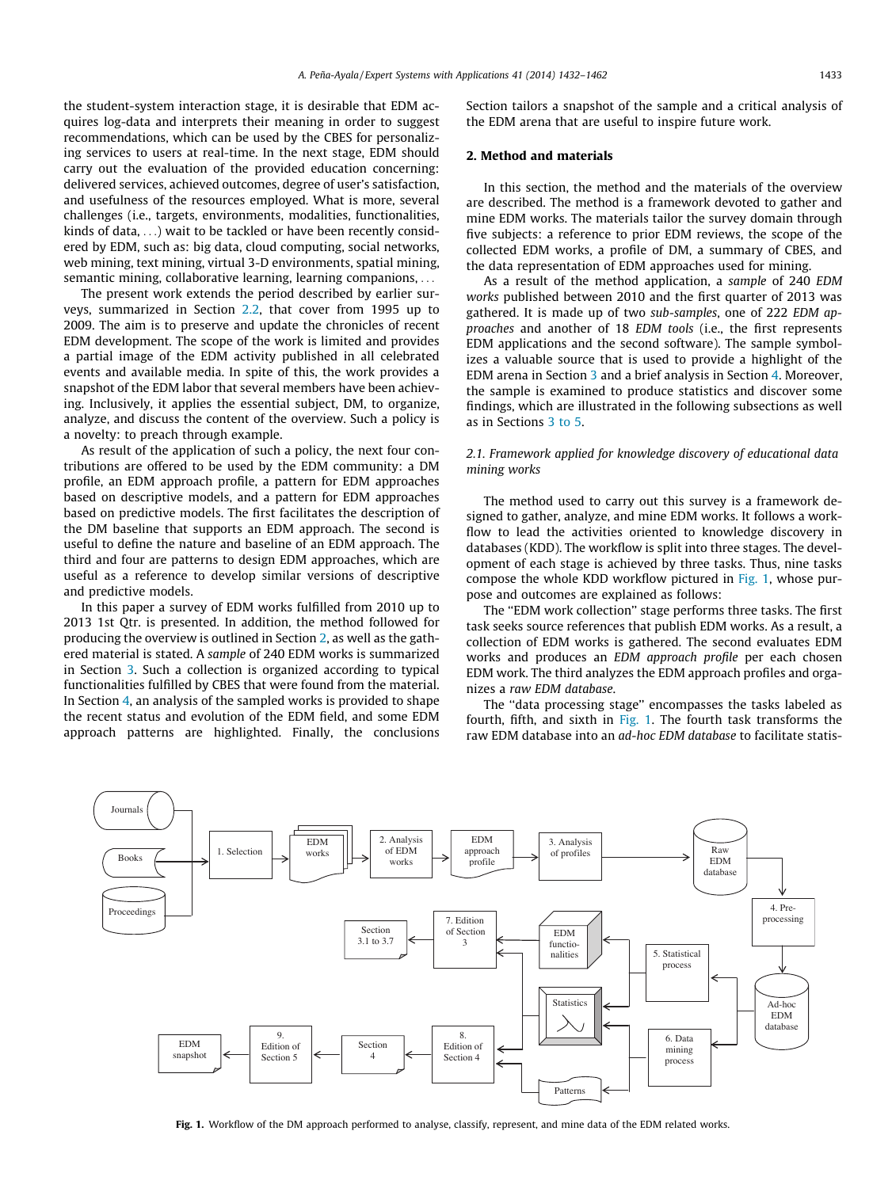the student-system interaction stage, it is desirable that EDM acquires log-data and interprets their meaning in order to suggest recommendations, which can be used by the CBES for personalizing services to users at real-time. In the next stage, EDM should carry out the evaluation of the provided education concerning: delivered services, achieved outcomes, degree of user's satisfaction, and usefulness of the resources employed. What is more, several challenges (i.e., targets, environments, modalities, functionalities, kinds of data, ...) wait to be tackled or have been recently considered by EDM, such as: big data, cloud computing, social networks, web mining, text mining, virtual 3-D environments, spatial mining, semantic mining, collaborative learning, learning companions, ...

The present work extends the period described by earlier surveys, summarized in Section 2.2, that cover from 1995 up to 2009. The aim is to preserve and update the chronicles of recent EDM development. The scope of the work is limited and provides a partial image of the EDM activity published in all celebrated events and available media. In spite of this, the work provides a snapshot of the EDM labor that several members have been achieving. Inclusively, it applies the essential subject, DM, to organize, analyze, and discuss the content of the overview. Such a policy is a novelty: to preach through example.

As result of the application of such a policy, the next four contributions are offered to be used by the EDM community: a DM profile, an EDM approach profile, a pattern for EDM approaches based on descriptive models, and a pattern for EDM approaches based on predictive models. The first facilitates the description of the DM baseline that supports an EDM approach. The second is useful to define the nature and baseline of an EDM approach. The third and four are patterns to design EDM approaches, which are useful as a reference to develop similar versions of descriptive and predictive models.

In this paper a survey of EDM works fulfilled from 2010 up to 2013 1st Qtr. is presented. In addition, the method followed for producing the overview is outlined in Section 2, as well as the gathered material is stated. A *sample* of 240 EDM works is summarized in Section 3. Such a collection is organized according to typical functionalities fulfilled by CBES that were found from the material. In Section 4, an analysis of the sampled works is provided to shape the recent status and evolution of the EDM field, and some EDM approach patterns are highlighted. Finally, the conclusions Section tailors a snapshot of the sample and a critical analysis of the EDM arena that are useful to inspire future work.

## 2. Method and materials

In this section, the method and the materials of the overview are described. The method is a framework devoted to gather and mine EDM works. The materials tailor the survey domain through five subjects: a reference to prior EDM reviews, the scope of the collected EDM works, a profile of DM, a summary of CBES, and the data representation of EDM approaches used for mining.

As a result of the method application, a *sample* of 240 *EDM works* published between 2010 and the first quarter of 2013 was gathered. It is made up of two *sub-samples*, one of 222 *EDM approaches* and another of 18 *EDM tools* (i.e., the first represents EDM applications and the second software). The sample symbolizes a valuable source that is used to provide a highlight of the EDM arena in Section 3 and a brief analysis in Section 4. Moreover, the sample is examined to produce statistics and discover some findings, which are illustrated in the following subsections as well as in Sections 3 to 5.

### 2.1. Framework applied for knowledge discovery of educational data mining works

The method used to carry out this survey is a framework designed to gather, analyze, and mine EDM works. It follows a workflow to lead the activities oriented to knowledge discovery in databases (KDD). The workflow is split into three stages. The development of each stage is achieved by three tasks. Thus, nine tasks compose the whole KDD workflow pictured in Fig. 1, whose purpose and outcomes are explained as follows:

The "EDM work collection" stage performs three tasks. The first task seeks source references that publish EDM works. As a result, a collection of EDM works is gathered. The second evaluates EDM works and produces an *EDM approach profile* per each chosen EDM work. The third analyzes the EDM approach profiles and organizes a *raw EDM database*.

The "data processing stage" encompasses the tasks labeled as fourth, fifth, and sixth in Fig. 1. The fourth task transforms the raw EDM database into an *ad-hoc EDM database* to facilitate statis-

Journals
Books
Proceedings
1. Selection
EDM works
2. Analysis of EDM works
EDM approach profile
3. Analysis of profiles
Raw EDM database
4. Pre-processing
Ad-hoc EDM database
5. Statistical process
6. Data mining process
EDM functio-nalities
Statistics
Patterns
7. Edition of Section 3
Section 3.1 to 3.7
8. Edition of Section 4
Section 4
9. Edition of Section 5
EDM snapshot

**Fig. 1.** Workflow of the DM approach performed to analyse, classify, represent, and mine data of the EDM related works.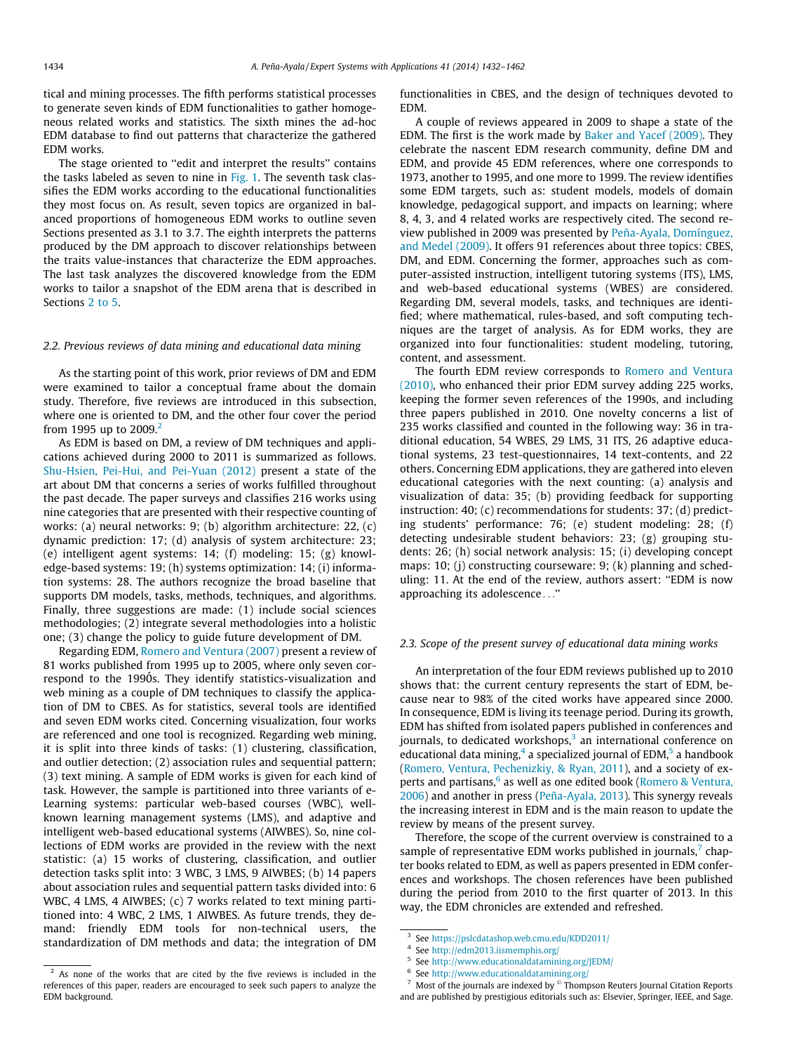tical and mining processes. The fifth performs statistical processes to generate seven kinds of EDM functionalities to gather homogeneous related works and statistics. The sixth mines the ad-hoc EDM database to find out patterns that characterize the gathered EDM works.

The stage oriented to "edit and interpret the results" contains the tasks labeled as seven to nine in Fig. 1. The seventh task classifies the EDM works according to the educational functionalities they most focus on. As result, seven topics are organized in balanced proportions of homogeneous EDM works to outline seven Sections presented as 3.1 to 3.7. The eighth interprets the patterns produced by the DM approach to discover relationships between the traits value-instances that characterize the EDM approaches. The last task analyzes the discovered knowledge from the EDM works to tailor a snapshot of the EDM arena that is described in Sections 2 to 5.

### 2.2. Previous reviews of data mining and educational data mining

As the starting point of this work, prior reviews of DM and EDM were examined to tailor a conceptual frame about the domain study. Therefore, five reviews are introduced in this subsection, where one is oriented to DM, and the other four cover the period from 1995 up to 2009.[2]

As EDM is based on DM, a review of DM techniques and applications achieved during 2000 to 2011 is summarized as follows. Shu-Hsien, Pei-Hui, and Pei-Yuan (2012) present a state of the art about DM that concerns a series of works fulfilled throughout the past decade. The paper surveys and classifies 216 works using nine categories that are presented with their respective counting of works: (a) neural networks: 9; (b) algorithm architecture: 22, (c) dynamic prediction: 17; (d) analysis of system architecture: 23; (e) intelligent agent systems: 14; (f) modeling: 15; (g) knowledge-based systems: 19; (h) systems optimization: 14; (i) information systems: 28. The authors recognize the broad baseline that supports DM models, tasks, methods, techniques, and algorithms. Finally, three suggestions are made: (1) include social sciences methodologies; (2) integrate several methodologies into a holistic one; (3) change the policy to guide future development of DM.

Regarding EDM, Romero and Ventura (2007) present a review of 81 works published from 1995 to 2005, where only seven correspond to the 1990́s. They identify statistics-visualization and web mining as a couple of DM techniques to classify the application of DM to CBES. As for statistics, several tools are identified and seven EDM works cited. Concerning visualization, four works are referenced and one tool is recognized. Regarding web mining, it is split into three kinds of tasks: (1) clustering, classification, and outlier detection; (2) association rules and sequential pattern; (3) text mining. A sample of EDM works is given for each kind of task. However, the sample is partitioned into three variants of e-Learning systems: particular web-based courses (WBC), well-known learning management systems (LMS), and adaptive and intelligent web-based educational systems (AIWBES). So, nine collections of EDM works are provided in the review with the next statistic: (a) 15 works of clustering, classification, and outlier detection tasks split into: 3 WBC, 3 LMS, 9 AIWBES; (b) 14 papers about association rules and sequential pattern tasks divided into: 6 WBC, 4 LMS, 4 AIWBES; (c) 7 works related to text mining partitioned into: 4 WBC, 2 LMS, 1 AIWBES. As future trends, they demand: friendly EDM tools for non-technical users, the standardization of DM methods and data; the integration of DM functionalities in CBES, and the design of techniques devoted to EDM.

A couple of reviews appeared in 2009 to shape a state of the EDM. The first is the work made by Baker and Yacef (2009). They celebrate the nascent EDM research community, define DM and EDM, and provide 45 EDM references, where one corresponds to 1973, another to 1995, and one more to 1999. The review identifies some EDM targets, such as: student models, models of domain knowledge, pedagogical support, and impacts on learning; where 8, 4, 3, and 4 related works are respectively cited. The second review published in 2009 was presented by Peña-Ayala, Domínguez, and Medel (2009). It offers 91 references about three topics: CBES, DM, and EDM. Concerning the former, approaches such as computer-assisted instruction, intelligent tutoring systems (ITS), LMS, and web-based educational systems (WBES) are considered. Regarding DM, several models, tasks, and techniques are identified; where mathematical, rules-based, and soft computing techniques are the target of analysis. As for EDM works, they are organized into four functionalities: student modeling, tutoring, content, and assessment.

The fourth EDM review corresponds to Romero and Ventura (2010), who enhanced their prior EDM survey adding 225 works, keeping the former seven references of the 1990s, and including three papers published in 2010. One novelty concerns a list of 235 works classified and counted in the following way: 36 in traditional education, 54 WBES, 29 LMS, 31 ITS, 26 adaptive educational systems, 23 test-questionnaires, 14 text-contents, and 22 others. Concerning EDM applications, they are gathered into eleven educational categories with the next counting: (a) analysis and visualization of data: 35; (b) providing feedback for supporting instruction: 40; (c) recommendations for students: 37; (d) predicting students' performance: 76; (e) student modeling: 28; (f) detecting undesirable student behaviors: 23; (g) grouping students: 26; (h) social network analysis: 15; (i) developing concept maps: 10; (j) constructing courseware: 9; (k) planning and scheduling: 11. At the end of the review, authors assert: "EDM is now approaching its adolescence..."

### 2.3. Scope of the present survey of educational data mining works

An interpretation of the four EDM reviews published up to 2010 shows that: the current century represents the start of EDM, because near to 98% of the cited works have appeared since 2000. In consequence, EDM is living its teenage period. During its growth, EDM has shifted from isolated papers published in conferences and journals, to dedicated workshops,[3] an international conference on educational data mining,[4] a specialized journal of EDM,[5] a handbook (Romero, Ventura, Pechenizkiy, & Ryan, 2011), and a society of experts and partisans,[6] as well as one edited book (Romero & Ventura, 2006) and another in press (Peña-Ayala, 2013). This synergy reveals the increasing interest in EDM and is the main reason to update the review by means of the present survey.

Therefore, the scope of the current overview is constrained to a sample of representative EDM works published in journals,[7] chapter books related to EDM, as well as papers presented in EDM conferences and workshops. The chosen references have been published during the period from 2010 to the first quarter of 2013. In this way, the EDM chronicles are extended and refreshed.

---

[2] As none of the works that are cited by the five reviews is included in the references of this paper, readers are encouraged to seek such papers to analyze the EDM background.

[3] See https://pslcdatashop.web.cmu.edu/KDD2011/

[4] See http://edm2013.iismemphis.org/

[5] See http://www.educationaldatamining.org/JEDM/

[6] See http://www.educationaldatamining.org/

[7] Most of the journals are indexed by © Thompson Reuters Journal Citation Reports and are published by prestigious editorials such as: Elsevier, Springer, IEEE, and Sage.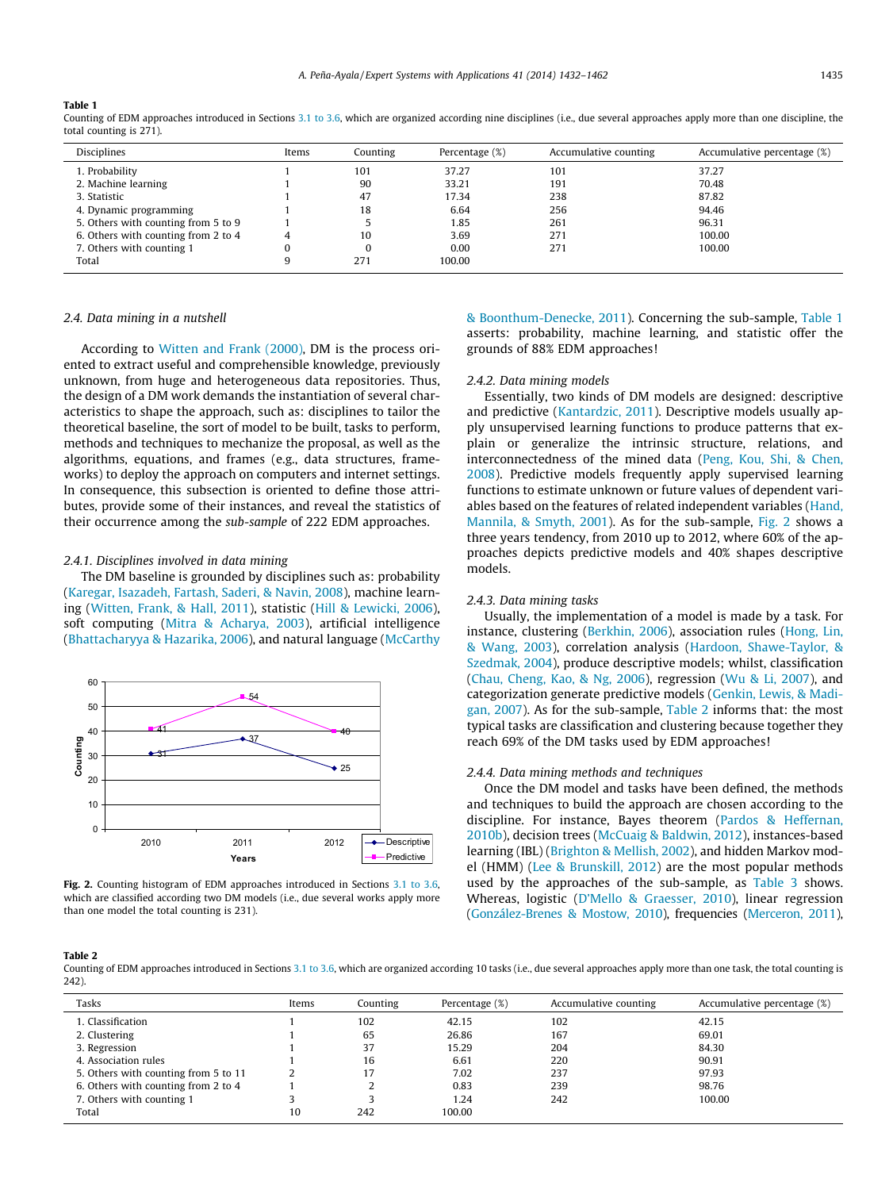**Table 1**
Counting of EDM approaches introduced in Sections 3.1 to 3.6, which are organized according nine disciplines (i.e., due several approaches apply more than one discipline, the total counting is 271).

| Disciplines | Items | Counting | Percentage (%) | Accumulative counting | Accumulative percentage (%) |
|---|---|---|---|---|---|
| 1. Probability | 1 | 101 | 37.27 | 101 | 37.27 |
| 2. Machine learning | 1 | 90 | 33.21 | 191 | 70.48 |
| 3. Statistic | 1 | 47 | 17.34 | 238 | 87.82 |
| 4. Dynamic programming | 1 | 18 | 6.64 | 256 | 94.46 |
| 5. Others with counting from 5 to 9 | 1 | 5 | 1.85 | 261 | 96.31 |
| 6. Others with counting from 2 to 4 | 4 | 10 | 3.69 | 271 | 100.00 |
| 7. Others with counting 1 | 0 | 0 | 0.00 | 271 | 100.00 |
| Total | 9 | 271 | 100.00 | | |

### 2.4. Data mining in a nutshell

According to Witten and Frank (2000), DM is the process oriented to extract useful and comprehensible knowledge, previously unknown, from huge and heterogeneous data repositories. Thus, the design of a DM work demands the instantiation of several characteristics to shape the approach, such as: disciplines to tailor the theoretical baseline, the sort of model to be built, tasks to perform, methods and techniques to mechanize the proposal, as well as the algorithms, equations, and frames (e.g., data structures, frameworks) to deploy the approach on computers and internet settings. In consequence, this subsection is oriented to define those attributes, provide some of their instances, and reveal the statistics of their occurrence among the *sub-sample* of 222 EDM approaches.

#### 2.4.1. Disciplines involved in data mining

The DM baseline is grounded by disciplines such as: probability (Karegar, Isazadeh, Fartash, Saderi, & Navin, 2008), machine learning (Witten, Frank, & Hall, 2011), statistic (Hill & Lewicki, 2006), soft computing (Mitra & Acharya, 2003), artificial intelligence (Bhattacharyya & Hazarika, 2006), and natural language (McCarthy & Boonthum-Denecke, 2011). Concerning the sub-sample, Table 1 asserts: probability, machine learning, and statistic offer the grounds of 88% EDM approaches!

| Years | Descriptive | Predictive |
|---|---|---|
| 2010 | 31 | 41 |
| 2011 | 37 | 54 |
| 2012 | 25 | 40 |

**Fig. 2.** Counting histogram of EDM approaches introduced in Sections 3.1 to 3.6, which are classified according two DM models (i.e., due several works apply more than one model the total counting is 231).

#### 2.4.2. Data mining models

Essentially, two kinds of DM models are designed: descriptive and predictive (Kantardzic, 2011). Descriptive models usually apply unsupervised learning functions to produce patterns that explain or generalize the intrinsic structure, relations, and interconnectedness of the mined data (Peng, Kou, Shi, & Chen, 2008). Predictive models frequently apply supervised learning functions to estimate unknown or future values of dependent variables based on the features of related independent variables (Hand, Mannila, & Smyth, 2001). As for the sub-sample, Fig. 2 shows a three years tendency, from 2010 up to 2012, where 60% of the approaches depicts predictive models and 40% shapes descriptive models.

#### 2.4.3. Data mining tasks

Usually, the implementation of a model is made by a task. For instance, clustering (Berkhin, 2006), association rules (Hong, Lin, & Wang, 2003), correlation analysis (Hardoon, Shawe-Taylor, & Szedmak, 2004), produce descriptive models; whilst, classification (Chau, Cheng, Kao, & Ng, 2006), regression (Wu & Li, 2007), and categorization generate predictive models (Genkin, Lewis, & Madigan, 2007). As for the sub-sample, Table 2 informs that: the most typical tasks are classification and clustering because together they reach 69% of the DM tasks used by EDM approaches!

#### 2.4.4. Data mining methods and techniques

Once the DM model and tasks have been defined, the methods and techniques to build the approach are chosen according to the discipline. For instance, Bayes theorem (Pardos & Heffernan, 2010b), decision trees (McCuaig & Baldwin, 2012), instances-based learning (IBL) (Brighton & Mellish, 2002), and hidden Markov model (HMM) (Lee & Brunskill, 2012) are the most popular methods used by the approaches of the sub-sample, as Table 3 shows. Whereas, logistic (D'Mello & Graesser, 2010), linear regression (González-Brenes & Mostow, 2010), frequencies (Merceron, 2011),

**Table 2**
Counting of EDM approaches introduced in Sections 3.1 to 3.6, which are organized according 10 tasks (i.e., due several approaches apply more than one task, the total counting is 242).

| Tasks | Items | Counting | Percentage (%) | Accumulative counting | Accumulative percentage (%) |
|---|---|---|---|---|---|
| 1. Classification | 1 | 102 | 42.15 | 102 | 42.15 |
| 2. Clustering | 1 | 65 | 26.86 | 167 | 69.01 |
| 3. Regression | 1 | 37 | 15.29 | 204 | 84.30 |
| 4. Association rules | 1 | 16 | 6.61 | 220 | 90.91 |
| 5. Others with counting from 5 to 11 | 2 | 17 | 7.02 | 237 | 97.93 |
| 6. Others with counting from 2 to 4 | 1 | 2 | 0.83 | 239 | 98.76 |
| 7. Others with counting 1 | 3 | 3 | 1.24 | 242 | 100.00 |
| Total | 10 | 242 | 100.00 | | |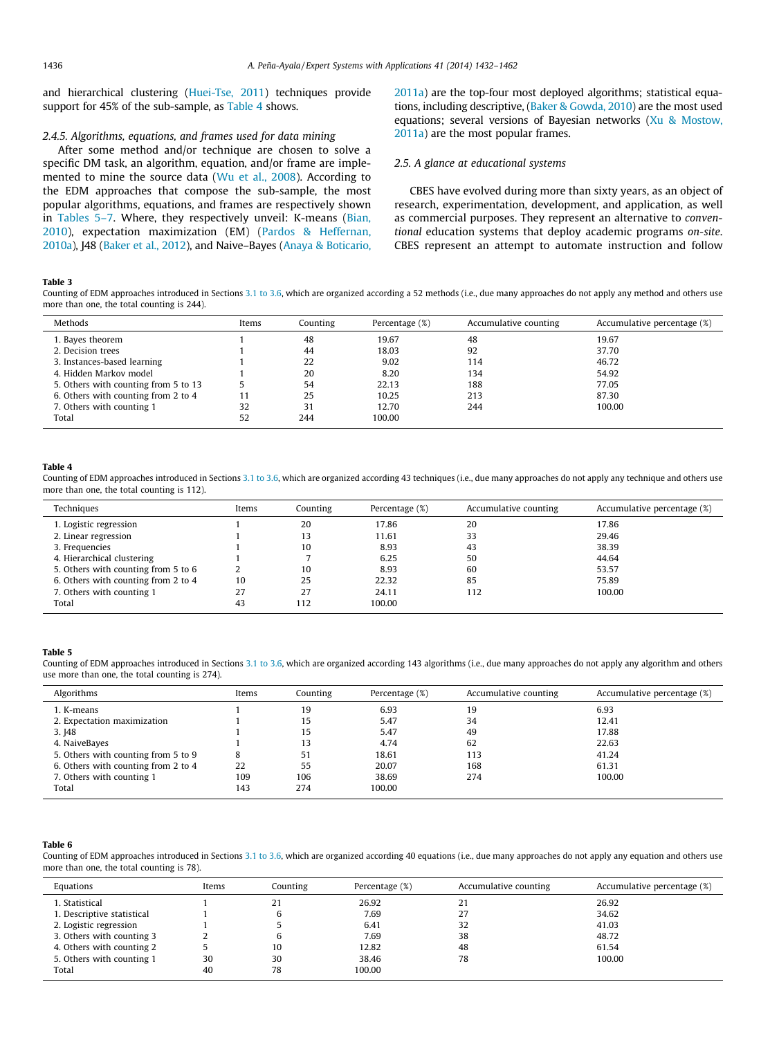and hierarchical clustering (Huei-Tse, 2011) techniques provide support for 45% of the sub-sample, as Table 4 shows.

### 2.4.5. Algorithms, equations, and frames used for data mining

After some method and/or technique are chosen to solve a specific DM task, an algorithm, equation, and/or frame are implemented to mine the source data (Wu et al., 2008). According to the EDM approaches that compose the sub-sample, the most popular algorithms, equations, and frames are respectively shown in Tables 5–7. Where, they respectively unveil: K-means (Bian, 2010), expectation maximization (EM) (Pardos & Heffernan, 2010a), J48 (Baker et al., 2012), and Naive–Bayes (Anaya & Boticario, 2011a) are the top-four most deployed algorithms; statistical equations, including descriptive, (Baker & Gowda, 2010) are the most used equations; several versions of Bayesian networks (Xu & Mostow, 2011a) are the most popular frames.

## 2.5. A glance at educational systems

CBES have evolved during more than sixty years, as an object of research, experimentation, development, and application, as well as commercial purposes. They represent an alternative to *conventional* education systems that deploy academic programs *on-site*. CBES represent an attempt to automate instruction and follow

**Table 3**
Counting of EDM approaches introduced in Sections 3.1 to 3.6, which are organized according a 52 methods (i.e., due many approaches do not apply any method and others use more than one, the total counting is 244).

| Methods | Items | Counting | Percentage (%) | Accumulative counting | Accumulative percentage (%) |
|---|---|---|---|---|---|
| 1. Bayes theorem | 1 | 48 | 19.67 | 48 | 19.67 |
| 2. Decision trees | 1 | 44 | 18.03 | 92 | 37.70 |
| 3. Instances-based learning | 1 | 22 | 9.02 | 114 | 46.72 |
| 4. Hidden Markov model | 1 | 20 | 8.20 | 134 | 54.92 |
| 5. Others with counting from 5 to 13 | 5 | 54 | 22.13 | 188 | 77.05 |
| 6. Others with counting from 2 to 4 | 11 | 25 | 10.25 | 213 | 87.30 |
| 7. Others with counting 1 | 32 | 31 | 12.70 | 244 | 100.00 |
| Total | 52 | 244 | 100.00 | | |

**Table 4**
Counting of EDM approaches introduced in Sections 3.1 to 3.6, which are organized according 43 techniques (i.e., due many approaches do not apply any technique and others use more than one, the total counting is 112).

| Techniques | Items | Counting | Percentage (%) | Accumulative counting | Accumulative percentage (%) |
|---|---|---|---|---|---|
| 1. Logistic regression | 1 | 20 | 17.86 | 20 | 17.86 |
| 2. Linear regression | 1 | 13 | 11.61 | 33 | 29.46 |
| 3. Frequencies | 1 | 10 | 8.93 | 43 | 38.39 |
| 4. Hierarchical clustering | 1 | 7 | 6.25 | 50 | 44.64 |
| 5. Others with counting from 5 to 6 | 2 | 10 | 8.93 | 60 | 53.57 |
| 6. Others with counting from 2 to 4 | 10 | 25 | 22.32 | 85 | 75.89 |
| 7. Others with counting 1 | 27 | 27 | 24.11 | 112 | 100.00 |
| Total | 43 | 112 | 100.00 | | |

**Table 5**
Counting of EDM approaches introduced in Sections 3.1 to 3.6, which are organized according 143 algorithms (i.e., due many approaches do not apply any algorithm and others use more than one, the total counting is 274).

| Algorithms | Items | Counting | Percentage (%) | Accumulative counting | Accumulative percentage (%) |
|---|---|---|---|---|---|
| 1. K-means | 1 | 19 | 6.93 | 19 | 6.93 |
| 2. Expectation maximization | 1 | 15 | 5.47 | 34 | 12.41 |
| 3. J48 | 1 | 15 | 5.47 | 49 | 17.88 |
| 4. NaiveBayes | 1 | 13 | 4.74 | 62 | 22.63 |
| 5. Others with counting from 5 to 9 | 8 | 51 | 18.61 | 113 | 41.24 |
| 6. Others with counting from 2 to 4 | 22 | 55 | 20.07 | 168 | 61.31 |
| 7. Others with counting 1 | 109 | 106 | 38.69 | 274 | 100.00 |
| Total | 143 | 274 | 100.00 | | |

**Table 6**
Counting of EDM approaches introduced in Sections 3.1 to 3.6, which are organized according 40 equations (i.e., due many approaches do not apply any equation and others use more than one, the total counting is 78).

| Equations | Items | Counting | Percentage (%) | Accumulative counting | Accumulative percentage (%) |
|---|---|---|---|---|---|
| 1. Statistical | 1 | 21 | 26.92 | 21 | 26.92 |
| 1. Descriptive statistical | 1 | 6 | 7.69 | 27 | 34.62 |
| 2. Logistic regression | 1 | 5 | 6.41 | 32 | 41.03 |
| 3. Others with counting 3 | 2 | 6 | 7.69 | 38 | 48.72 |
| 4. Others with counting 2 | 5 | 10 | 12.82 | 48 | 61.54 |
| 5. Others with counting 1 | 30 | 30 | 38.46 | 78 | 100.00 |
| Total | 40 | 78 | 100.00 | | |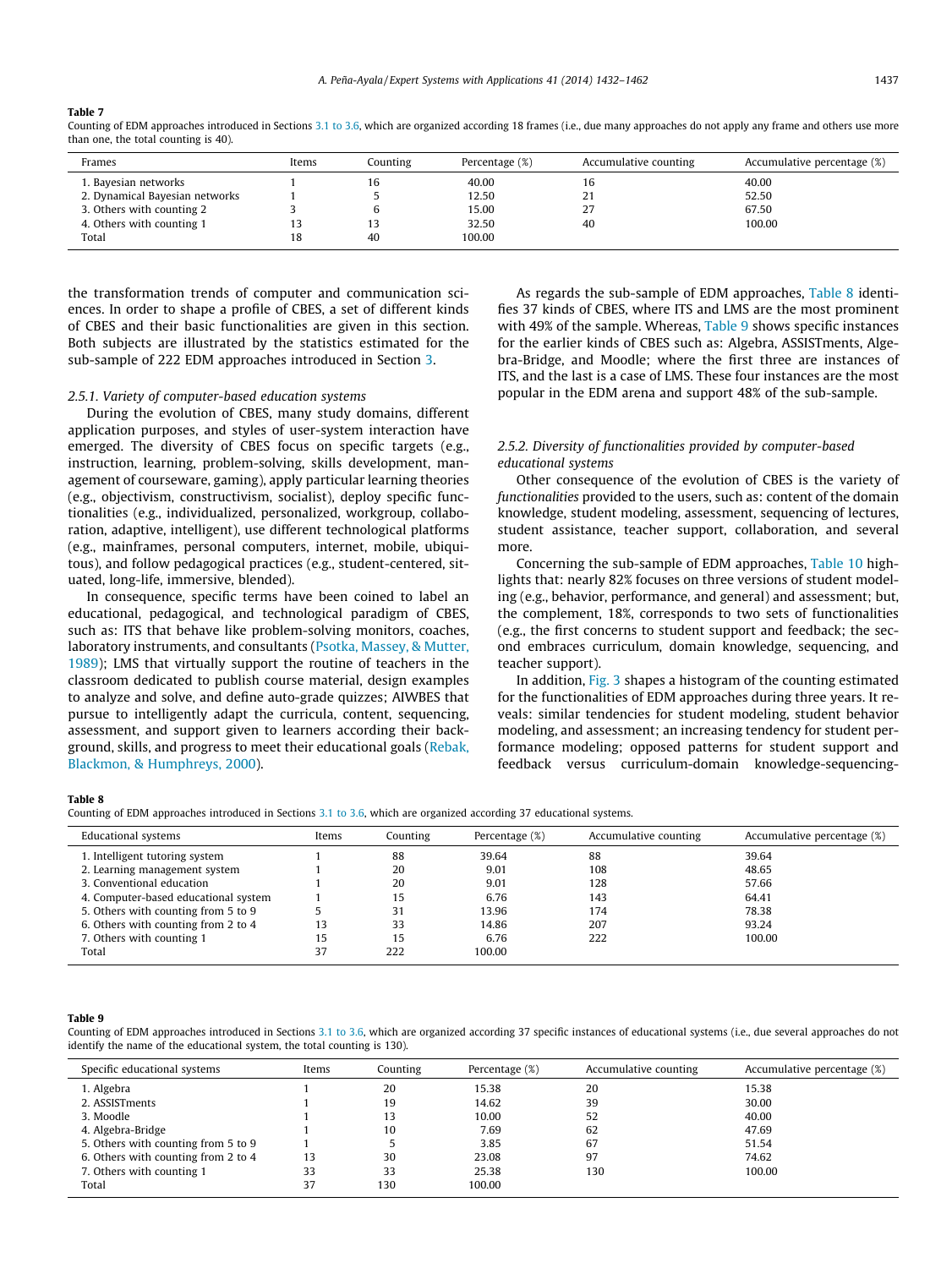**Table 7**
Counting of EDM approaches introduced in Sections 3.1 to 3.6, which are organized according 18 frames (i.e., due many approaches do not apply any frame and others use more than one, the total counting is 40).

| Frames | Items | Counting | Percentage (%) | Accumulative counting | Accumulative percentage (%) |
|---|---|---|---|---|---|
| 1. Bayesian networks | 1 | 16 | 40.00 | 16 | 40.00 |
| 2. Dynamical Bayesian networks | 1 | 5 | 12.50 | 21 | 52.50 |
| 3. Others with counting 2 | 3 | 6 | 15.00 | 27 | 67.50 |
| 4. Others with counting 1 | 13 | 13 | 32.50 | 40 | 100.00 |
| Total | 18 | 40 | 100.00 | | |

the transformation trends of computer and communication sciences. In order to shape a profile of CBES, a set of different kinds of CBES and their basic functionalities are given in this section. Both subjects are illustrated by the statistics estimated for the sub-sample of 222 EDM approaches introduced in Section 3.

#### 2.5.1. Variety of computer-based education systems

During the evolution of CBES, many study domains, different application purposes, and styles of user-system interaction have emerged. The diversity of CBES focus on specific targets (e.g., instruction, learning, problem-solving, skills development, management of courseware, gaming), apply particular learning theories (e.g., objectivism, constructivism, socialist), deploy specific functionalities (e.g., individualized, personalized, workgroup, collaboration, adaptive, intelligent), use different technological platforms (e.g., mainframes, personal computers, internet, mobile, ubiquitous), and follow pedagogical practices (e.g., student-centered, situated, long-life, immersive, blended).

In consequence, specific terms have been coined to label an educational, pedagogical, and technological paradigm of CBES, such as: ITS that behave like problem-solving monitors, coaches, laboratory instruments, and consultants (Psotka, Massey, & Mutter, 1989); LMS that virtually support the routine of teachers in the classroom dedicated to publish course material, design examples to analyze and solve, and define auto-grade quizzes; AIWBES that pursue to intelligently adapt the curricula, content, sequencing, assessment, and support given to learners according their background, skills, and progress to meet their educational goals (Rebak, Blackmon, & Humphreys, 2000).

As regards the sub-sample of EDM approaches, Table 8 identifies 37 kinds of CBES, where ITS and LMS are the most prominent with 49% of the sample. Whereas, Table 9 shows specific instances for the earlier kinds of CBES such as: Algebra, ASSISTments, Algebra-Bridge, and Moodle; where the first three are instances of ITS, and the last is a case of LMS. These four instances are the most popular in the EDM arena and support 48% of the sub-sample.

#### 2.5.2. Diversity of functionalities provided by computer-based educational systems

Other consequence of the evolution of CBES is the variety of *functionalities* provided to the users, such as: content of the domain knowledge, student modeling, assessment, sequencing of lectures, student assistance, teacher support, collaboration, and several more.

Concerning the sub-sample of EDM approaches, Table 10 highlights that: nearly 82% focuses on three versions of student modeling (e.g., behavior, performance, and general) and assessment; but, the complement, 18%, corresponds to two sets of functionalities (e.g., the first concerns to student support and feedback; the second embraces curriculum, domain knowledge, sequencing, and teacher support).

In addition, Fig. 3 shapes a histogram of the counting estimated for the functionalities of EDM approaches during three years. It reveals: similar tendencies for student modeling, student behavior modeling, and assessment; an increasing tendency for student performance modeling; opposed patterns for student support and feedback versus curriculum-domain knowledge-sequencing-

**Table 8**
Counting of EDM approaches introduced in Sections 3.1 to 3.6, which are organized according 37 educational systems.

| Educational systems | Items | Counting | Percentage (%) | Accumulative counting | Accumulative percentage (%) |
|---|---|---|---|---|---|
| 1. Intelligent tutoring system | 1 | 88 | 39.64 | 88 | 39.64 |
| 2. Learning management system | 1 | 20 | 9.01 | 108 | 48.65 |
| 3. Conventional education | 1 | 20 | 9.01 | 128 | 57.66 |
| 4. Computer-based educational system | 1 | 15 | 6.76 | 143 | 64.41 |
| 5. Others with counting from 5 to 9 | 5 | 31 | 13.96 | 174 | 78.38 |
| 6. Others with counting from 2 to 4 | 13 | 33 | 14.86 | 207 | 93.24 |
| 7. Others with counting 1 | 15 | 15 | 6.76 | 222 | 100.00 |
| Total | 37 | 222 | 100.00 | | |

**Table 9**
Counting of EDM approaches introduced in Sections 3.1 to 3.6, which are organized according 37 specific instances of educational systems (i.e., due several approaches do not identify the name of the educational system, the total counting is 130).

| Specific educational systems | Items | Counting | Percentage (%) | Accumulative counting | Accumulative percentage (%) |
|---|---|---|---|---|---|
| 1. Algebra | 1 | 20 | 15.38 | 20 | 15.38 |
| 2. ASSISTments | 1 | 19 | 14.62 | 39 | 30.00 |
| 3. Moodle | 1 | 13 | 10.00 | 52 | 40.00 |
| 4. Algebra-Bridge | 1 | 10 | 7.69 | 62 | 47.69 |
| 5. Others with counting from 5 to 9 | 1 | 5 | 3.85 | 67 | 51.54 |
| 6. Others with counting from 2 to 4 | 13 | 30 | 23.08 | 97 | 74.62 |
| 7. Others with counting 1 | 33 | 33 | 25.38 | 130 | 100.00 |
| Total | 37 | 130 | 100.00 | | |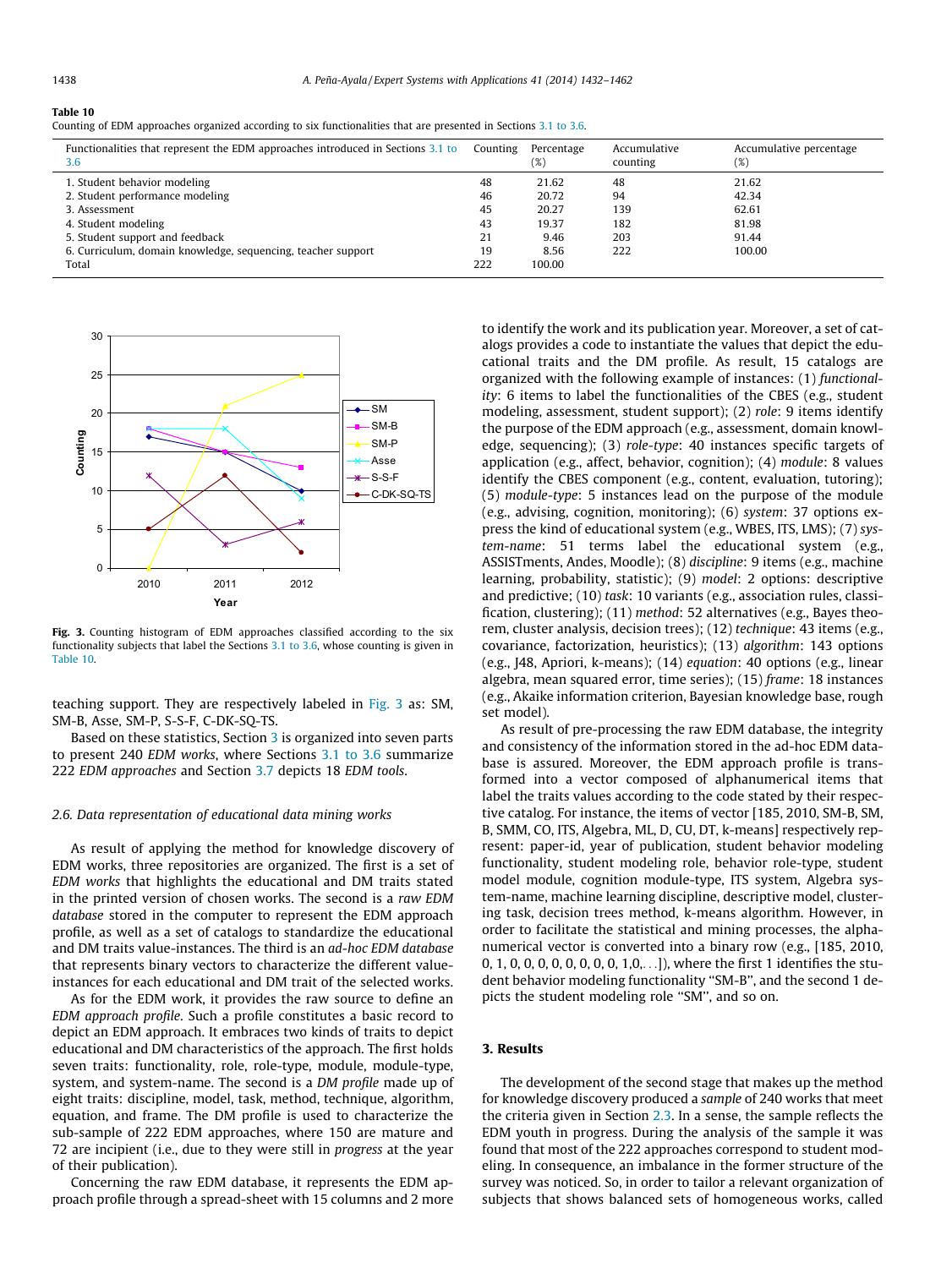**Table 10**
Counting of EDM approaches organized according to six functionalities that are presented in Sections 3.1 to 3.6.

| Functionalities that represent the EDM approaches introduced in Sections 3.1 to 3.6 | Counting | Percentage (%) | Accumulative counting | Accumulative percentage (%) |
|---|---|---|---|---|
| 1. Student behavior modeling | 48 | 21.62 | 48 | 21.62 |
| 2. Student performance modeling | 46 | 20.72 | 94 | 42.34 |
| 3. Assessment | 45 | 20.27 | 139 | 62.61 |
| 4. Student modeling | 43 | 19.37 | 182 | 81.98 |
| 5. Student support and feedback | 21 | 9.46 | 203 | 91.44 |
| 6. Curriculum, domain knowledge, sequencing, teacher support | 19 | 8.56 | 222 | 100.00 |
| Total | 222 | 100.00 | | |

Counting
30
25
20
15
10
5
0
2010
2011
2012
Year
SM
SM-B
SM-P
Asse
S-S-F
C-DK-SQ-TS

**Fig. 3.** Counting histogram of EDM approaches classified according to the six functionality subjects that label the Sections 3.1 to 3.6, whose counting is given in Table 10.

teaching support. They are respectively labeled in Fig. 3 as: SM, SM-B, Asse, SM-P, S-S-F, C-DK-SQ-TS.

Based on these statistics, Section 3 is organized into seven parts to present 240 *EDM works*, where Sections 3.1 to 3.6 summarize 222 *EDM approaches* and Section 3.7 depicts 18 *EDM tools*.

### 2.6. Data representation of educational data mining works

As result of applying the method for knowledge discovery of EDM works, three repositories are organized. The first is a set of *EDM works* that highlights the educational and DM traits stated in the printed version of chosen works. The second is a *raw EDM database* stored in the computer to represent the EDM approach profile, as well as a set of catalogs to standardize the educational and DM traits value-instances. The third is an *ad-hoc EDM database* that represents binary vectors to characterize the different value-instances for each educational and DM trait of the selected works.

As for the EDM work, it provides the raw source to define an *EDM approach profile*. Such a profile constitutes a basic record to depict an EDM approach. It embraces two kinds of traits to depict educational and DM characteristics of the approach. The first holds seven traits: functionality, role, role-type, module, module-type, system, and system-name. The second is a *DM profile* made up of eight traits: discipline, model, task, method, technique, algorithm, equation, and frame. The DM profile is used to characterize the sub-sample of 222 EDM approaches, where 150 are mature and 72 are incipient (i.e., due to they were still in *progress* at the year of their publication).

Concerning the raw EDM database, it represents the EDM approach profile through a spread-sheet with 15 columns and 2 more to identify the work and its publication year. Moreover, a set of catalogs provides a code to instantiate the values that depict the educational traits and the DM profile. As result, 15 catalogs are organized with the following example of instances: (1) *functionality*: 6 items to label the functionalities of the CBES (e.g., student modeling, assessment, student support); (2) *role*: 9 items identify the purpose of the EDM approach (e.g., assessment, domain knowledge, sequencing); (3) *role-type*: 40 instances specific targets of application (e.g., affect, behavior, cognition); (4) *module*: 8 values identify the CBES component (e.g., content, evaluation, tutoring); (5) *module-type*: 5 instances lead on the purpose of the module (e.g., advising, cognition, monitoring); (6) *system*: 37 options express the kind of educational system (e.g., WBES, ITS, LMS); (7) *system-name*: 51 terms label the educational system (e.g., ASSISTments, Andes, Moodle); (8) *discipline*: 9 items (e.g., machine learning, probability, statistic); (9) *model*: 2 options: descriptive and predictive; (10) *task*: 10 variants (e.g., association rules, classification, clustering); (11) *method*: 52 alternatives (e.g., Bayes theorem, cluster analysis, decision trees); (12) *technique*: 43 items (e.g., covariance, factorization, heuristics); (13) *algorithm*: 143 options (e.g., J48, Apriori, k-means); (14) *equation*: 40 options (e.g., linear algebra, mean squared error, time series); (15) *frame*: 18 instances (e.g., Akaike information criterion, Bayesian knowledge base, rough set model).

As result of pre-processing the raw EDM database, the integrity and consistency of the information stored in the ad-hoc EDM database is assured. Moreover, the EDM approach profile is transformed into a vector composed of alphanumerical items that label the traits values according to the code stated by their respective catalog. For instance, the items of vector [185, 2010, SM-B, SM, B, SMM, CO, ITS, Algebra, ML, D, CU, DT, k-means] respectively represent: paper-id, year of publication, student behavior modeling functionality, student modeling role, behavior role-type, student model module, cognition module-type, ITS system, Algebra system-name, machine learning discipline, descriptive model, clustering task, decision trees method, k-means algorithm. However, in order to facilitate the statistical and mining processes, the alphanumerical vector is converted into a binary row (e.g., [185, 2010, 0, 1, 0, 0, 0, 0, 0, 0, 0, 0, 1,0,...]), where the first 1 identifies the student behavior modeling functionality "SM-B", and the second 1 depicts the student modeling role "SM", and so on.

## 3. Results

The development of the second stage that makes up the method for knowledge discovery produced a *sample* of 240 works that meet the criteria given in Section 2.3. In a sense, the sample reflects the EDM youth in progress. During the analysis of the sample it was found that most of the 222 approaches correspond to student modeling. In consequence, an imbalance in the former structure of the survey was noticed. So, in order to tailor a relevant organization of subjects that shows balanced sets of homogeneous works, called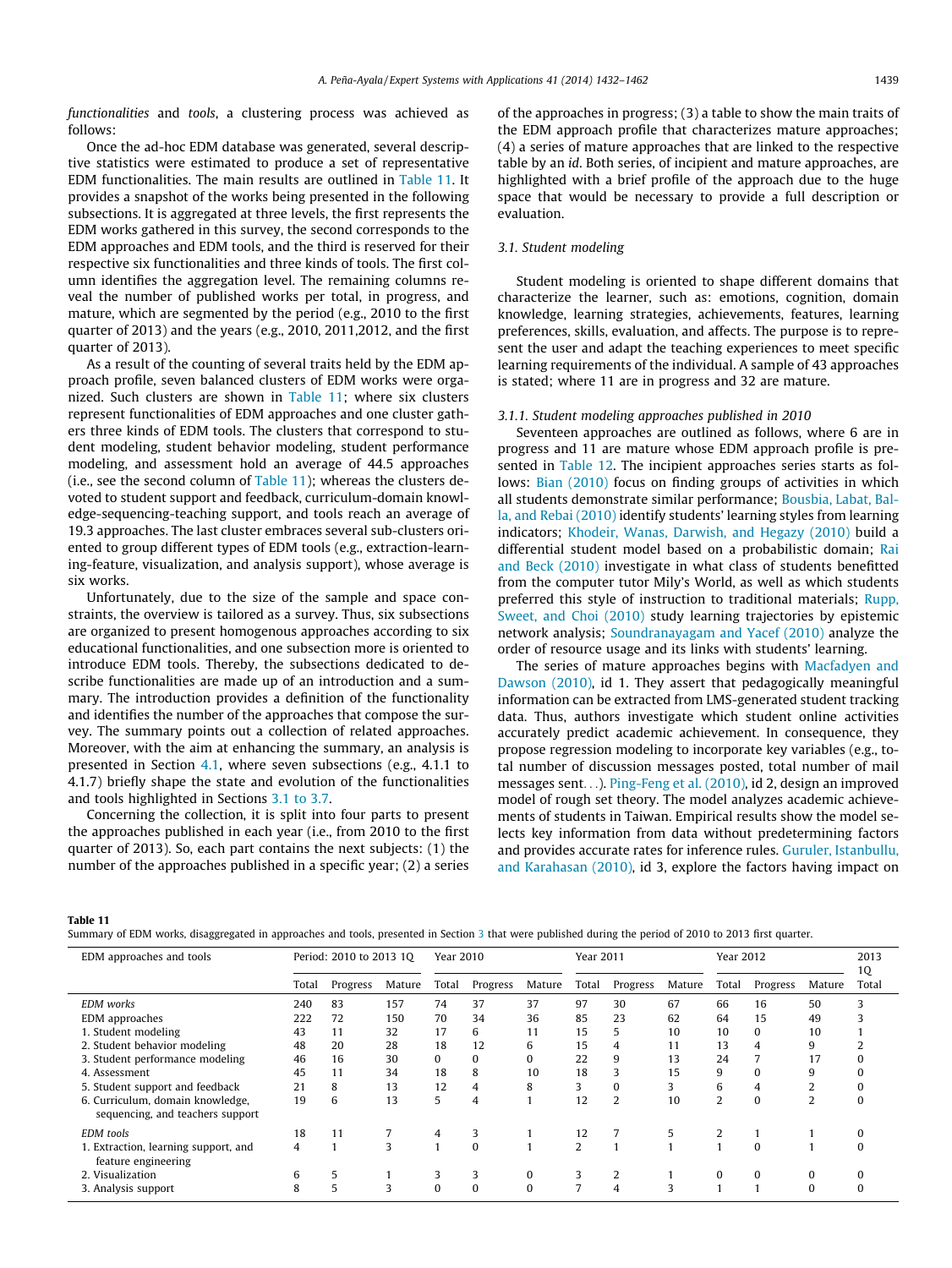*functionalities* and *tools*, a clustering process was achieved as follows:

Once the ad-hoc EDM database was generated, several descriptive statistics were estimated to produce a set of representative EDM functionalities. The main results are outlined in Table 11. It provides a snapshot of the works being presented in the following subsections. It is aggregated at three levels, the first represents the EDM works gathered in this survey, the second corresponds to the EDM approaches and EDM tools, and the third is reserved for their respective six functionalities and three kinds of tools. The first column identifies the aggregation level. The remaining columns reveal the number of published works per total, in progress, and mature, which are segmented by the period (e.g., 2010 to the first quarter of 2013) and the years (e.g., 2010, 2011,2012, and the first quarter of 2013).

As a result of the counting of several traits held by the EDM approach profile, seven balanced clusters of EDM works were organized. Such clusters are shown in Table 11; where six clusters represent functionalities of EDM approaches and one cluster gathers three kinds of EDM tools. The clusters that correspond to student modeling, student behavior modeling, student performance modeling, and assessment hold an average of 44.5 approaches (i.e., see the second column of Table 11); whereas the clusters devoted to student support and feedback, curriculum-domain knowledge-sequencing-teaching support, and tools reach an average of 19.3 approaches. The last cluster embraces several sub-clusters oriented to group different types of EDM tools (e.g., extraction-learning-feature, visualization, and analysis support), whose average is six works.

Unfortunately, due to the size of the sample and space constraints, the overview is tailored as a survey. Thus, six subsections are organized to present homogenous approaches according to six educational functionalities, and one subsection more is oriented to introduce EDM tools. Thereby, the subsections dedicated to describe functionalities are made up of an introduction and a summary. The introduction provides a definition of the functionality and identifies the number of the approaches that compose the survey. The summary points out a collection of related approaches. Moreover, with the aim at enhancing the summary, an analysis is presented in Section 4.1, where seven subsections (e.g., 4.1.1 to 4.1.7) briefly shape the state and evolution of the functionalities and tools highlighted in Sections 3.1 to 3.7.

Concerning the collection, it is split into four parts to present the approaches published in each year (i.e., from 2010 to the first quarter of 2013). So, each part contains the next subjects: (1) the number of the approaches published in a specific year; (2) a series of the approaches in progress; (3) a table to show the main traits of the EDM approach profile that characterizes mature approaches; (4) a series of mature approaches that are linked to the respective table by an *id*. Both series, of incipient and mature approaches, are highlighted with a brief profile of the approach due to the huge space that would be necessary to provide a full description or evaluation.

### 3.1. Student modeling

Student modeling is oriented to shape different domains that characterize the learner, such as: emotions, cognition, domain knowledge, learning strategies, achievements, features, learning preferences, skills, evaluation, and affects. The purpose is to represent the user and adapt the teaching experiences to meet specific learning requirements of the individual. A sample of 43 approaches is stated; where 11 are in progress and 32 are mature.

#### 3.1.1. Student modeling approaches published in 2010

Seventeen approaches are outlined as follows, where 6 are in progress and 11 are mature whose EDM approach profile is presented in Table 12. The incipient approaches series starts as follows: Bian (2010) focus on finding groups of activities in which all students demonstrate similar performance; Bousbia, Labat, Balla, and Rebai (2010) identify students' learning styles from learning indicators; Khodeir, Wanas, Darwish, and Hegazy (2010) build a differential student model based on a probabilistic domain; Rai and Beck (2010) investigate in what class of students benefitted from the computer tutor Mily's World, as well as which students preferred this style of instruction to traditional materials; Rupp, Sweet, and Choi (2010) study learning trajectories by epistemic network analysis; Soundranayagam and Yacef (2010) analyze the order of resource usage and its links with students' learning.

The series of mature approaches begins with Macfadyen and Dawson (2010), id 1. They assert that pedagogically meaningful information can be extracted from LMS-generated student tracking data. Thus, authors investigate which student online activities accurately predict academic achievement. In consequence, they propose regression modeling to incorporate key variables (e.g., total number of discussion messages posted, total number of mail messages sent...). Ping-Feng et al. (2010), id 2, design an improved model of rough set theory. The model analyzes academic achievements of students in Taiwan. Empirical results show the model selects key information from data without predetermining factors and provides accurate rates for inference rules. Guruler, Istanbullu, and Karahasan (2010), id 3, explore the factors having impact on

**Table 11**
Summary of EDM works, disaggregated in approaches and tools, presented in Section 3 that were published during the period of 2010 to 2013 first quarter.

| EDM approaches and tools | Period: 2010 to 2013 1Q | | | Year 2010 | | | Year 2011 | | | Year 2012 | | | 2013 1Q |
|---|---|---|---|---|---|---|---|---|---|---|---|---|---|
| | Total | Progress | Mature | Total | Progress | Mature | Total | Progress | Mature | Total | Progress | Mature | Total |
| *EDM works* | 240 | 83 | 157 | 74 | 37 | 37 | 97 | 30 | 67 | 66 | 16 | 50 | 3 |
| EDM approaches | 222 | 72 | 150 | 70 | 34 | 36 | 85 | 23 | 62 | 64 | 15 | 49 | 3 |
| 1. Student modeling | 43 | 11 | 32 | 17 | 6 | 11 | 15 | 5 | 10 | 10 | 0 | 10 | 1 |
| 2. Student behavior modeling | 48 | 20 | 28 | 18 | 12 | 6 | 15 | 4 | 11 | 13 | 4 | 9 | 2 |
| 3. Student performance modeling | 46 | 16 | 30 | 0 | 0 | 0 | 22 | 9 | 13 | 24 | 7 | 17 | 0 |
| 4. Assessment | 45 | 11 | 34 | 18 | 8 | 10 | 18 | 3 | 15 | 9 | 0 | 9 | 0 |
| 5. Student support and feedback | 21 | 8 | 13 | 12 | 4 | 8 | 3 | 0 | 3 | 6 | 4 | 2 | 0 |
| 6. Curriculum, domain knowledge, sequencing, and teachers support | 19 | 6 | 13 | 5 | 4 | 1 | 12 | 2 | 10 | 2 | 0 | 2 | 0 |
| *EDM tools* | 18 | 11 | 7 | 4 | 3 | 1 | 12 | 7 | 5 | 2 | 1 | 1 | 0 |
| 1. Extraction, learning support, and feature engineering | 4 | 1 | 3 | 1 | 0 | 1 | 2 | 1 | 1 | 1 | 0 | 1 | 0 |
| 2. Visualization | 6 | 5 | 1 | 3 | 3 | 0 | 3 | 2 | 1 | 0 | 0 | 0 | 0 |
| 3. Analysis support | 8 | 5 | 3 | 0 | 0 | 0 | 7 | 4 | 3 | 1 | 1 | 0 | 0 |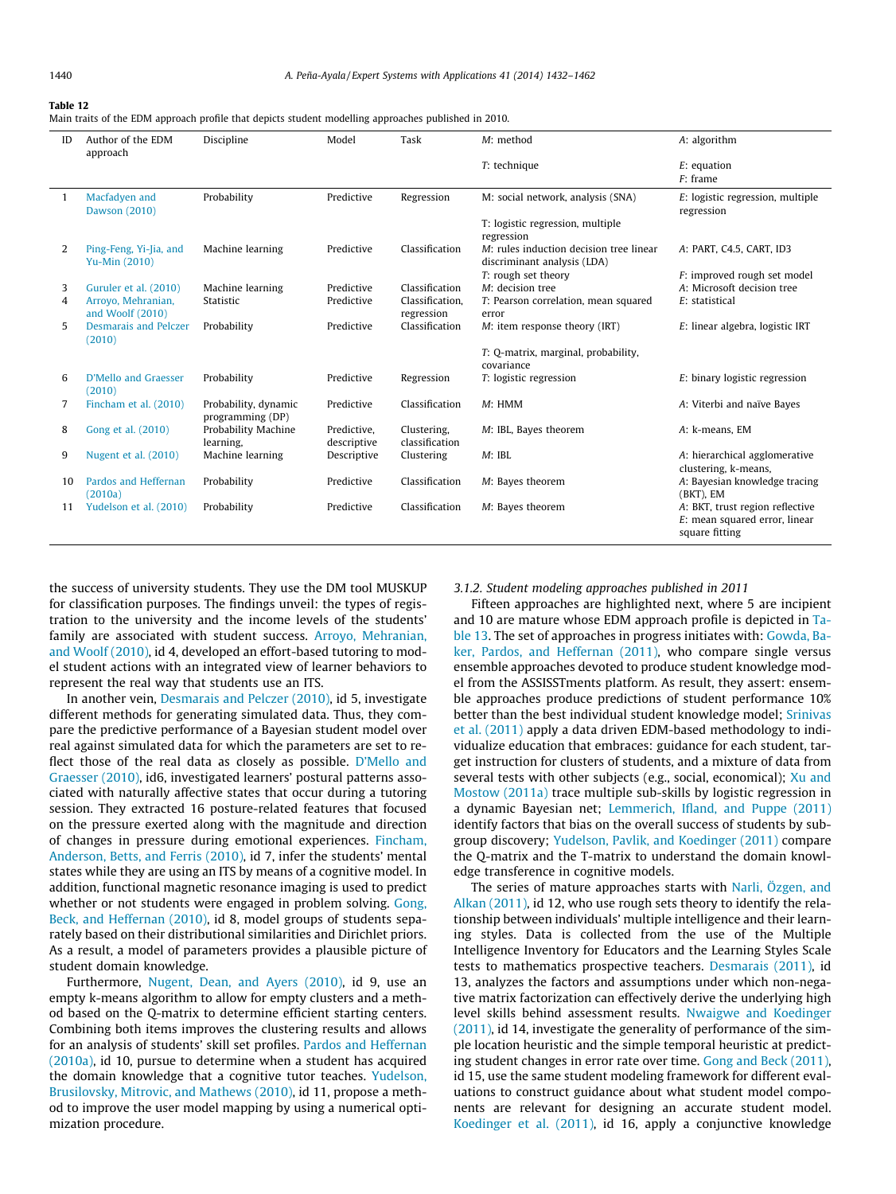**Table 12**
Main traits of the EDM approach profile that depicts student modelling approaches published in 2010.

| ID | Author of the EDM approach | Discipline | Model | Task | *M*: method<br>*T*: technique | *A*: algorithm<br>*E*: equation<br>*F*: frame |
|---|---|---|---|---|---|---|
| 1 | Macfadyen and Dawson (2010) | Probability | Predictive | Regression | M: social network, analysis (SNA)<br>T: logistic regression, multiple regression | *E*: logistic regression, multiple regression |
| 2 | Ping-Feng, Yi-Jia, and Yu-Min (2010) | Machine learning | Predictive | Classification | *M*: rules induction decision tree linear discriminant analysis (LDA)<br>*T*: rough set theory | *A*: PART, C4.5, CART, ID3<br>*F*: improved rough set model |
| 3 | Guruler et al. (2010) | Machine learning | Predictive | Classification | *M*: decision tree | *A*: Microsoft decision tree |
| 4 | Arroyo, Mehranian, and Woolf (2010) | Statistic | Predictive | Classification, regression | *T*: Pearson correlation, mean squared error | *E*: statistical |
| 5 | Desmarais and Pelczer (2010) | Probability | Predictive | Classification | *M*: item response theory (IRT)<br>*T*: Q-matrix, marginal, probability, covariance | *E*: linear algebra, logistic IRT |
| 6 | D'Mello and Graesser (2010) | Probability | Predictive | Regression | *T*: logistic regression | *E*: binary logistic regression |
| 7 | Fincham et al. (2010) | Probability, dynamic programming (DP) | Predictive | Classification | *M*: HMM | *A*: Viterbi and naïve Bayes |
| 8 | Gong et al. (2010) | Probability Machine learning, | Predictive, descriptive | Clustering, classification | *M*: IBL, Bayes theorem | *A*: k-means, EM |
| 9 | Nugent et al. (2010) | Machine learning | Descriptive | Clustering | *M*: IBL | *A*: hierarchical agglomerative clustering, k-means, |
| 10 | Pardos and Heffernan (2010a) | Probability | Predictive | Classification | *M*: Bayes theorem | *A*: Bayesian knowledge tracing (BKT), EM |
| 11 | Yudelson et al. (2010) | Probability | Predictive | Classification | *M*: Bayes theorem | *A*: BKT, trust region reflective<br>*E*: mean squared error, linear square fitting |

the success of university students. They use the DM tool MUSKUP for classification purposes. The findings unveil: the types of registration to the university and the income levels of the students' family are associated with student success. Arroyo, Mehranian, and Woolf (2010), id 4, developed an effort-based tutoring to model student actions with an integrated view of learner behaviors to represent the real way that students use an ITS.

In another vein, Desmarais and Pelczer (2010), id 5, investigate different methods for generating simulated data. Thus, they compare the predictive performance of a Bayesian student model over real against simulated data for which the parameters are set to reflect those of the real data as closely as possible. D'Mello and Graesser (2010), id6, investigated learners' postural patterns associated with naturally affective states that occur during a tutoring session. They extracted 16 posture-related features that focused on the pressure exerted along with the magnitude and direction of changes in pressure during emotional experiences. Fincham, Anderson, Betts, and Ferris (2010), id 7, infer the students' mental states while they are using an ITS by means of a cognitive model. In addition, functional magnetic resonance imaging is used to predict whether or not students were engaged in problem solving. Gong, Beck, and Heffernan (2010), id 8, model groups of students separately based on their distributional similarities and Dirichlet priors. As a result, a model of parameters provides a plausible picture of student domain knowledge.

Furthermore, Nugent, Dean, and Ayers (2010), id 9, use an empty k-means algorithm to allow for empty clusters and a method based on the Q-matrix to determine efficient starting centers. Combining both items improves the clustering results and allows for an analysis of students' skill set profiles. Pardos and Heffernan (2010a), id 10, pursue to determine when a student has acquired the domain knowledge that a cognitive tutor teaches. Yudelson, Brusilovsky, Mitrovic, and Mathews (2010), id 11, propose a method to improve the user model mapping by using a numerical optimization procedure.

### 3.1.2. Student modeling approaches published in 2011

Fifteen approaches are highlighted next, where 5 are incipient and 10 are mature whose EDM approach profile is depicted in Table 13. The set of approaches in progress initiates with: Gowda, Baker, Pardos, and Heffernan (2011), who compare single versus ensemble approaches devoted to produce student knowledge model from the ASSISSTments platform. As result, they assert: ensemble approaches produce predictions of student performance 10% better than the best individual student knowledge model; Srinivas et al. (2011) apply a data driven EDM-based methodology to individualize education that embraces: guidance for each student, target instruction for clusters of students, and a mixture of data from several tests with other subjects (e.g., social, economical); Xu and Mostow (2011a) trace multiple sub-skills by logistic regression in a dynamic Bayesian net; Lemmerich, Ifland, and Puppe (2011) identify factors that bias on the overall success of students by subgroup discovery; Yudelson, Pavlik, and Koedinger (2011) compare the Q-matrix and the T-matrix to understand the domain knowledge transference in cognitive models.

The series of mature approaches starts with Narli, Özgen, and Alkan (2011), id 12, who use rough sets theory to identify the relationship between individuals' multiple intelligence and their learning styles. Data is collected from the use of the Multiple Intelligence Inventory for Educators and the Learning Styles Scale tests to mathematics prospective teachers. Desmarais (2011), id 13, analyzes the factors and assumptions under which non-negative matrix factorization can effectively derive the underlying high level skills behind assessment results. Nwaigwe and Koedinger (2011), id 14, investigate the generality of performance of the simple location heuristic and the simple temporal heuristic at predicting student changes in error rate over time. Gong and Beck (2011), id 15, use the same student modeling framework for different evaluations to construct guidance about what student model components are relevant for designing an accurate student model. Koedinger et al. (2011), id 16, apply a conjunctive knowledge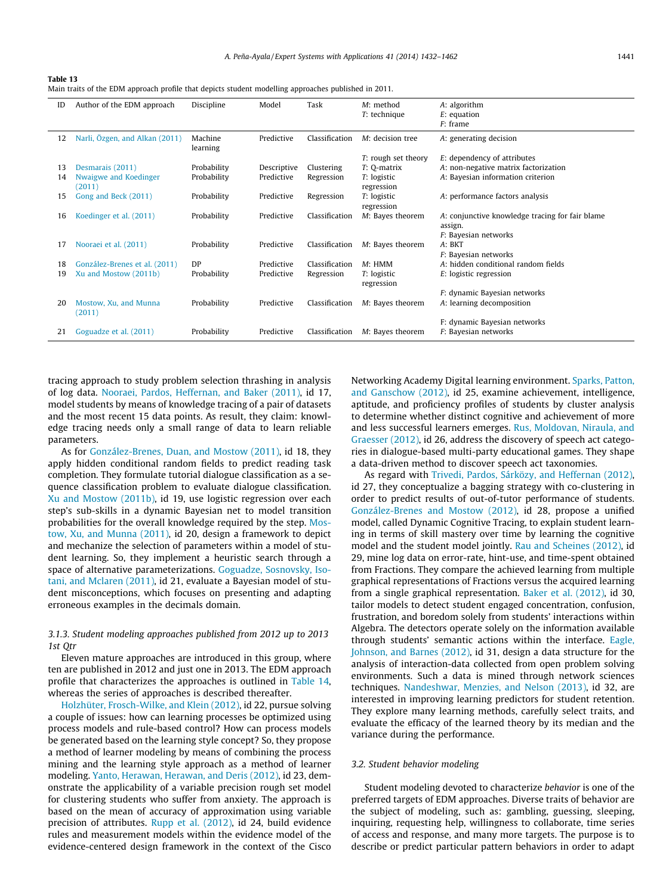**Table 13**
Main traits of the EDM approach profile that depicts student modelling approaches published in 2011.

| ID | Author of the EDM approach | Discipline | Model | Task | *M*: method *T*: technique | *A*: algorithm *E*: equation *F*: frame |
|---|---|---|---|---|---|---|
| 12 | Narli, Özgen, and Alkan (2011) | Machine learning | Predictive | Classification | *M*: decision tree | *A*: generating decision |
| | | | | | *T*: rough set theory | *E*: dependency of attributes |
| 13 | Desmarais (2011) | Probability | Descriptive | Clustering | *T*: Q-matrix | *A*: non-negative matrix factorization |
| 14 | Nwaigwe and Koedinger (2011) | Probability | Predictive | Regression | *T*: logistic regression | *A*: Bayesian information criterion |
| 15 | Gong and Beck (2011) | Probability | Predictive | Regression | *T*: logistic regression | *A*: performance factors analysis |
| 16 | Koedinger et al. (2011) | Probability | Predictive | Classification | *M*: Bayes theorem | *A*: conjunctive knowledge tracing for fair blame assign. *F*: Bayesian networks |
| 17 | Nooraei et al. (2011) | Probability | Predictive | Classification | *M*: Bayes theorem | *A*: BKT *F*: Bayesian networks |
| 18 | González-Brenes et al. (2011) | DP | Predictive | Classification | *M*: HMM | *A*: hidden conditional random fields |
| 19 | Xu and Mostow (2011b) | Probability | Predictive | Regression | *T*: logistic regression | *E*: logistic regression |
| | | | | | | *F*: dynamic Bayesian networks |
| 20 | Mostow, Xu, and Munna (2011) | Probability | Predictive | Classification | *M*: Bayes theorem | *A*: learning decomposition |
| | | | | | | F: dynamic Bayesian networks |
| 21 | Goguadze et al. (2011) | Probability | Predictive | Classification | *M*: Bayes theorem | *F*: Bayesian networks |

tracing approach to study problem selection thrashing in analysis of log data. Nooraei, Pardos, Heffernan, and Baker (2011), id 17, model students by means of knowledge tracing of a pair of datasets and the most recent 15 data points. As result, they claim: knowledge tracing needs only a small range of data to learn reliable parameters.

As for González-Brenes, Duan, and Mostow (2011), id 18, they apply hidden conditional random fields to predict reading task completion. They formulate tutorial dialogue classification as a sequence classification problem to evaluate dialogue classification. Xu and Mostow (2011b), id 19, use logistic regression over each step's sub-skills in a dynamic Bayesian net to model transition probabilities for the overall knowledge required by the step. Mostow, Xu, and Munna (2011), id 20, design a framework to depict and mechanize the selection of parameters within a model of student learning. So, they implement a heuristic search through a space of alternative parameterizations. Goguadze, Sosnovsky, Isotani, and Mclaren (2011), id 21, evaluate a Bayesian model of student misconceptions, which focuses on presenting and adapting erroneous examples in the decimals domain.

### 3.1.3. Student modeling approaches published from 2012 up to 2013 1st Qtr

Eleven mature approaches are introduced in this group, where ten are published in 2012 and just one in 2013. The EDM approach profile that characterizes the approaches is outlined in Table 14, whereas the series of approaches is described thereafter.

Holzhüter, Frosch-Wilke, and Klein (2012), id 22, pursue solving a couple of issues: how can learning processes be optimized using process models and rule-based control? How can process models be generated based on the learning style concept? So, they propose a method of learner modeling by means of combining the process mining and the learning style approach as a method of learner modeling. Yanto, Herawan, Herawan, and Deris (2012), id 23, demonstrate the applicability of a variable precision rough set model for clustering students who suffer from anxiety. The approach is based on the mean of accuracy of approximation using variable precision of attributes. Rupp et al. (2012), id 24, build evidence rules and measurement models within the evidence model of the evidence-centered design framework in the context of the Cisco Networking Academy Digital learning environment. Sparks, Patton, and Ganschow (2012), id 25, examine achievement, intelligence, aptitude, and proficiency profiles of students by cluster analysis to determine whether distinct cognitive and achievement of more and less successful learners emerges. Rus, Moldovan, Niraula, and Graesser (2012), id 26, address the discovery of speech act categories in dialogue-based multi-party educational games. They shape a data-driven method to discover speech act taxonomies.

As regard with Trivedi, Pardos, Sárközy, and Heffernan (2012), id 27, they conceptualize a bagging strategy with co-clustering in order to predict results of out-of-tutor performance of students. González-Brenes and Mostow (2012), id 28, propose a unified model, called Dynamic Cognitive Tracing, to explain student learning in terms of skill mastery over time by learning the cognitive model and the student model jointly. Rau and Scheines (2012), id 29, mine log data on error-rate, hint-use, and time-spent obtained from Fractions. They compare the achieved learning from multiple graphical representations of Fractions versus the acquired learning from a single graphical representation. Baker et al. (2012), id 30, tailor models to detect student engaged concentration, confusion, frustration, and boredom solely from students' interactions within Algebra. The detectors operate solely on the information available through students' semantic actions within the interface. Eagle, Johnson, and Barnes (2012), id 31, design a data structure for the analysis of interaction-data collected from open problem solving environments. Such a data is mined through network sciences techniques. Nandeshwar, Menzies, and Nelson (2013), id 32, are interested in improving learning predictors for student retention. They explore many learning methods, carefully select traits, and evaluate the efficacy of the learned theory by its median and the variance during the performance.

## 3.2. Student behavior modeling

Student modeling devoted to characterize *behavior* is one of the preferred targets of EDM approaches. Diverse traits of behavior are the subject of modeling, such as: gambling, guessing, sleeping, inquiring, requesting help, willingness to collaborate, time series of access and response, and many more targets. The purpose is to describe or predict particular pattern behaviors in order to adapt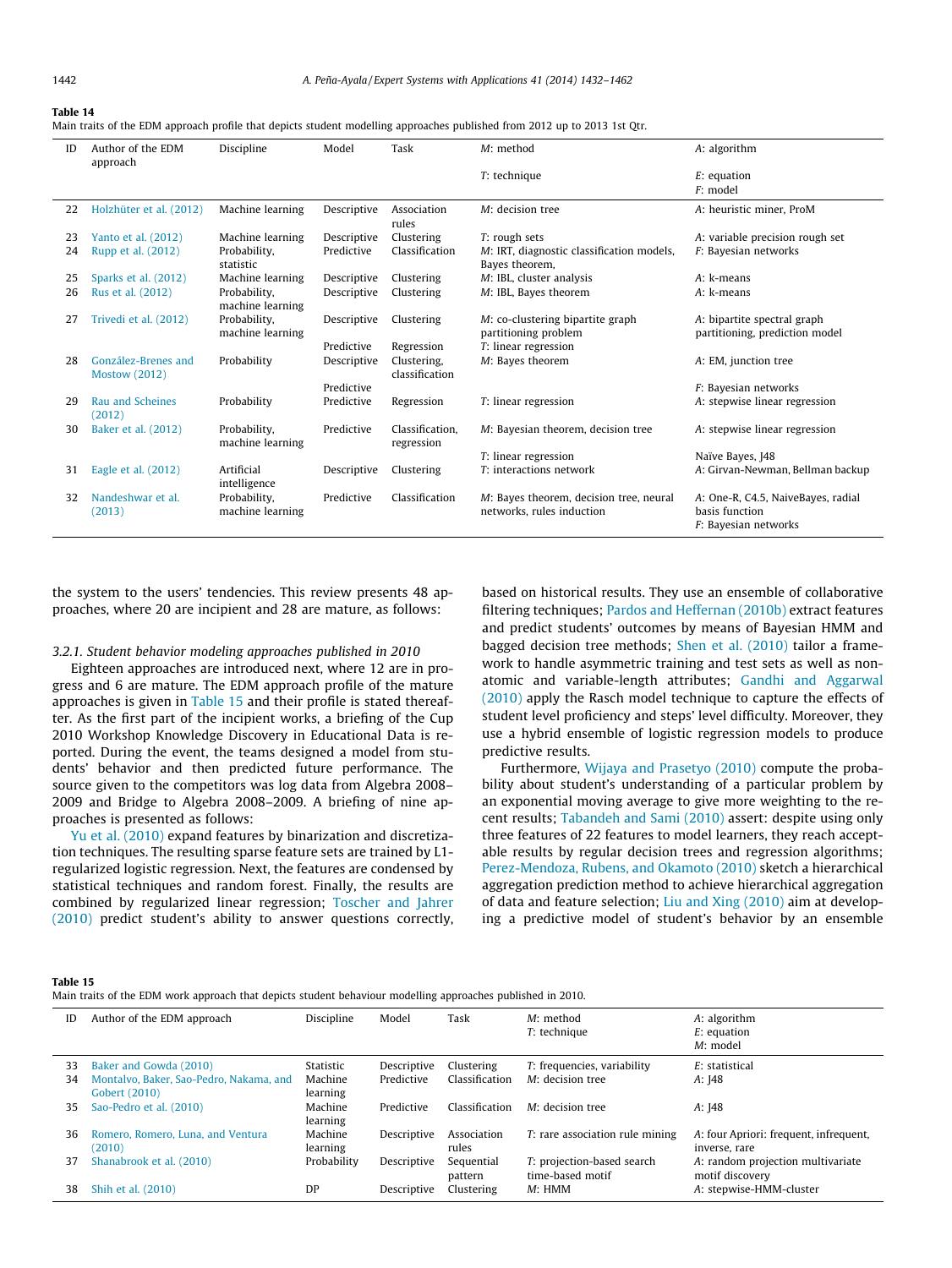**Table 14**
Main traits of the EDM approach profile that depicts student modelling approaches published from 2012 up to 2013 1st Qtr.

| ID | Author of the EDM approach | Discipline | Model | Task | *M*: method<br>*T*: technique | *A*: algorithm<br>*E*: equation<br>*F*: model |
|---|---|---|---|---|---|---|
| 22 | Holzhüter et al. (2012) | Machine learning | Descriptive | Association rules | *M*: decision tree | *A*: heuristic miner, ProM |
| 23 | Yanto et al. (2012) | Machine learning | Descriptive | Clustering | *T*: rough sets | *A*: variable precision rough set |
| 24 | Rupp et al. (2012) | Probability, statistic | Predictive | Classification | *M*: IRT, diagnostic classification models, Bayes theorem, | *F*: Bayesian networks |
| 25 | Sparks et al. (2012) | Machine learning | Descriptive | Clustering | *M*: IBL, cluster analysis | *A*: k-means |
| 26 | Rus et al. (2012) | Probability, machine learning | Descriptive | Clustering | *M*: IBL, Bayes theorem | *A*: k-means |
| 27 | Trivedi et al. (2012) | Probability, machine learning | Descriptive | Clustering | *M*: co-clustering bipartite graph partitioning problem | *A*: bipartite spectral graph partitioning, prediction model |
| | | | Predictive | Regression | *T*: linear regression | |
| 28 | González-Brenes and Mostow (2012) | Probability | Descriptive | Clustering, classification | *M*: Bayes theorem | *A*: EM, junction tree |
| | | | Predictive | | | *F*: Bayesian networks |
| 29 | Rau and Scheines (2012) | Probability | Predictive | Regression | *T*: linear regression | *A*: stepwise linear regression |
| 30 | Baker et al. (2012) | Probability, machine learning | Predictive | Classification, regression | *M*: Bayesian theorem, decision tree | *A*: stepwise linear regression |
| | | | | | *T*: linear regression | Naïve Bayes, J48 |
| 31 | Eagle et al. (2012) | Artificial intelligence | Descriptive | Clustering | *T*: interactions network | *A*: Girvan-Newman, Bellman backup |
| 32 | Nandeshwar et al. (2013) | Probability, machine learning | Predictive | Classification | *M*: Bayes theorem, decision tree, neural networks, rules induction | *A*: One-R, C4.5, NaiveBayes, radial basis function<br>*F*: Bayesian networks |

the system to the users' tendencies. This review presents 48 approaches, where 20 are incipient and 28 are mature, as follows:

*3.2.1. Student behavior modeling approaches published in 2010*

Eighteen approaches are introduced next, where 12 are in progress and 6 are mature. The EDM approach profile of the mature approaches is given in Table 15 and their profile is stated thereafter. As the first part of the incipient works, a briefing of the Cup 2010 Workshop Knowledge Discovery in Educational Data is reported. During the event, the teams designed a model from students' behavior and then predicted future performance. The source given to the competitors was log data from Algebra 2008–2009 and Bridge to Algebra 2008–2009. A briefing of nine approaches is presented as follows:

Yu et al. (2010) expand features by binarization and discretization techniques. The resulting sparse feature sets are trained by L1-regularized logistic regression. Next, the features are condensed by statistical techniques and random forest. Finally, the results are combined by regularized linear regression; Toscher and Jahrer (2010) predict student's ability to answer questions correctly, based on historical results. They use an ensemble of collaborative filtering techniques; Pardos and Heffernan (2010b) extract features and predict students' outcomes by means of Bayesian HMM and bagged decision tree methods; Shen et al. (2010) tailor a framework to handle asymmetric training and test sets as well as non-atomic and variable-length attributes; Gandhi and Aggarwal (2010) apply the Rasch model technique to capture the effects of student level proficiency and steps' level difficulty. Moreover, they use a hybrid ensemble of logistic regression models to produce predictive results.

Furthermore, Wijaya and Prasetyo (2010) compute the probability about student's understanding of a particular problem by an exponential moving average to give more weighting to the recent results; Tabandeh and Sami (2010) assert: despite using only three features of 22 features to model learners, they reach acceptable results by regular decision trees and regression algorithms; Perez-Mendoza, Rubens, and Okamoto (2010) sketch a hierarchical aggregation prediction method to achieve hierarchical aggregation of data and feature selection; Liu and Xing (2010) aim at developing a predictive model of student's behavior by an ensemble

**Table 15**
Main traits of the EDM work approach that depicts student behaviour modelling approaches published in 2010.

| ID | Author of the EDM approach | Discipline | Model | Task | *M*: method<br>*T*: technique | *A*: algorithm<br>*E*: equation<br>*M*: model |
|---|---|---|---|---|---|---|
| 33 | Baker and Gowda (2010) | Statistic | Descriptive | Clustering | *T*: frequencies, variability | *E*: statistical |
| 34 | Montalvo, Baker, Sao-Pedro, Nakama, and Gobert (2010) | Machine learning | Predictive | Classification | *M*: decision tree | *A*: J48 |
| 35 | Sao-Pedro et al. (2010) | Machine learning | Predictive | Classification | *M*: decision tree | *A*: J48 |
| 36 | Romero, Romero, Luna, and Ventura (2010) | Machine learning | Descriptive | Association rules | *T*: rare association rule mining | *A*: four Apriori: frequent, infrequent, inverse, rare |
| 37 | Shanabrook et al. (2010) | Probability | Descriptive | Sequential pattern | *T*: projection-based search time-based motif | *A*: random projection multivariate motif discovery |
| 38 | Shih et al. (2010) | DP | Descriptive | Clustering | *M*: HMM | *A*: stepwise-HMM-cluster |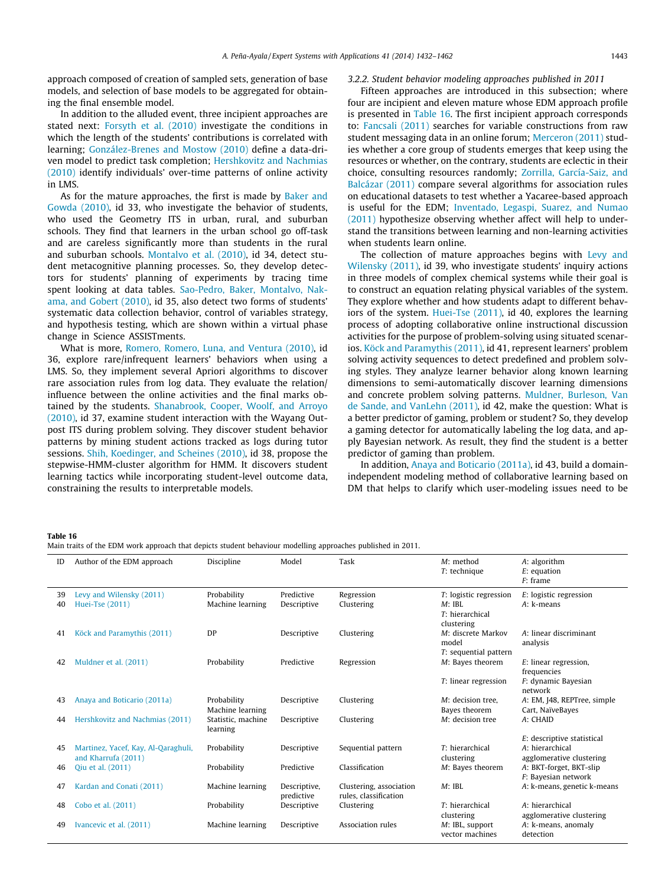approach composed of creation of sampled sets, generation of base models, and selection of base models to be aggregated for obtaining the final ensemble model.

In addition to the alluded event, three incipient approaches are stated next: Forsyth et al. (2010) investigate the conditions in which the length of the students' contributions is correlated with learning; González-Brenes and Mostow (2010) define a data-driven model to predict task completion; Hershkovitz and Nachmias (2010) identify individuals' over-time patterns of online activity in LMS.

As for the mature approaches, the first is made by Baker and Gowda (2010), id 33, who investigate the behavior of students, who used the Geometry ITS in urban, rural, and suburban schools. They find that learners in the urban school go off-task and are careless significantly more than students in the rural and suburban schools. Montalvo et al. (2010), id 34, detect student metacognitive planning processes. So, they develop detectors for students' planning of experiments by tracing time spent looking at data tables. Sao-Pedro, Baker, Montalvo, Nakama, and Gobert (2010), id 35, also detect two forms of students' systematic data collection behavior, control of variables strategy, and hypothesis testing, which are shown within a virtual phase change in Science ASSISTments.

What is more, Romero, Romero, Luna, and Ventura (2010), id 36, explore rare/infrequent learners' behaviors when using a LMS. So, they implement several Apriori algorithms to discover rare association rules from log data. They evaluate the relation/influence between the online activities and the final marks obtained by the students. Shanabrook, Cooper, Woolf, and Arroyo (2010), id 37, examine student interaction with the Wayang Outpost ITS during problem solving. They discover student behavior patterns by mining student actions tracked as logs during tutor sessions. Shih, Koedinger, and Scheines (2010), id 38, propose the stepwise-HMM-cluster algorithm for HMM. It discovers student learning tactics while incorporating student-level outcome data, constraining the results to interpretable models.

#### 3.2.2. Student behavior modeling approaches published in 2011

Fifteen approaches are introduced in this subsection; where four are incipient and eleven mature whose EDM approach profile is presented in Table 16. The first incipient approach corresponds to: Fancsali (2011) searches for variable constructions from raw student messaging data in an online forum; Merceron (2011) studies whether a core group of students emerges that keep using the resources or whether, on the contrary, students are eclectic in their choice, consulting resources randomly; Zorrilla, García-Saiz, and Balcázar (2011) compare several algorithms for association rules on educational datasets to test whether a Yacaree-based approach is useful for the EDM; Inventado, Legaspi, Suarez, and Numao (2011) hypothesize observing whether affect will help to understand the transitions between learning and non-learning activities when students learn online.

The collection of mature approaches begins with Levy and Wilensky (2011), id 39, who investigate students' inquiry actions in three models of complex chemical systems while their goal is to construct an equation relating physical variables of the system. They explore whether and how students adapt to different behaviors of the system. Huei-Tse (2011), id 40, explores the learning process of adopting collaborative online instructional discussion activities for the purpose of problem-solving using situated scenarios. Köck and Paramythis (2011), id 41, represent learners' problem solving activity sequences to detect predefined and problem solving styles. They analyze learner behavior along known learning dimensions to semi-automatically discover learning dimensions and concrete problem solving patterns. Muldner, Burleson, Van de Sande, and VanLehn (2011), id 42, make the question: What is a better predictor of gaming, problem or student? So, they develop a gaming detector for automatically labeling the log data, and apply Bayesian network. As result, they find the student is a better predictor of gaming than problem.

In addition, Anaya and Boticario (2011a), id 43, build a domain-independent modeling method of collaborative learning based on DM that helps to clarify which user-modeling issues need to be

**Table 16**
Main traits of the EDM work approach that depicts student behaviour modelling approaches published in 2011.

| ID | Author of the EDM approach | Discipline | Model | Task | *M*: method *T*: technique | *A*: algorithm *E*: equation *F*: frame |
|---|---|---|---|---|---|---|
| 39 | Levy and Wilensky (2011) | Probability | Predictive | Regression | *T*: logistic regression | *E*: logistic regression |
| 40 | Huei-Tse (2011) | Machine learning | Descriptive | Clustering | *M*: IBL *T*: hierarchical clustering | *A*: k-means |
| 41 | Köck and Paramythis (2011) | DP | Descriptive | Clustering | *M*: discrete Markov model *T*: sequential pattern | *A*: linear discriminant analysis |
| 42 | Muldner et al. (2011) | Probability | Predictive | Regression | *M*: Bayes theorem *T*: linear regression | *E*: linear regression, frequencies *F*: dynamic Bayesian network |
| 43 | Anaya and Boticario (2011a) | Probability Machine learning | Descriptive | Clustering | *M*: decision tree, Bayes theorem | *A*: EM, J48, REPTree, simple Cart, NaïveBayes |
| 44 | Hershkovitz and Nachmias (2011) | Statistic, machine learning | Descriptive | Clustering | *M*: decision tree | *A*: CHAID *E*: descriptive statistical |
| 45 | Martinez, Yacef, Kay, Al-Qaraghuli, and Kharrufa (2011) | Probability | Descriptive | Sequential pattern | *T*: hierarchical clustering | *A*: hierarchical agglomerative clustering |
| 46 | Qiu et al. (2011) | Probability | Predictive | Classification | *M*: Bayes theorem | *A*: BKT-forget, BKT-slip *F*: Bayesian network |
| 47 | Kardan and Conati (2011) | Machine learning | Descriptive, predictive | Clustering, association rules, classification | *M*: IBL | *A*: k-means, genetic k-means |
| 48 | Cobo et al. (2011) | Probability | Descriptive | Clustering | *T*: hierarchical clustering | *A*: hierarchical agglomerative clustering |
| 49 | Ivancevic et al. (2011) | Machine learning | Descriptive | Association rules | *M*: IBL, support vector machines | *A*: k-means, anomaly detection |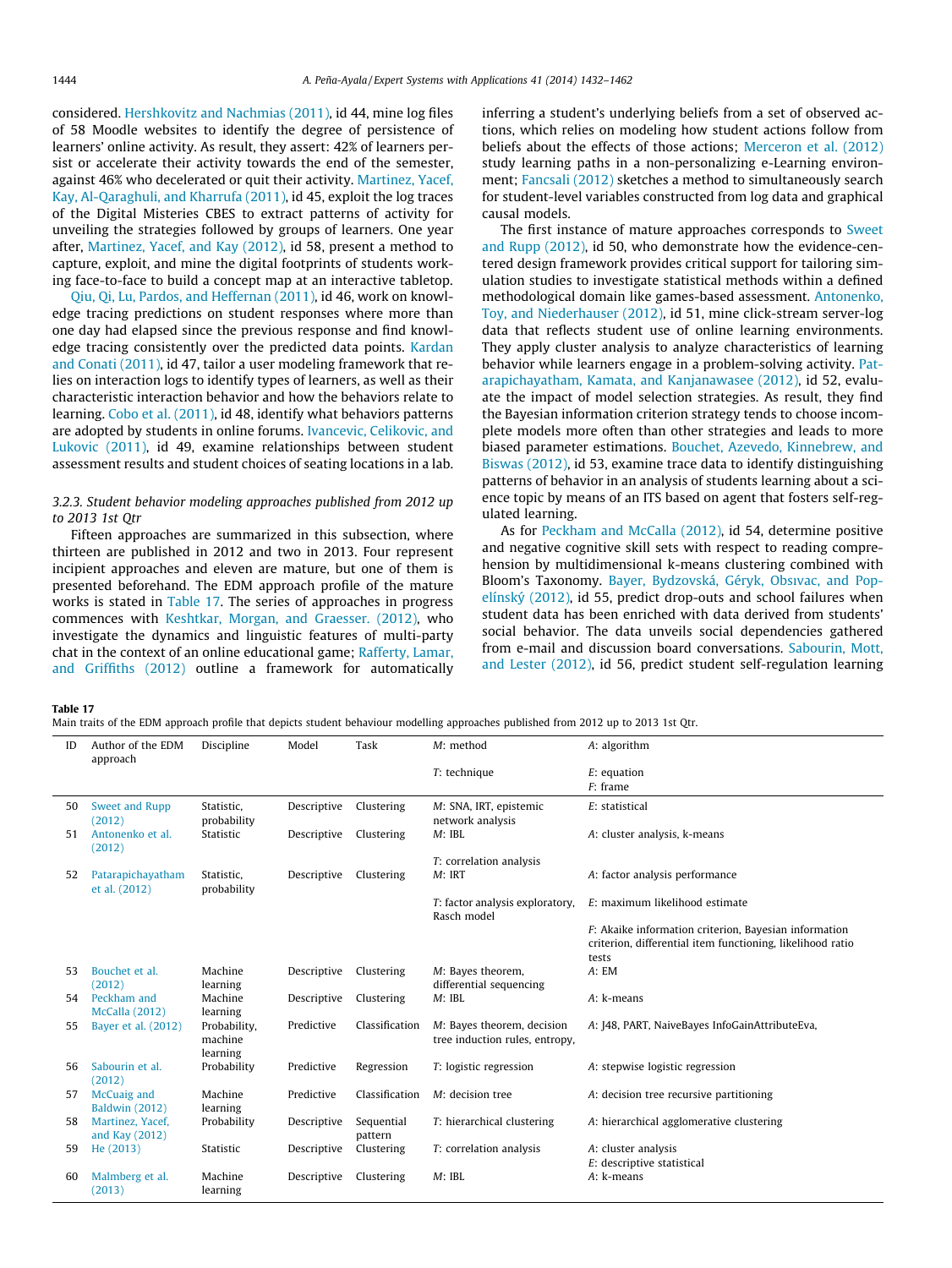considered. Hershkovitz and Nachmias (2011), id 44, mine log files of 58 Moodle websites to identify the degree of persistence of learners' online activity. As result, they assert: 42% of learners persist or accelerate their activity towards the end of the semester, against 46% who decelerated or quit their activity. Martinez, Yacef, Kay, Al-Qaraghuli, and Kharrufa (2011), id 45, exploit the log traces of the Digital Misteries CBES to extract patterns of activity for unveiling the strategies followed by groups of learners. One year after, Martinez, Yacef, and Kay (2012), id 58, present a method to capture, exploit, and mine the digital footprints of students working face-to-face to build a concept map at an interactive tabletop.

Qiu, Qi, Lu, Pardos, and Heffernan (2011), id 46, work on knowledge tracing predictions on student responses where more than one day had elapsed since the previous response and find knowledge tracing consistently over the predicted data points. Kardan and Conati (2011), id 47, tailor a user modeling framework that relies on interaction logs to identify types of learners, as well as their characteristic interaction behavior and how the behaviors relate to learning. Cobo et al. (2011), id 48, identify what behaviors patterns are adopted by students in online forums. Ivancevic, Celikovic, and Lukovic (2011), id 49, examine relationships between student assessment results and student choices of seating locations in a lab.

### *3.2.3. Student behavior modeling approaches published from 2012 up to 2013 1st Qtr*

Fifteen approaches are summarized in this subsection, where thirteen are published in 2012 and two in 2013. Four represent incipient approaches and eleven are mature, but one of them is presented beforehand. The EDM approach profile of the mature works is stated in Table 17. The series of approaches in progress commences with Keshtkar, Morgan, and Graesser. (2012), who investigate the dynamics and linguistic features of multi-party chat in the context of an online educational game; Rafferty, Lamar, and Griffiths (2012) outline a framework for automatically inferring a student's underlying beliefs from a set of observed actions, which relies on modeling how student actions follow from beliefs about the effects of those actions; Merceron et al. (2012) study learning paths in a non-personalizing e-Learning environment; Fancsali (2012) sketches a method to simultaneously search for student-level variables constructed from log data and graphical causal models.

The first instance of mature approaches corresponds to Sweet and Rupp (2012), id 50, who demonstrate how the evidence-centered design framework provides critical support for tailoring simulation studies to investigate statistical methods within a defined methodological domain like games-based assessment. Antonenko, Toy, and Niederhauser (2012), id 51, mine click-stream server-log data that reflects student use of online learning environments. They apply cluster analysis to analyze characteristics of learning behavior while learners engage in a problem-solving activity. Patarapichayatham, Kamata, and Kanjanawasee (2012), id 52, evaluate the impact of model selection strategies. As result, they find the Bayesian information criterion strategy tends to choose incomplete models more often than other strategies and leads to more biased parameter estimations. Bouchet, Azevedo, Kinnebrew, and Biswas (2012), id 53, examine trace data to identify distinguishing patterns of behavior in an analysis of students learning about a science topic by means of an ITS based on agent that fosters self-regulated learning.

As for Peckham and McCalla (2012), id 54, determine positive and negative cognitive skill sets with respect to reading comprehension by multidimensional k-means clustering combined with Bloom's Taxonomy. Bayer, Bydzovská, Géryk, Obsıvac, and Popelínský (2012), id 55, predict drop-outs and school failures when student data has been enriched with data derived from students' social behavior. The data unveils social dependencies gathered from e-mail and discussion board conversations. Sabourin, Mott, and Lester (2012), id 56, predict student self-regulation learning

**Table 17**
Main traits of the EDM approach profile that depicts student behaviour modelling approaches published from 2012 up to 2013 1st Qtr.

| ID | Author of the EDM approach | Discipline | Model | Task | *M*: method<br>*T*: technique | *A*: algorithm<br>*E*: equation<br>*F*: frame |
|---|---|---|---|---|---|---|
| 50 | Sweet and Rupp (2012) | Statistic, probability | Descriptive | Clustering | *M*: SNA, IRT, epistemic network analysis | *E*: statistical |
| 51 | Antonenko et al. (2012) | Statistic | Descriptive | Clustering | *M*: IBL<br>*T*: correlation analysis | *A*: cluster analysis, k-means |
| 52 | Patarapichayatham et al. (2012) | Statistic, probability | Descriptive | Clustering | *M*: IRT<br>*T*: factor analysis exploratory, Rasch model | *A*: factor analysis performance<br>*E*: maximum likelihood estimate<br>*F*: Akaike information criterion, Bayesian information criterion, differential item functioning, likelihood ratio tests |
| 53 | Bouchet et al. (2012) | Machine learning | Descriptive | Clustering | *M*: Bayes theorem, differential sequencing | *A*: EM |
| 54 | Peckham and McCalla (2012) | Machine learning | Descriptive | Clustering | *M*: IBL | *A*: k-means |
| 55 | Bayer et al. (2012) | Probability, machine learning | Predictive | Classification | *M*: Bayes theorem, decision tree induction rules, entropy, | *A*: J48, PART, NaiveBayes InfoGainAttributeEva, |
| 56 | Sabourin et al. (2012) | Probability | Predictive | Regression | *T*: logistic regression | *A*: stepwise logistic regression |
| 57 | McCuaig and Baldwin (2012) | Machine learning | Predictive | Classification | *M*: decision tree | *A*: decision tree recursive partitioning |
| 58 | Martinez, Yacef, and Kay (2012) | Probability | Descriptive | Sequential pattern | *T*: hierarchical clustering | *A*: hierarchical agglomerative clustering |
| 59 | He (2013) | Statistic | Descriptive | Clustering | *T*: correlation analysis | *A*: cluster analysis<br>*E*: descriptive statistical |
| 60 | Malmberg et al. (2013) | Machine learning | Descriptive | Clustering | *M*: IBL | *A*: k-means |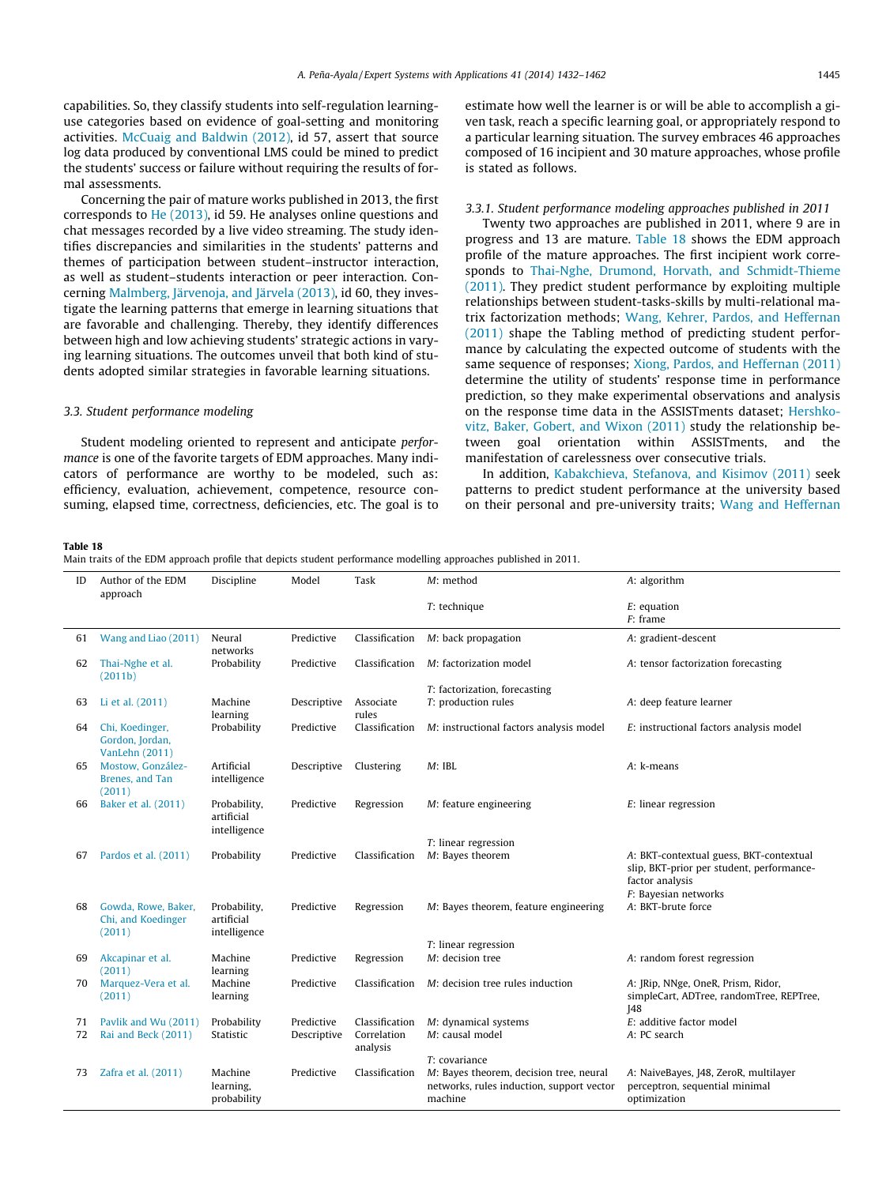capabilities. So, they classify students into self-regulation learning-use categories based on evidence of goal-setting and monitoring activities. McCuaig and Baldwin (2012), id 57, assert that source log data produced by conventional LMS could be mined to predict the students' success or failure without requiring the results of formal assessments.

Concerning the pair of mature works published in 2013, the first corresponds to He (2013), id 59. He analyses online questions and chat messages recorded by a live video streaming. The study identifies discrepancies and similarities in the students' patterns and themes of participation between student–instructor interaction, as well as student–students interaction or peer interaction. Concerning Malmberg, Järvenoja, and Järvela (2013), id 60, they investigate the learning patterns that emerge in learning situations that are favorable and challenging. Thereby, they identify differences between high and low achieving students' strategic actions in varying learning situations. The outcomes unveil that both kind of students adopted similar strategies in favorable learning situations.

### 3.3. Student performance modeling

Student modeling oriented to represent and anticipate *performance* is one of the favorite targets of EDM approaches. Many indicators of performance are worthy to be modeled, such as: efficiency, evaluation, achievement, competence, resource consuming, elapsed time, correctness, deficiencies, etc. The goal is to estimate how well the learner is or will be able to accomplish a given task, reach a specific learning goal, or appropriately respond to a particular learning situation. The survey embraces 46 approaches composed of 16 incipient and 30 mature approaches, whose profile is stated as follows.

#### 3.3.1. Student performance modeling approaches published in 2011

Twenty two approaches are published in 2011, where 9 are in progress and 13 are mature. Table 18 shows the EDM approach profile of the mature approaches. The first incipient work corresponds to Thai-Nghe, Drumond, Horvath, and Schmidt-Thieme (2011). They predict student performance by exploiting multiple relationships between student-tasks-skills by multi-relational matrix factorization methods; Wang, Kehrer, Pardos, and Heffernan (2011) shape the Tabling method of predicting student performance by calculating the expected outcome of students with the same sequence of responses; Xiong, Pardos, and Heffernan (2011) determine the utility of students' response time in performance prediction, so they make experimental observations and analysis on the response time data in the ASSISTments dataset; Hershkovitz, Baker, Gobert, and Wixon (2011) study the relationship between goal orientation within ASSISTments, and the manifestation of carelessness over consecutive trials.

In addition, Kabakchieva, Stefanova, and Kisimov (2011) seek patterns to predict student performance at the university based on their personal and pre-university traits; Wang and Heffernan

**Table 18**
Main traits of the EDM approach profile that depicts student performance modelling approaches published in 2011.

| ID | Author of the EDM approach | Discipline | Model | Task | *M*: method<br>*T*: technique | *A*: algorithm<br>*E*: equation<br>*F*: frame |
|---|---|---|---|---|---|---|
| 61 | Wang and Liao (2011) | Neural networks | Predictive | Classification | *M*: back propagation | *A*: gradient-descent |
| 62 | Thai-Nghe et al. (2011b) | Probability | Predictive | Classification | *M*: factorization model<br>*T*: factorization, forecasting | *A*: tensor factorization forecasting |
| 63 | Li et al. (2011) | Machine learning | Descriptive | Associate rules | *T*: production rules | *A*: deep feature learner |
| 64 | Chi, Koedinger, Gordon, Jordan, VanLehn (2011) | Probability | Predictive | Classification | *M*: instructional factors analysis model | *E*: instructional factors analysis model |
| 65 | Mostow, González-Brenes, and Tan (2011) | Artificial intelligence | Descriptive | Clustering | *M*: IBL | *A*: k-means |
| 66 | Baker et al. (2011) | Probability, artificial intelligence | Predictive | Regression | *M*: feature engineering<br>*T*: linear regression | *E*: linear regression |
| 67 | Pardos et al. (2011) | Probability | Predictive | Classification | *M*: Bayes theorem | *A*: BKT-contextual guess, BKT-contextual slip, BKT-prior per student, performance-factor analysis<br>*F*: Bayesian networks |
| 68 | Gowda, Rowe, Baker, Chi, and Koedinger (2011) | Probability, artificial intelligence | Predictive | Regression | *M*: Bayes theorem, feature engineering<br>*T*: linear regression | *A*: BKT-brute force |
| 69 | Akcapinar et al. (2011) | Machine learning | Predictive | Regression | *M*: decision tree | *A*: random forest regression |
| 70 | Marquez-Vera et al. (2011) | Machine learning | Predictive | Classification | *M*: decision tree rules induction | *A*: JRip, NNge, OneR, Prism, Ridor, simpleCart, ADTree, randomTree, REPTree, J48 |
| 71 | Pavlik and Wu (2011) | Probability | Predictive | Classification | *M*: dynamical systems | *E*: additive factor model |
| 72 | Rai and Beck (2011) | Statistic | Descriptive | Correlation analysis | *M*: causal model<br>*T*: covariance | *A*: PC search |
| 73 | Zafra et al. (2011) | Machine learning, probability | Predictive | Classification | *M*: Bayes theorem, decision tree, neural networks, rules induction, support vector machine | *A*: NaiveBayes, J48, ZeroR, multilayer perceptron, sequential minimal optimization |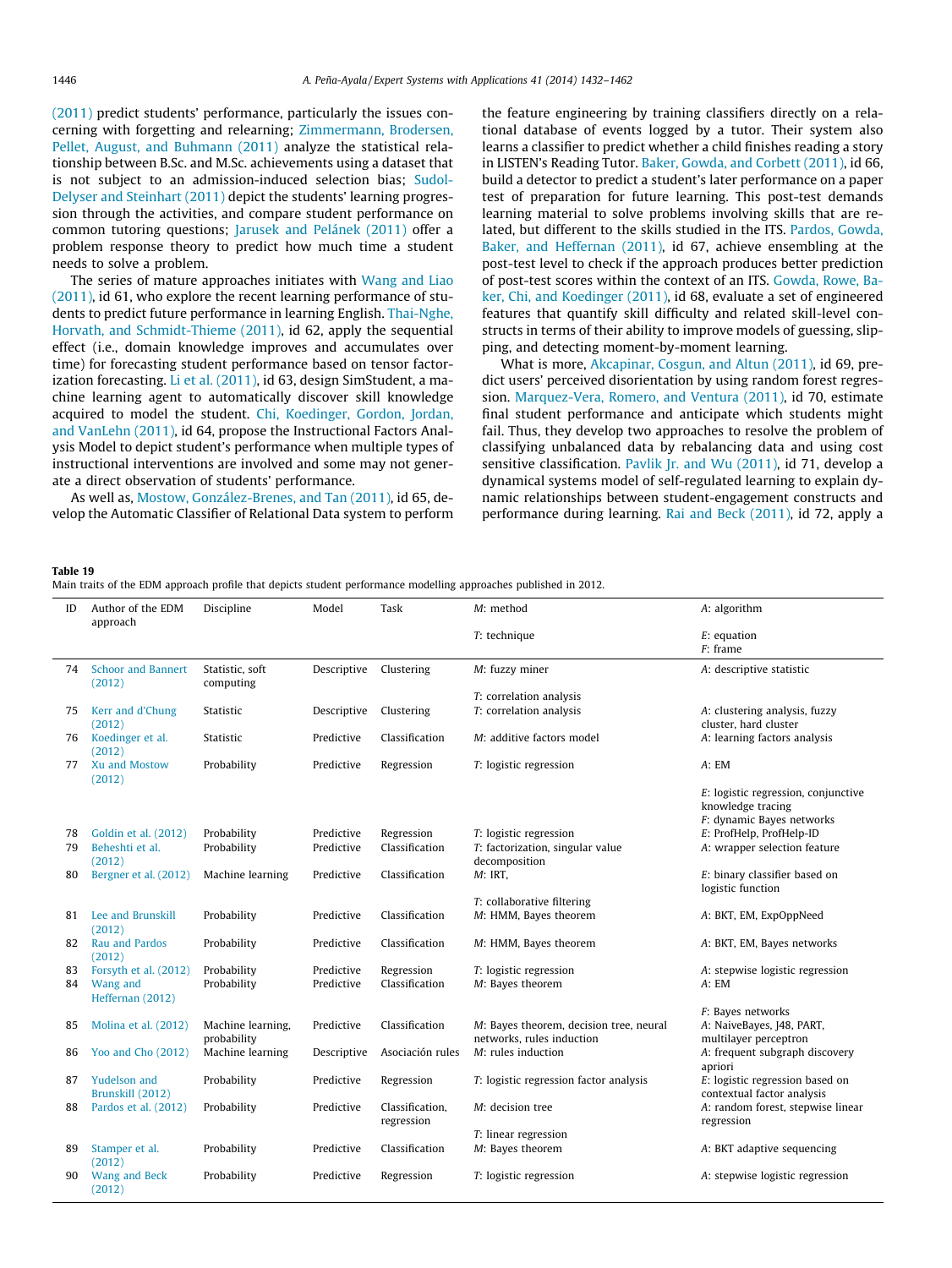(2011) predict students' performance, particularly the issues concerning with forgetting and relearning; Zimmermann, Brodersen, Pellet, August, and Buhmann (2011) analyze the statistical relationship between B.Sc. and M.Sc. achievements using a dataset that is not subject to an admission-induced selection bias; Sudol-Delyser and Steinhart (2011) depict the students' learning progression through the activities, and compare student performance on common tutoring questions; Jarusek and Pelánek (2011) offer a problem response theory to predict how much time a student needs to solve a problem.

The series of mature approaches initiates with Wang and Liao (2011), id 61, who explore the recent learning performance of students to predict future performance in learning English. Thai-Nghe, Horvath, and Schmidt-Thieme (2011), id 62, apply the sequential effect (i.e., domain knowledge improves and accumulates over time) for forecasting student performance based on tensor factorization forecasting. Li et al. (2011), id 63, design SimStudent, a machine learning agent to automatically discover skill knowledge acquired to model the student. Chi, Koedinger, Gordon, Jordan, and VanLehn (2011), id 64, propose the Instructional Factors Analysis Model to depict student's performance when multiple types of instructional interventions are involved and some may not generate a direct observation of students' performance.

As well as, Mostow, González-Brenes, and Tan (2011), id 65, develop the Automatic Classifier of Relational Data system to perform the feature engineering by training classifiers directly on a relational database of events logged by a tutor. Their system also learns a classifier to predict whether a child finishes reading a story in LISTEN's Reading Tutor. Baker, Gowda, and Corbett (2011), id 66, build a detector to predict a student's later performance on a paper test of preparation for future learning. This post-test demands learning material to solve problems involving skills that are related, but different to the skills studied in the ITS. Pardos, Gowda, Baker, and Heffernan (2011), id 67, achieve ensembling at the post-test level to check if the approach produces better prediction of post-test scores within the context of an ITS. Gowda, Rowe, Baker, Chi, and Koedinger (2011), id 68, evaluate a set of engineered features that quantify skill difficulty and related skill-level constructs in terms of their ability to improve models of guessing, slipping, and detecting moment-by-moment learning.

What is more, Akcapinar, Cosgun, and Altun (2011), id 69, predict users' perceived disorientation by using random forest regression. Marquez-Vera, Romero, and Ventura (2011), id 70, estimate final student performance and anticipate which students might fail. Thus, they develop two approaches to resolve the problem of classifying unbalanced data by rebalancing data and using cost sensitive classification. Pavlik Jr. and Wu (2011), id 71, develop a dynamical systems model of self-regulated learning to explain dynamic relationships between student-engagement constructs and performance during learning. Rai and Beck (2011), id 72, apply a

**Table 19**
Main traits of the EDM approach profile that depicts student performance modelling approaches published in 2012.

| ID | Author of the EDM approach | Discipline | Model | Task | *M*: method<br>*T*: technique | *A*: algorithm<br>*E*: equation<br>*F*: frame |
|---|---|---|---|---|---|---|
| 74 | Schoor and Bannert (2012) | Statistic, soft computing | Descriptive | Clustering | *M*: fuzzy miner<br>*T*: correlation analysis | *A*: descriptive statistic |
| 75 | Kerr and d'Chung (2012) | Statistic | Descriptive | Clustering | *T*: correlation analysis | *A*: clustering analysis, fuzzy cluster, hard cluster |
| 76 | Koedinger et al. (2012) | Statistic | Predictive | Classification | *M*: additive factors model | *A*: learning factors analysis |
| 77 | Xu and Mostow (2012) | Probability | Predictive | Regression | *T*: logistic regression | *A*: EM<br>*E*: logistic regression, conjunctive knowledge tracing<br>*F*: dynamic Bayes networks |
| 78 | Goldin et al. (2012) | Probability | Predictive | Regression | *T*: logistic regression | *E*: ProfHelp, ProfHelp-ID |
| 79 | Beheshti et al. (2012) | Probability | Predictive | Classification | *T*: factorization, singular value decomposition | *A*: wrapper selection feature |
| 80 | Bergner et al. (2012) | Machine learning | Predictive | Classification | *M*: IRT,<br>*T*: collaborative filtering | *E*: binary classifier based on logistic function |
| 81 | Lee and Brunskill (2012) | Probability | Predictive | Classification | *M*: HMM, Bayes theorem | *A*: BKT, EM, ExpOppNeed |
| 82 | Rau and Pardos (2012) | Probability | Predictive | Classification | *M*: HMM, Bayes theorem | *A*: BKT, EM, Bayes networks |
| 83 | Forsyth et al. (2012) | Probability | Predictive | Regression | *T*: logistic regression | *A*: stepwise logistic regression |
| 84 | Wang and Heffernan (2012) | Probability | Predictive | Classification | *M*: Bayes theorem | *A*: EM<br>*F*: Bayes networks |
| 85 | Molina et al. (2012) | Machine learning, probability | Predictive | Classification | *M*: Bayes theorem, decision tree, neural networks, rules induction | *A*: NaiveBayes, J48, PART, multilayer perceptron |
| 86 | Yoo and Cho (2012) | Machine learning | Descriptive | Asociación rules | *M*: rules induction | *A*: frequent subgraph discovery apriori |
| 87 | Yudelson and Brunskill (2012) | Probability | Predictive | Regression | *T*: logistic regression factor analysis | *E*: logistic regression based on contextual factor analysis |
| 88 | Pardos et al. (2012) | Probability | Predictive | Classification, regression | *M*: decision tree<br>*T*: linear regression | *A*: random forest, stepwise linear regression |
| 89 | Stamper et al. (2012) | Probability | Predictive | Classification | *M*: Bayes theorem | *A*: BKT adaptive sequencing |
| 90 | Wang and Beck (2012) | Probability | Predictive | Regression | *T*: logistic regression | *A*: stepwise logistic regression |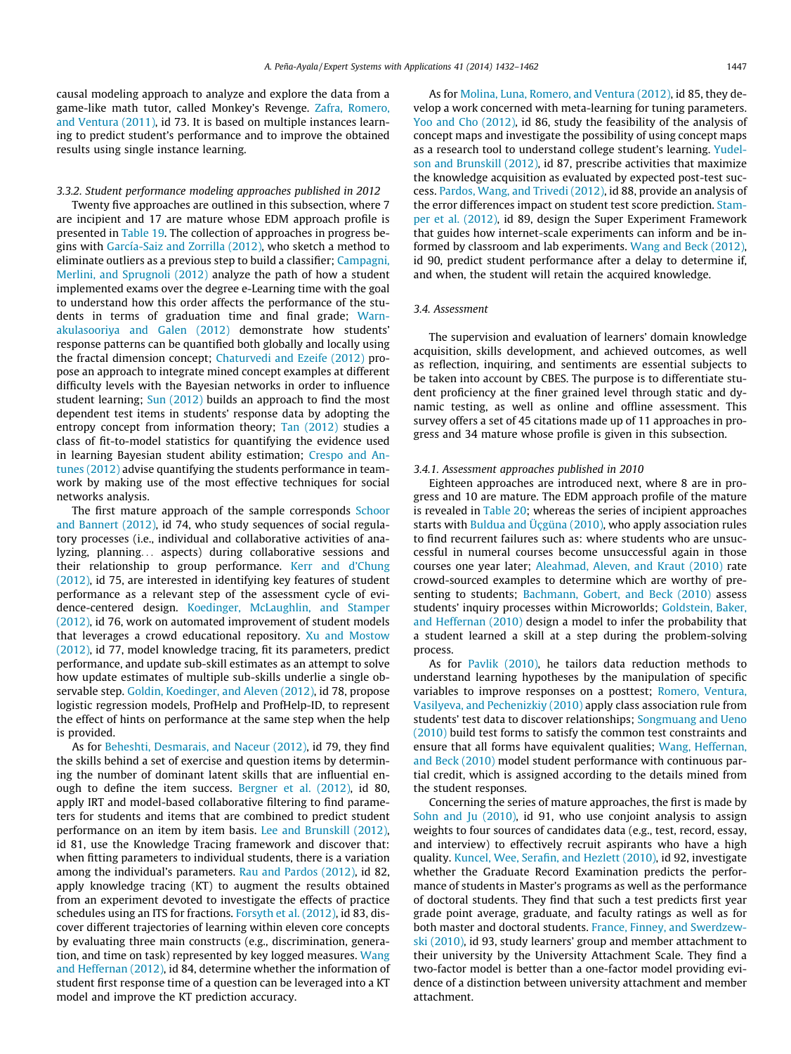causal modeling approach to analyze and explore the data from a game-like math tutor, called Monkey's Revenge. Zafra, Romero, and Ventura (2011), id 73. It is based on multiple instances learning to predict student's performance and to improve the obtained results using single instance learning.

#### 3.3.2. Student performance modeling approaches published in 2012

Twenty five approaches are outlined in this subsection, where 7 are incipient and 17 are mature whose EDM approach profile is presented in Table 19. The collection of approaches in progress begins with García-Saiz and Zorrilla (2012), who sketch a method to eliminate outliers as a previous step to build a classifier; Campagni, Merlini, and Sprugnoli (2012) analyze the path of how a student implemented exams over the degree e-Learning time with the goal to understand how this order affects the performance of the students in terms of graduation time and final grade; Warnakulasooriya and Galen (2012) demonstrate how students' response patterns can be quantified both globally and locally using the fractal dimension concept; Chaturvedi and Ezeife (2012) propose an approach to integrate mined concept examples at different difficulty levels with the Bayesian networks in order to influence student learning; Sun (2012) builds an approach to find the most dependent test items in students' response data by adopting the entropy concept from information theory; Tan (2012) studies a class of fit-to-model statistics for quantifying the evidence used in learning Bayesian student ability estimation; Crespo and Antunes (2012) advise quantifying the students performance in teamwork by making use of the most effective techniques for social networks analysis.

The first mature approach of the sample corresponds Schoor and Bannert (2012), id 74, who study sequences of social regulatory processes (i.e., individual and collaborative activities of analyzing, planning… aspects) during collaborative sessions and their relationship to group performance. Kerr and d'Chung (2012), id 75, are interested in identifying key features of student performance as a relevant step of the assessment cycle of evidence-centered design. Koedinger, McLaughlin, and Stamper (2012), id 76, work on automated improvement of student models that leverages a crowd educational repository. Xu and Mostow (2012), id 77, model knowledge tracing, fit its parameters, predict performance, and update sub-skill estimates as an attempt to solve how update estimates of multiple sub-skills underlie a single observable step. Goldin, Koedinger, and Aleven (2012), id 78, propose logistic regression models, ProfHelp and ProfHelp-ID, to represent the effect of hints on performance at the same step when the help is provided.

As for Beheshti, Desmarais, and Naceur (2012), id 79, they find the skills behind a set of exercise and question items by determining the number of dominant latent skills that are influential enough to define the item success. Bergner et al. (2012), id 80, apply IRT and model-based collaborative filtering to find parameters for students and items that are combined to predict student performance on an item by item basis. Lee and Brunskill (2012), id 81, use the Knowledge Tracing framework and discover that: when fitting parameters to individual students, there is a variation among the individual's parameters. Rau and Pardos (2012), id 82, apply knowledge tracing (KT) to augment the results obtained from an experiment devoted to investigate the effects of practice schedules using an ITS for fractions. Forsyth et al. (2012), id 83, discover different trajectories of learning within eleven core concepts by evaluating three main constructs (e.g., discrimination, generation, and time on task) represented by key logged measures. Wang and Heffernan (2012), id 84, determine whether the information of student first response time of a question can be leveraged into a KT model and improve the KT prediction accuracy.

As for Molina, Luna, Romero, and Ventura (2012), id 85, they develop a work concerned with meta-learning for tuning parameters. Yoo and Cho (2012), id 86, study the feasibility of the analysis of concept maps and investigate the possibility of using concept maps as a research tool to understand college student's learning. Yudelson and Brunskill (2012), id 87, prescribe activities that maximize the knowledge acquisition as evaluated by expected post-test success. Pardos, Wang, and Trivedi (2012), id 88, provide an analysis of the error differences impact on student test score prediction. Stamper et al. (2012), id 89, design the Super Experiment Framework that guides how internet-scale experiments can inform and be informed by classroom and lab experiments. Wang and Beck (2012), id 90, predict student performance after a delay to determine if, and when, the student will retain the acquired knowledge.

### 3.4. Assessment

The supervision and evaluation of learners' domain knowledge acquisition, skills development, and achieved outcomes, as well as reflection, inquiring, and sentiments are essential subjects to be taken into account by CBES. The purpose is to differentiate student proficiency at the finer grained level through static and dynamic testing, as well as online and offline assessment. This survey offers a set of 45 citations made up of 11 approaches in progress and 34 mature whose profile is given in this subsection.

#### 3.4.1. Assessment approaches published in 2010

Eighteen approaches are introduced next, where 8 are in progress and 10 are mature. The EDM approach profile of the mature is revealed in Table 20; whereas the series of incipient approaches starts with Buldua and Üçgüna (2010), who apply association rules to find recurrent failures such as: where students who are unsuccessful in numeral courses become unsuccessful again in those courses one year later; Aleahmad, Aleven, and Kraut (2010) rate crowd-sourced examples to determine which are worthy of presenting to students; Bachmann, Gobert, and Beck (2010) assess students' inquiry processes within Microworlds; Goldstein, Baker, and Heffernan (2010) design a model to infer the probability that a student learned a skill at a step during the problem-solving process.

As for Pavlik (2010), he tailors data reduction methods to understand learning hypotheses by the manipulation of specific variables to improve responses on a posttest; Romero, Ventura, Vasilyeva, and Pechenizkiy (2010) apply class association rule from students' test data to discover relationships; Songmuang and Ueno (2010) build test forms to satisfy the common test constraints and ensure that all forms have equivalent qualities; Wang, Heffernan, and Beck (2010) model student performance with continuous partial credit, which is assigned according to the details mined from the student responses.

Concerning the series of mature approaches, the first is made by Sohn and Ju (2010), id 91, who use conjoint analysis to assign weights to four sources of candidates data (e.g., test, record, essay, and interview) to effectively recruit aspirants who have a high quality. Kuncel, Wee, Serafin, and Hezlett (2010), id 92, investigate whether the Graduate Record Examination predicts the performance of students in Master's programs as well as the performance of doctoral students. They find that such a test predicts first year grade point average, graduate, and faculty ratings as well as for both master and doctoral students. France, Finney, and Swerdzewski (2010), id 93, study learners' group and member attachment to their university by the University Attachment Scale. They find a two-factor model is better than a one-factor model providing evidence of a distinction between university attachment and member attachment.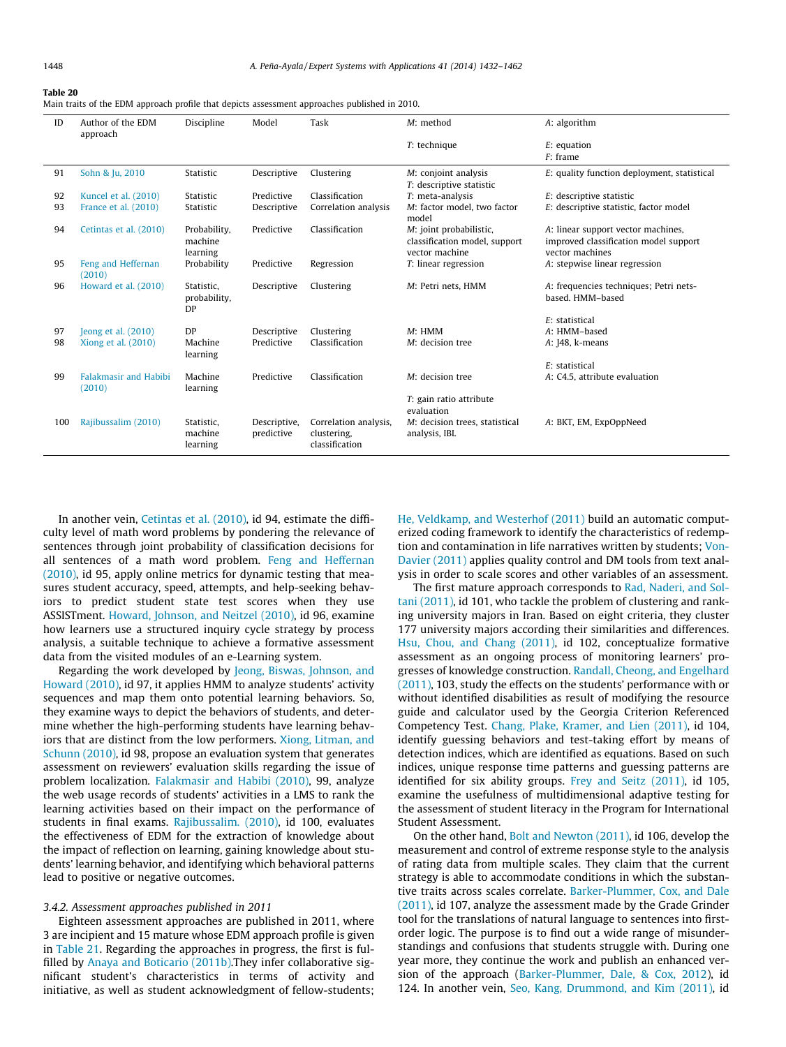**Table 20**
Main traits of the EDM approach profile that depicts assessment approaches published in 2010.

| ID | Author of the EDM approach | Discipline | Model | Task | *M*: method<br>*T*: technique | *A*: algorithm<br>*E*: equation<br>*F*: frame |
|---|---|---|---|---|---|---|
| 91 | Sohn & Ju, 2010 | Statistic | Descriptive | Clustering | *M*: conjoint analysis<br>*T*: descriptive statistic | *E*: quality function deployment, statistical |
| 92 | Kuncel et al. (2010) | Statistic | Predictive | Classification | *T*: meta-analysis | *E*: descriptive statistic |
| 93 | France et al. (2010) | Statistic | Descriptive | Correlation analysis | *M*: factor model, two factor model | *E*: descriptive statistic, factor model |
| 94 | Cetintas et al. (2010) | Probability, machine learning | Predictive | Classification | *M*: joint probabilistic, classification model, support vector machine | *A*: linear support vector machines, improved classification model support vector machines |
| 95 | Feng and Heffernan (2010) | Probability | Predictive | Regression | *T*: linear regression | *A*: stepwise linear regression |
| 96 | Howard et al. (2010) | Statistic, probability, DP | Descriptive | Clustering | *M*: Petri nets, HMM | *A*: frequencies techniques; Petri nets-based. HMM–based<br>*E*: statistical |
| 97 | Jeong et al. (2010) | DP | Descriptive | Clustering | *M*: HMM | *A*: HMM–based |
| 98 | Xiong et al. (2010) | Machine learning | Predictive | Classification | *M*: decision tree | *A*: J48, k-means<br>*E*: statistical |
| 99 | Falakmasir and Habibi (2010) | Machine learning | Predictive | Classification | *M*: decision tree<br>*T*: gain ratio attribute evaluation | *A*: C4.5, attribute evaluation |
| 100 | Rajibussalim (2010) | Statistic, machine learning | Descriptive, predictive | Correlation analysis, clustering, classification | *M*: decision trees, statistical analysis, IBL | *A*: BKT, EM, ExpOppNeed |

In another vein, Cetintas et al. (2010), id 94, estimate the difficulty level of math word problems by pondering the relevance of sentences through joint probability of classification decisions for all sentences of a math word problem. Feng and Heffernan (2010), id 95, apply online metrics for dynamic testing that measures student accuracy, speed, attempts, and help-seeking behaviors to predict student state test scores when they use ASSISTment. Howard, Johnson, and Neitzel (2010), id 96, examine how learners use a structured inquiry cycle strategy by process analysis, a suitable technique to achieve a formative assessment data from the visited modules of an e-Learning system.

Regarding the work developed by Jeong, Biswas, Johnson, and Howard (2010), id 97, it applies HMM to analyze students' activity sequences and map them onto potential learning behaviors. So, they examine ways to depict the behaviors of students, and determine whether the high-performing students have learning behaviors that are distinct from the low performers. Xiong, Litman, and Schunn (2010), id 98, propose an evaluation system that generates assessment on reviewers' evaluation skills regarding the issue of problem localization. Falakmasir and Habibi (2010), 99, analyze the web usage records of students' activities in a LMS to rank the learning activities based on their impact on the performance of students in final exams. Rajibussalim. (2010), id 100, evaluates the effectiveness of EDM for the extraction of knowledge about the impact of reflection on learning, gaining knowledge about students' learning behavior, and identifying which behavioral patterns lead to positive or negative outcomes.

### 3.4.2. Assessment approaches published in 2011

Eighteen assessment approaches are published in 2011, where 3 are incipient and 15 mature whose EDM approach profile is given in Table 21. Regarding the approaches in progress, the first is fulfilled by Anaya and Boticario (2011b).They infer collaborative significant student's characteristics in terms of activity and initiative, as well as student acknowledgment of fellow-students; He, Veldkamp, and Westerhof (2011) build an automatic computerized coding framework to identify the characteristics of redemption and contamination in life narratives written by students; Von-Davier (2011) applies quality control and DM tools from text analysis in order to scale scores and other variables of an assessment.

The first mature approach corresponds to Rad, Naderi, and Soltani (2011), id 101, who tackle the problem of clustering and ranking university majors in Iran. Based on eight criteria, they cluster 177 university majors according their similarities and differences. Hsu, Chou, and Chang (2011), id 102, conceptualize formative assessment as an ongoing process of monitoring learners' progresses of knowledge construction. Randall, Cheong, and Engelhard (2011), 103, study the effects on the students' performance with or without identified disabilities as result of modifying the resource guide and calculator used by the Georgia Criterion Referenced Competency Test. Chang, Plake, Kramer, and Lien (2011), id 104, identify guessing behaviors and test-taking effort by means of detection indices, which are identified as equations. Based on such indices, unique response time patterns and guessing patterns are identified for six ability groups. Frey and Seitz (2011), id 105, examine the usefulness of multidimensional adaptive testing for the assessment of student literacy in the Program for International Student Assessment.

On the other hand, Bolt and Newton (2011), id 106, develop the measurement and control of extreme response style to the analysis of rating data from multiple scales. They claim that the current strategy is able to accommodate conditions in which the substantive traits across scales correlate. Barker-Plummer, Cox, and Dale (2011), id 107, analyze the assessment made by the Grade Grinder tool for the translations of natural language to sentences into first-order logic. The purpose is to find out a wide range of misunderstandings and confusions that students struggle with. During one year more, they continue the work and publish an enhanced version of the approach (Barker-Plummer, Dale, & Cox, 2012), id 124. In another vein, Seo, Kang, Drummond, and Kim (2011), id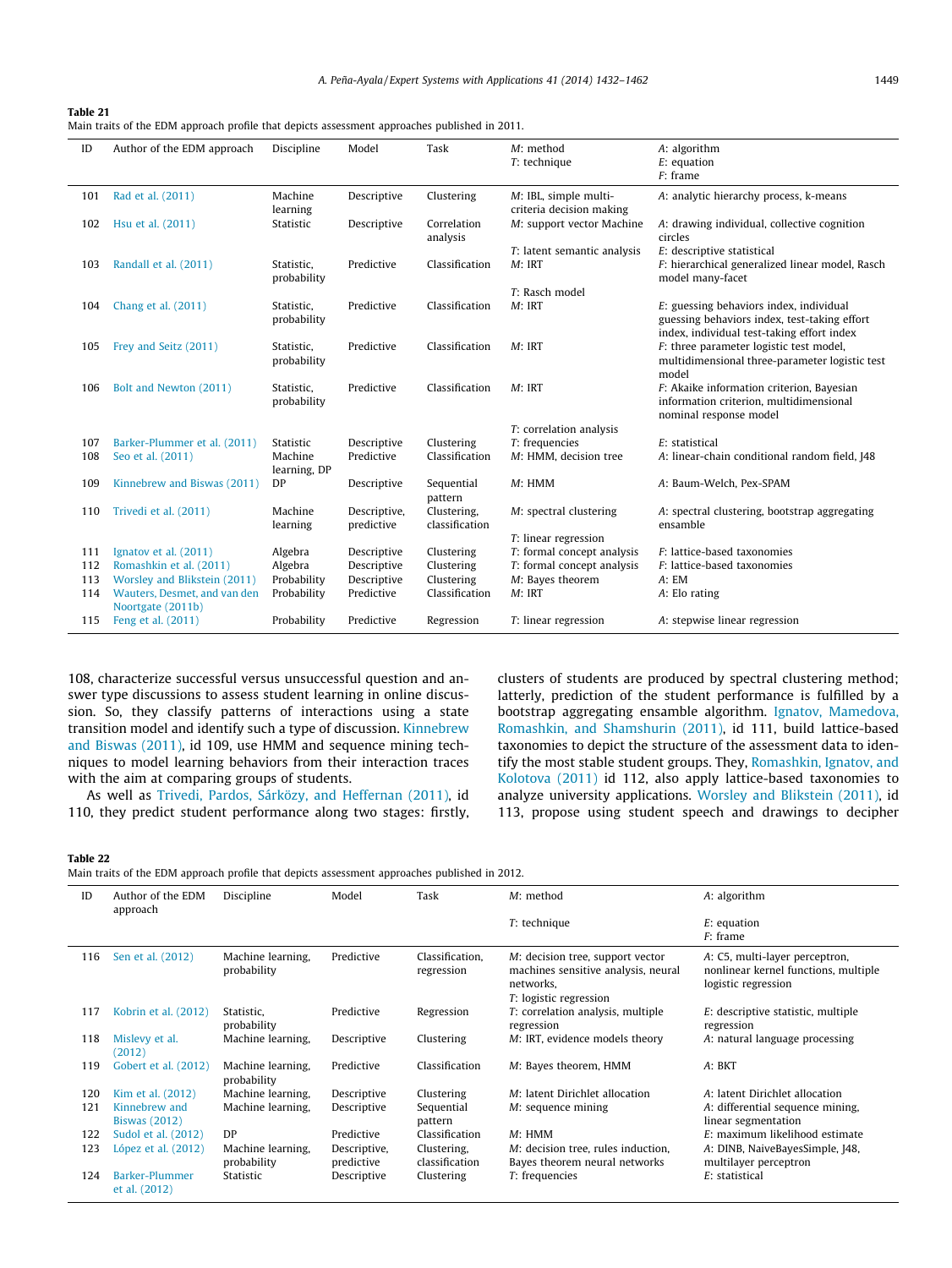**Table 21**
Main traits of the EDM approach profile that depicts assessment approaches published in 2011.

| ID | Author of the EDM approach | Discipline | Model | Task | *M*: method<br>*T*: technique | *A*: algorithm<br>*E*: equation<br>*F*: frame |
|---|---|---|---|---|---|---|
| 101 | Rad et al. (2011) | Machine learning | Descriptive | Clustering | *M*: IBL, simple multi-criteria decision making | *A*: analytic hierarchy process, k-means |
| 102 | Hsu et al. (2011) | Statistic | Descriptive | Correlation analysis | *M*: support vector Machine<br>*T*: latent semantic analysis | *A*: drawing individual, collective cognition circles<br>*E*: descriptive statistical |
| 103 | Randall et al. (2011) | Statistic, probability | Predictive | Classification | *M*: IRT<br>*T*: Rasch model | *F*: hierarchical generalized linear model, Rasch model many-facet |
| 104 | Chang et al. (2011) | Statistic, probability | Predictive | Classification | *M*: IRT | *E*: guessing behaviors index, individual guessing behaviors index, test-taking effort index, individual test-taking effort index |
| 105 | Frey and Seitz (2011) | Statistic, probability | Predictive | Classification | *M*: IRT | *F*: three parameter logistic test model, multidimensional three-parameter logistic test model |
| 106 | Bolt and Newton (2011) | Statistic, probability | Predictive | Classification | *M*: IRT<br>*T*: correlation analysis | *F*: Akaike information criterion, Bayesian information criterion, multidimensional nominal response model |
| 107 | Barker-Plummer et al. (2011) | Statistic | Descriptive | Clustering | *T*: frequencies | *E*: statistical |
| 108 | Seo et al. (2011) | Machine learning, DP | Predictive | Classification | *M*: HMM, decision tree | *A*: linear-chain conditional random field, J48 |
| 109 | Kinnebrew and Biswas (2011) | DP | Descriptive | Sequential pattern | *M*: HMM | *A*: Baum-Welch, Pex-SPAM |
| 110 | Trivedi et al. (2011) | Machine learning | Descriptive, predictive | Clustering, classification | *M*: spectral clustering<br>*T*: linear regression | *A*: spectral clustering, bootstrap aggregating ensamble |
| 111 | Ignatov et al. (2011) | Algebra | Descriptive | Clustering | *T*: formal concept analysis | *F*: lattice-based taxonomies |
| 112 | Romashkin et al. (2011) | Algebra | Descriptive | Clustering | *T*: formal concept analysis | *F*: lattice-based taxonomies |
| 113 | Worsley and Blikstein (2011) | Probability | Descriptive | Clustering | *M*: Bayes theorem | *A*: EM |
| 114 | Wauters, Desmet, and van den Noortgate (2011b) | Probability | Predictive | Classification | *M*: IRT | *A*: Elo rating |
| 115 | Feng et al. (2011) | Probability | Predictive | Regression | *T*: linear regression | *A*: stepwise linear regression |

108, characterize successful versus unsuccessful question and answer type discussions to assess student learning in online discussion. So, they classify patterns of interactions using a state transition model and identify such a type of discussion. Kinnebrew and Biswas (2011), id 109, use HMM and sequence mining techniques to model learning behaviors from their interaction traces with the aim at comparing groups of students.

As well as Trivedi, Pardos, Sárközy, and Heffernan (2011), id 110, they predict student performance along two stages: firstly, clusters of students are produced by spectral clustering method; latterly, prediction of the student performance is fulfilled by a bootstrap aggregating ensamble algorithm. Ignatov, Mamedova, Romashkin, and Shamshurin (2011), id 111, build lattice-based taxonomies to depict the structure of the assessment data to identify the most stable student groups. They, Romashkin, Ignatov, and Kolotova (2011) id 112, also apply lattice-based taxonomies to analyze university applications. Worsley and Blikstein (2011), id 113, propose using student speech and drawings to decipher

**Table 22**
Main traits of the EDM approach profile that depicts assessment approaches published in 2012.

| ID | Author of the EDM approach | Discipline | Model | Task | *M*: method<br>*T*: technique | *A*: algorithm<br>*E*: equation<br>*F*: frame |
|---|---|---|---|---|---|---|
| 116 | Sen et al. (2012) | Machine learning, probability | Predictive | Classification, regression | *M*: decision tree, support vector machines sensitive analysis, neural networks,<br>*T*: logistic regression | *A*: C5, multi-layer perceptron, nonlinear kernel functions, multiple logistic regression |
| 117 | Kobrin et al. (2012) | Statistic, probability | Predictive | Regression | *T*: correlation analysis, multiple regression | *E*: descriptive statistic, multiple regression |
| 118 | Mislevy et al. (2012) | Machine learning, | Descriptive | Clustering | *M*: IRT, evidence models theory | *A*: natural language processing |
| 119 | Gobert et al. (2012) | Machine learning, probability | Predictive | Classification | *M*: Bayes theorem, HMM | *A*: BKT |
| 120 | Kim et al. (2012) | Machine learning, | Descriptive | Clustering | *M*: latent Dirichlet allocation | *A*: latent Dirichlet allocation |
| 121 | Kinnebrew and Biswas (2012) | Machine learning, | Descriptive | Sequential pattern | *M*: sequence mining | *A*: differential sequence mining, linear segmentation |
| 122 | Sudol et al. (2012) | DP | Predictive | Classification | *M*: HMM | *E*: maximum likelihood estimate |
| 123 | López et al. (2012) | Machine learning, probability | Descriptive, predictive | Clustering, classification | *M*: decision tree, rules induction, Bayes theorem neural networks | *A*: DINB, NaiveBayesSimple, J48, multilayer perceptron |
| 124 | Barker-Plummer et al. (2012) | Statistic | Descriptive | Clustering | *T*: frequencies | *E*: statistical |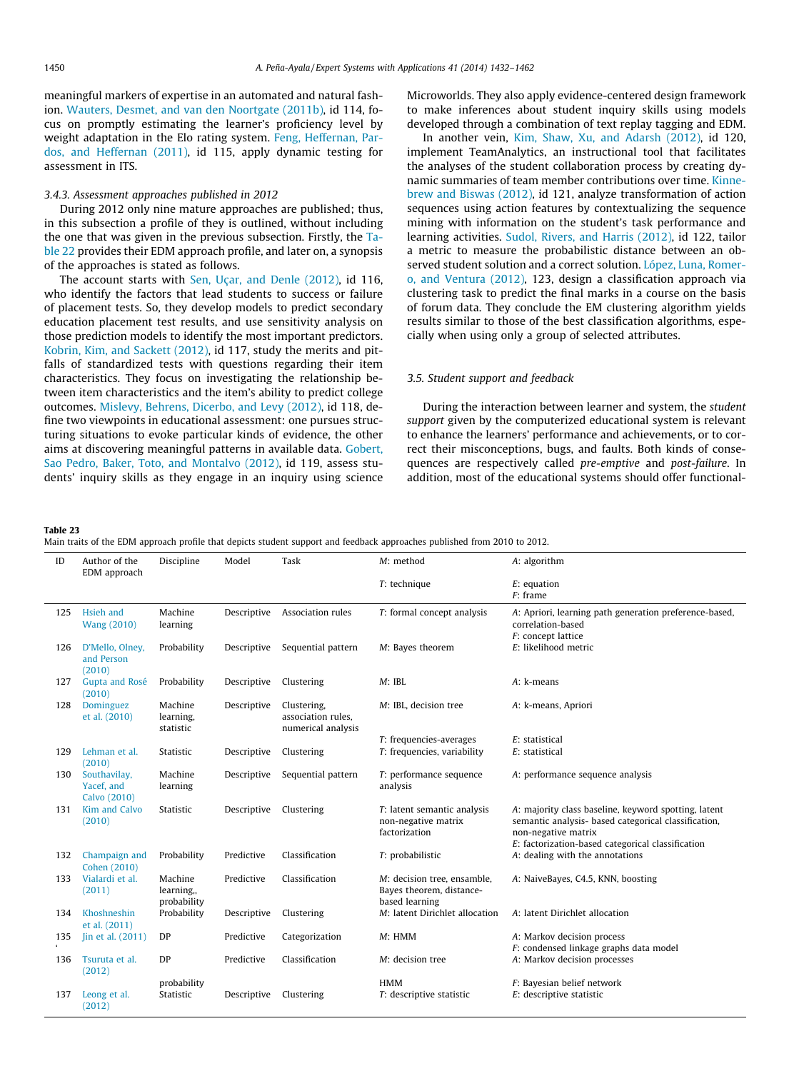meaningful markers of expertise in an automated and natural fashion. Wauters, Desmet, and van den Noortgate (2011b), id 114, focus on promptly estimating the learner's proficiency level by weight adaptation in the Elo rating system. Feng, Heffernan, Pardos, and Heffernan (2011), id 115, apply dynamic testing for assessment in ITS.

#### 3.4.3. Assessment approaches published in 2012

During 2012 only nine mature approaches are published; thus, in this subsection a profile of they is outlined, without including the one that was given in the previous subsection. Firstly, the Table 22 provides their EDM approach profile, and later on, a synopsis of the approaches is stated as follows.

The account starts with Sen, Uçar, and Denle (2012), id 116, who identify the factors that lead students to success or failure of placement tests. So, they develop models to predict secondary education placement test results, and use sensitivity analysis on those prediction models to identify the most important predictors. Kobrin, Kim, and Sackett (2012), id 117, study the merits and pitfalls of standardized tests with questions regarding their item characteristics. They focus on investigating the relationship between item characteristics and the item's ability to predict college outcomes. Mislevy, Behrens, Dicerbo, and Levy (2012), id 118, define two viewpoints in educational assessment: one pursues structuring situations to evoke particular kinds of evidence, the other aims at discovering meaningful patterns in available data. Gobert, Sao Pedro, Baker, Toto, and Montalvo (2012), id 119, assess students' inquiry skills as they engage in an inquiry using science Microworlds. They also apply evidence-centered design framework to make inferences about student inquiry skills using models developed through a combination of text replay tagging and EDM.

In another vein, Kim, Shaw, Xu, and Adarsh (2012), id 120, implement TeamAnalytics, an instructional tool that facilitates the analyses of the student collaboration process by creating dynamic summaries of team member contributions over time. Kinnebrew and Biswas (2012), id 121, analyze transformation of action sequences using action features by contextualizing the sequence mining with information on the student's task performance and learning activities. Sudol, Rivers, and Harris (2012), id 122, tailor a metric to measure the probabilistic distance between an observed student solution and a correct solution. López, Luna, Romero, and Ventura (2012), 123, design a classification approach via clustering task to predict the final marks in a course on the basis of forum data. They conclude the EM clustering algorithm yields results similar to those of the best classification algorithms, especially when using only a group of selected attributes.

### 3.5. Student support and feedback

During the interaction between learner and system, the *student support* given by the computerized educational system is relevant to enhance the learners' performance and achievements, or to correct their misconceptions, bugs, and faults. Both kinds of consequences are respectively called *pre-emptive* and *post-failure*. In addition, most of the educational systems should offer functional-

**Table 23**
Main traits of the EDM approach profile that depicts student support and feedback approaches published from 2010 to 2012.

| ID | Author of the EDM approach | Discipline | Model | Task | *M*: method / *T*: technique | *A*: algorithm / *E*: equation / *F*: frame |
|---|---|---|---|---|---|---|
| 125 | Hsieh and Wang (2010) | Machine learning | Descriptive | Association rules | *T*: formal concept analysis | *A*: Apriori, learning path generation preference-based, correlation-based; *F*: concept lattice |
| 126 | D'Mello, Olney, and Person (2010) | Probability | Descriptive | Sequential pattern | *M*: Bayes theorem | *E*: likelihood metric |
| 127 | Gupta and Rosé (2010) | Probability | Descriptive | Clustering | *M*: IBL | *A*: k-means |
| 128 | Dominguez et al. (2010) | Machine learning, statistic | Descriptive | Clustering, association rules, numerical analysis | *M*: IBL, decision tree; *T*: frequencies-averages | *A*: k-means, Apriori; *E*: statistical |
| 129 | Lehman et al. (2010) | Statistic | Descriptive | Clustering | *T*: frequencies, variability | *E*: statistical |
| 130 | Southavilay, Yacef, and Calvo (2010) | Machine learning | Descriptive | Sequential pattern | *T*: performance sequence analysis | *A*: performance sequence analysis |
| 131 | Kim and Calvo (2010) | Statistic | Descriptive | Clustering | *T*: latent semantic analysis non-negative matrix factorization | *A*: majority class baseline, keyword spotting, latent semantic analysis- based categorical classification, non-negative matrix; *E*: factorization-based categorical classification |
| 132 | Champaign and Cohen (2010) | Probability | Predictive | Classification | *T*: probabilistic | *A*: dealing with the annotations |
| 133 | Vialardi et al. (2011) | Machine learning,, probability | Predictive | Classification | *M*: decision tree, ensemble, Bayes theorem, distance-based learning | *A*: NaiveBayes, C4.5, KNN, boosting |
| 134 | Khoshneshin et al. (2011) | Probability | Descriptive | Clustering | *M*: latent Dirichlet allocation | *A*: latent Dirichlet allocation |
| 135 | Jin et al. (2011) | DP | Predictive | Categorization | *M*: HMM | *A*: Markov decision process; *F*: condensed linkage graphs data model |
| 136 | Tsuruta et al. (2012) | DP probability | Predictive | Classification | *M*: decision tree HMM | *A*: Markov decision processes; *F*: Bayesian belief network |
| 137 | Leong et al. (2012) | Statistic | Descriptive | Clustering | *T*: descriptive statistic | *E*: descriptive statistic |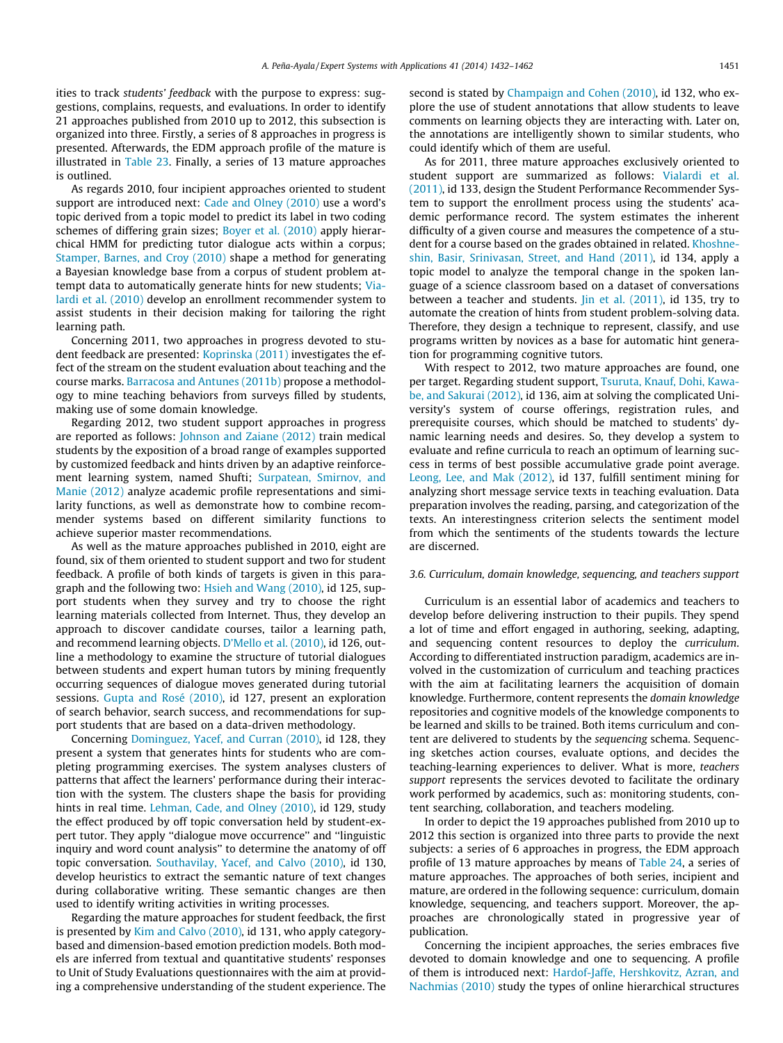ities to track *students' feedback* with the purpose to express: suggestions, complains, requests, and evaluations. In order to identify 21 approaches published from 2010 up to 2012, this subsection is organized into three. Firstly, a series of 8 approaches in progress is presented. Afterwards, the EDM approach profile of the mature is illustrated in Table 23. Finally, a series of 13 mature approaches is outlined.

As regards 2010, four incipient approaches oriented to student support are introduced next: Cade and Olney (2010) use a word's topic derived from a topic model to predict its label in two coding schemes of differing grain sizes; Boyer et al. (2010) apply hierarchical HMM for predicting tutor dialogue acts within a corpus; Stamper, Barnes, and Croy (2010) shape a method for generating a Bayesian knowledge base from a corpus of student problem attempt data to automatically generate hints for new students; Vialardi et al. (2010) develop an enrollment recommender system to assist students in their decision making for tailoring the right learning path.

Concerning 2011, two approaches in progress devoted to student feedback are presented: Koprinska (2011) investigates the effect of the stream on the student evaluation about teaching and the course marks. Barracosa and Antunes (2011b) propose a methodology to mine teaching behaviors from surveys filled by students, making use of some domain knowledge.

Regarding 2012, two student support approaches in progress are reported as follows: Johnson and Zaiane (2012) train medical students by the exposition of a broad range of examples supported by customized feedback and hints driven by an adaptive reinforcement learning system, named Shufti; Surpatean, Smirnov, and Manie (2012) analyze academic profile representations and similarity functions, as well as demonstrate how to combine recommender systems based on different similarity functions to achieve superior master recommendations.

As well as the mature approaches published in 2010, eight are found, six of them oriented to student support and two for student feedback. A profile of both kinds of targets is given in this paragraph and the following two: Hsieh and Wang (2010), id 125, support students when they survey and try to choose the right learning materials collected from Internet. Thus, they develop an approach to discover candidate courses, tailor a learning path, and recommend learning objects. D'Mello et al. (2010), id 126, outline a methodology to examine the structure of tutorial dialogues between students and expert human tutors by mining frequently occurring sequences of dialogue moves generated during tutorial sessions. Gupta and Rosé (2010), id 127, present an exploration of search behavior, search success, and recommendations for support students that are based on a data-driven methodology.

Concerning Dominguez, Yacef, and Curran (2010), id 128, they present a system that generates hints for students who are completing programming exercises. The system analyses clusters of patterns that affect the learners' performance during their interaction with the system. The clusters shape the basis for providing hints in real time. Lehman, Cade, and Olney (2010), id 129, study the effect produced by off topic conversation held by student-expert tutor. They apply "dialogue move occurrence" and "linguistic inquiry and word count analysis" to determine the anatomy of off topic conversation. Southavilay, Yacef, and Calvo (2010), id 130, develop heuristics to extract the semantic nature of text changes during collaborative writing. These semantic changes are then used to identify writing activities in writing processes.

Regarding the mature approaches for student feedback, the first is presented by Kim and Calvo (2010), id 131, who apply category-based and dimension-based emotion prediction models. Both models are inferred from textual and quantitative students' responses to Unit of Study Evaluations questionnaires with the aim at providing a comprehensive understanding of the student experience. The second is stated by Champaign and Cohen (2010), id 132, who explore the use of student annotations that allow students to leave comments on learning objects they are interacting with. Later on, the annotations are intelligently shown to similar students, who could identify which of them are useful.

As for 2011, three mature approaches exclusively oriented to student support are summarized as follows: Vialardi et al. (2011), id 133, design the Student Performance Recommender System to support the enrollment process using the students' academic performance record. The system estimates the inherent difficulty of a given course and measures the competence of a student for a course based on the grades obtained in related. Khoshneshin, Basir, Srinivasan, Street, and Hand (2011), id 134, apply a topic model to analyze the temporal change in the spoken language of a science classroom based on a dataset of conversations between a teacher and students. Jin et al. (2011), id 135, try to automate the creation of hints from student problem-solving data. Therefore, they design a technique to represent, classify, and use programs written by novices as a base for automatic hint generation for programming cognitive tutors.

With respect to 2012, two mature approaches are found, one per target. Regarding student support, Tsuruta, Knauf, Dohi, Kawabe, and Sakurai (2012), id 136, aim at solving the complicated University's system of course offerings, registration rules, and prerequisite courses, which should be matched to students' dynamic learning needs and desires. So, they develop a system to evaluate and refine curricula to reach an optimum of learning success in terms of best possible accumulative grade point average. Leong, Lee, and Mak (2012), id 137, fulfill sentiment mining for analyzing short message service texts in teaching evaluation. Data preparation involves the reading, parsing, and categorization of the texts. An interestingness criterion selects the sentiment model from which the sentiments of the students towards the lecture are discerned.

### 3.6. Curriculum, domain knowledge, sequencing, and teachers support

Curriculum is an essential labor of academics and teachers to develop before delivering instruction to their pupils. They spend a lot of time and effort engaged in authoring, seeking, adapting, and sequencing content resources to deploy the *curriculum*. According to differentiated instruction paradigm, academics are involved in the customization of curriculum and teaching practices with the aim at facilitating learners the acquisition of domain knowledge. Furthermore, content represents the *domain knowledge* repositories and cognitive models of the knowledge components to be learned and skills to be trained. Both items curriculum and content are delivered to students by the *sequencing* schema. Sequencing sketches action courses, evaluate options, and decides the teaching-learning experiences to deliver. What is more, *teachers support* represents the services devoted to facilitate the ordinary work performed by academics, such as: monitoring students, content searching, collaboration, and teachers modeling.

In order to depict the 19 approaches published from 2010 up to 2012 this section is organized into three parts to provide the next subjects: a series of 6 approaches in progress, the EDM approach profile of 13 mature approaches by means of Table 24, a series of mature approaches. The approaches of both series, incipient and mature, are ordered in the following sequence: curriculum, domain knowledge, sequencing, and teachers support. Moreover, the approaches are chronologically stated in progressive year of publication.

Concerning the incipient approaches, the series embraces five devoted to domain knowledge and one to sequencing. A profile of them is introduced next: Hardof-Jaffe, Hershkovitz, Azran, and Nachmias (2010) study the types of online hierarchical structures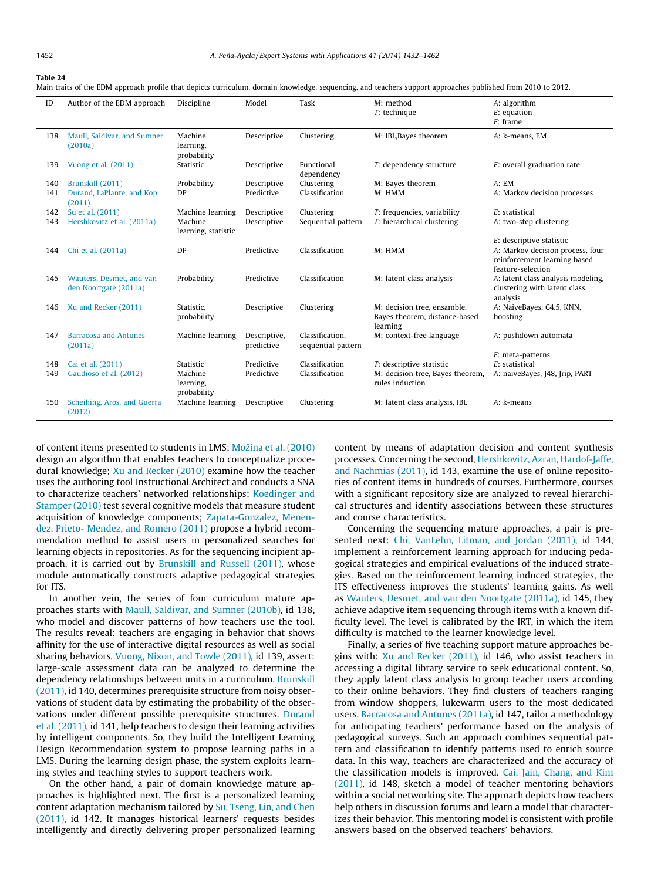**Table 24**
Main traits of the EDM approach profile that depicts curriculum, domain knowledge, sequencing, and teachers support approaches published from 2010 to 2012.

| ID | Author of the EDM approach | Discipline | Model | Task | *M*: method<br>*T*: technique | *A*: algorithm<br>*E*: equation<br>*F*: frame |
|---|---|---|---|---|---|---|
| 138 | Maull, Saldivar, and Sumner (2010a) | Machine learning, probability | Descriptive | Clustering | *M*: IBL,Bayes theorem | *A*: k-means, EM |
| 139 | Vuong et al. (2011) | Statistic | Descriptive | Functional dependency | *T*: dependency structure | *E*: overall graduation rate |
| 140 | Brunskill (2011) | Probability | Descriptive | Clustering | *M*: Bayes theorem | *A*: EM |
| 141 | Durand, LaPlante, and Kop (2011) | DP | Predictive | Classification | *M*: HMM | *A*: Markov decision processes |
| 142 | Su et al. (2011) | Machine learning | Descriptive | Clustering | *T*: frequencies, variability | *E*: statistical |
| 143 | Hershkovitz et al. (2011a) | Machine learning, statistic | Descriptive | Sequential pattern | *T*: hierarchical clustering | *A*: two-step clustering<br>*E*: descriptive statistic |
| 144 | Chi et al. (2011a) | DP | Predictive | Classification | *M*: HMM | *A*: Markov decision process, four reinforcement learning based feature-selection |
| 145 | Wauters, Desmet, and van den Noortgate (2011a) | Probability | Predictive | Classification | *M*: latent class analysis | *A*: latent class analysis modeling, clustering with latent class analysis |
| 146 | Xu and Recker (2011) | Statistic, probability | Descriptive | Clustering | *M*: decision tree, ensemble, Bayes theorem, distance-based learning | *A*: NaiveBayes, C4.5, KNN, boosting |
| 147 | Barracosa and Antunes (2011a) | Machine learning | Descriptive, predictive | Classification, sequential pattern | *M*: context-free language | *A*: pushdown automata<br>*F*: meta-patterns |
| 148 | Cai et al. (2011) | Statistic | Predictive | Classification | *T*: descriptive statistic | *E*: statistical |
| 149 | Gaudioso et al. (2012) | Machine learning, probability | Predictive | Classification | *M*: decision tree, Bayes theorem, rules induction | *A*: naiveBayes, J48, Jrip, PART |
| 150 | Scheihing, Aros, and Guerra (2012) | Machine learning | Descriptive | Clustering | *M*: latent class analysis, IBL | *A*: k-means |

of content items presented to students in LMS; Možina et al. (2010) design an algorithm that enables teachers to conceptualize procedural knowledge; Xu and Recker (2010) examine how the teacher uses the authoring tool Instructional Architect and conducts a SNA to characterize teachers' networked relationships; Koedinger and Stamper (2010) test several cognitive models that measure student acquisition of knowledge components; Zapata-Gonzalez, Menendez, Prieto- Mendez, and Romero (2011) propose a hybrid recommendation method to assist users in personalized searches for learning objects in repositories. As for the sequencing incipient approach, it is carried out by Brunskill and Russell (2011), whose module automatically constructs adaptive pedagogical strategies for ITS.

In another vein, the series of four curriculum mature approaches starts with Maull, Saldivar, and Sumner (2010b), id 138, who model and discover patterns of how teachers use the tool. The results reveal: teachers are engaging in behavior that shows affinity for the use of interactive digital resources as well as social sharing behaviors. Vuong, Nixon, and Towle (2011), id 139, assert: large-scale assessment data can be analyzed to determine the dependency relationships between units in a curriculum. Brunskill (2011), id 140, determines prerequisite structure from noisy observations of student data by estimating the probability of the observations under different possible prerequisite structures. Durand et al. (2011), id 141, help teachers to design their learning activities by intelligent components. So, they build the Intelligent Learning Design Recommendation system to propose learning paths in a LMS. During the learning design phase, the system exploits learning styles and teaching styles to support teachers work.

On the other hand, a pair of domain knowledge mature approaches is highlighted next. The first is a personalized learning content adaptation mechanism tailored by Su, Tseng, Lin, and Chen (2011), id 142. It manages historical learners' requests besides intelligently and directly delivering proper personalized learning content by means of adaptation decision and content synthesis processes. Concerning the second, Hershkovitz, Azran, Hardof-Jaffe, and Nachmias (2011), id 143, examine the use of online repositories of content items in hundreds of courses. Furthermore, courses with a significant repository size are analyzed to reveal hierarchical structures and identify associations between these structures and course characteristics.

Concerning the sequencing mature approaches, a pair is presented next: Chi, VanLehn, Litman, and Jordan (2011), id 144, implement a reinforcement learning approach for inducing pedagogical strategies and empirical evaluations of the induced strategies. Based on the reinforcement learning induced strategies, the ITS effectiveness improves the students' learning gains. As well as Wauters, Desmet, and van den Noortgate (2011a), id 145, they achieve adaptive item sequencing through items with a known difficulty level. The level is calibrated by the IRT, in which the item difficulty is matched to the learner knowledge level.

Finally, a series of five teaching support mature approaches begins with: Xu and Recker (2011), id 146, who assist teachers in accessing a digital library service to seek educational content. So, they apply latent class analysis to group teacher users according to their online behaviors. They find clusters of teachers ranging from window shoppers, lukewarm users to the most dedicated users. Barracosa and Antunes (2011a), id 147, tailor a methodology for anticipating teachers' performance based on the analysis of pedagogical surveys. Such an approach combines sequential pattern and classification to identify patterns used to enrich source data. In this way, teachers are characterized and the accuracy of the classification models is improved. Cai, Jain, Chang, and Kim (2011), id 148, sketch a model of teacher mentoring behaviors within a social networking site. The approach depicts how teachers help others in discussion forums and learn a model that characterizes their behavior. This mentoring model is consistent with profile answers based on the observed teachers' behaviors.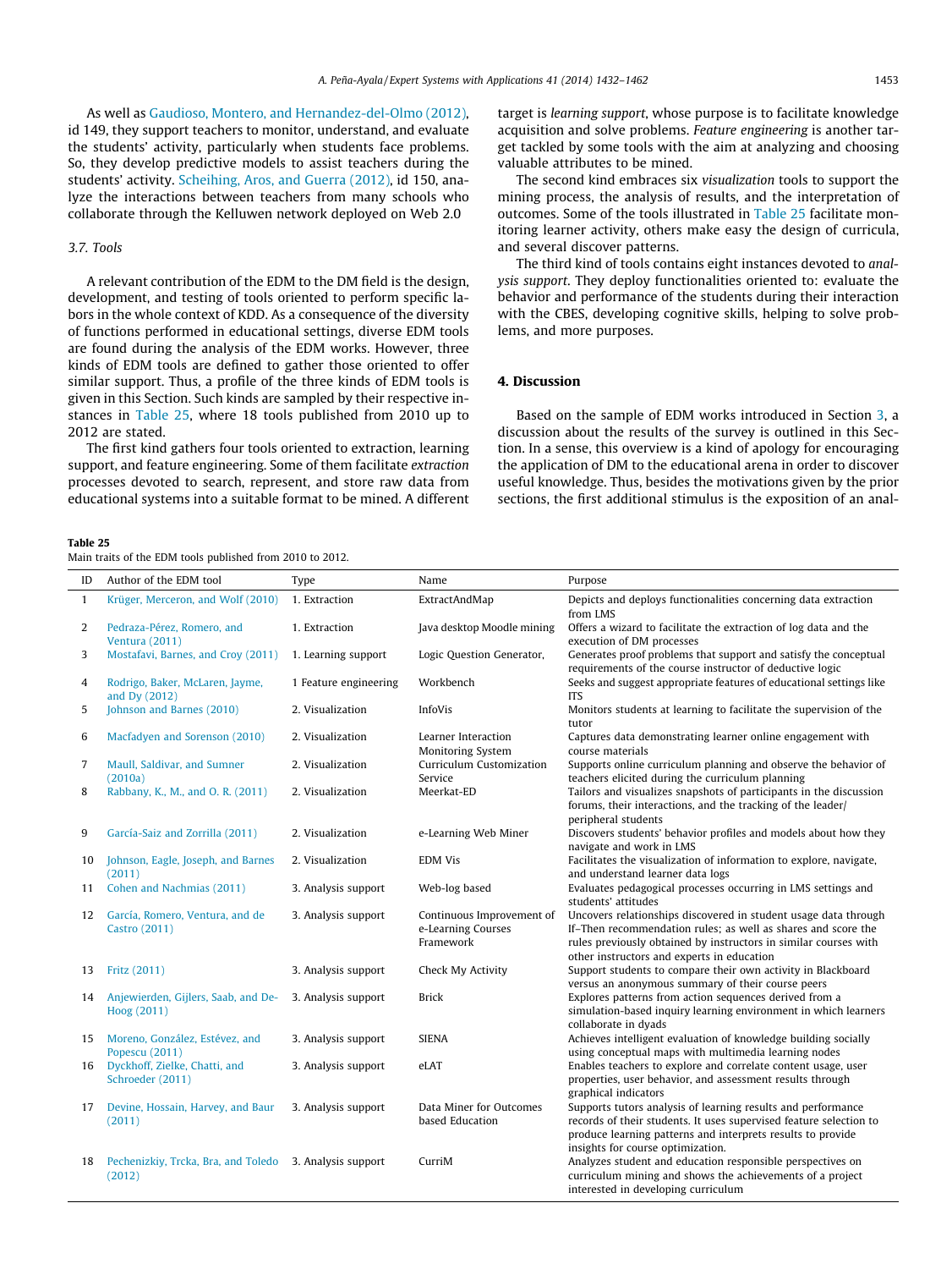As well as Gaudioso, Montero, and Hernandez-del-Olmo (2012), id 149, they support teachers to monitor, understand, and evaluate the students' activity, particularly when students face problems. So, they develop predictive models to assist teachers during the students' activity. Scheihing, Aros, and Guerra (2012), id 150, analyze the interactions between teachers from many schools who collaborate through the Kelluwen network deployed on Web 2.0

### 3.7. Tools

A relevant contribution of the EDM to the DM field is the design, development, and testing of tools oriented to perform specific labors in the whole context of KDD. As a consequence of the diversity of functions performed in educational settings, diverse EDM tools are found during the analysis of the EDM works. However, three kinds of EDM tools are defined to gather those oriented to offer similar support. Thus, a profile of the three kinds of EDM tools is given in this Section. Such kinds are sampled by their respective instances in Table 25, where 18 tools published from 2010 up to 2012 are stated.

The first kind gathers four tools oriented to extraction, learning support, and feature engineering. Some of them facilitate *extraction* processes devoted to search, represent, and store raw data from educational systems into a suitable format to be mined. A different target is *learning support*, whose purpose is to facilitate knowledge acquisition and solve problems. *Feature engineering* is another target tackled by some tools with the aim at analyzing and choosing valuable attributes to be mined.

The second kind embraces six *visualization* tools to support the mining process, the analysis of results, and the interpretation of outcomes. Some of the tools illustrated in Table 25 facilitate monitoring learner activity, others make easy the design of curricula, and several discover patterns.

The third kind of tools contains eight instances devoted to *analysis support*. They deploy functionalities oriented to: evaluate the behavior and performance of the students during their interaction with the CBES, developing cognitive skills, helping to solve problems, and more purposes.

## 4. Discussion

Based on the sample of EDM works introduced in Section 3, a discussion about the results of the survey is outlined in this Section. In a sense, this overview is a kind of apology for encouraging the application of DM to the educational arena in order to discover useful knowledge. Thus, besides the motivations given by the prior sections, the first additional stimulus is the exposition of an anal-

**Table 25**
Main traits of the EDM tools published from 2010 to 2012.

| ID | Author of the EDM tool | Type | Name | Purpose |
|---|---|---|---|---|
| 1 | Krüger, Merceron, and Wolf (2010) | 1. Extraction | ExtractAndMap | Depicts and deploys functionalities concerning data extraction from LMS |
| 2 | Pedraza-Pérez, Romero, and Ventura (2011) | 1. Extraction | Java desktop Moodle mining | Offers a wizard to facilitate the extraction of log data and the execution of DM processes |
| 3 | Mostafavi, Barnes, and Croy (2011) | 1. Learning support | Logic Question Generator, | Generates proof problems that support and satisfy the conceptual requirements of the course instructor of deductive logic |
| 4 | Rodrigo, Baker, McLaren, Jayme, and Dy (2012) | 1 Feature engineering | Workbench | Seeks and suggest appropriate features of educational settings like ITS |
| 5 | Johnson and Barnes (2010) | 2. Visualization | InfoVis | Monitors students at learning to facilitate the supervision of the tutor |
| 6 | Macfadyen and Sorenson (2010) | 2. Visualization | Learner Interaction Monitoring System | Captures data demonstrating learner online engagement with course materials |
| 7 | Maull, Saldivar, and Sumner (2010a) | 2. Visualization | Curriculum Customization Service | Supports online curriculum planning and observe the behavior of teachers elicited during the curriculum planning |
| 8 | Rabbany, K., M., and O. R. (2011) | 2. Visualization | Meerkat-ED | Tailors and visualizes snapshots of participants in the discussion forums, their interactions, and the tracking of the leader/peripheral students |
| 9 | García-Saiz and Zorrilla (2011) | 2. Visualization | e-Learning Web Miner | Discovers students' behavior profiles and models about how they navigate and work in LMS |
| 10 | Johnson, Eagle, Joseph, and Barnes (2011) | 2. Visualization | EDM Vis | Facilitates the visualization of information to explore, navigate, and understand learner data logs |
| 11 | Cohen and Nachmias (2011) | 3. Analysis support | Web-log based | Evaluates pedagogical processes occurring in LMS settings and students' attitudes |
| 12 | García, Romero, Ventura, and de Castro (2011) | 3. Analysis support | Continuous Improvement of e-Learning Courses Framework | Uncovers relationships discovered in student usage data through If–Then recommendation rules; as well as shares and score the rules previously obtained by instructors in similar courses with other instructors and experts in education |
| 13 | Fritz (2011) | 3. Analysis support | Check My Activity | Support students to compare their own activity in Blackboard versus an anonymous summary of their course peers |
| 14 | Anjewierden, Gijlers, Saab, and De-Hoog (2011) | 3. Analysis support | Brick | Explores patterns from action sequences derived from a simulation-based inquiry learning environment in which learners collaborate in dyads |
| 15 | Moreno, González, Estévez, and Popescu (2011) | 3. Analysis support | SIENA | Achieves intelligent evaluation of knowledge building socially using conceptual maps with multimedia learning nodes |
| 16 | Dyckhoff, Zielke, Chatti, and Schroeder (2011) | 3. Analysis support | eLAT | Enables teachers to explore and correlate content usage, user properties, user behavior, and assessment results through graphical indicators |
| 17 | Devine, Hossain, Harvey, and Baur (2011) | 3. Analysis support | Data Miner for Outcomes based Education | Supports tutors analysis of learning results and performance records of their students. It uses supervised feature selection to produce learning patterns and interprets results to provide insights for course optimization. |
| 18 | Pechenizkiy, Trcka, Bra, and Toledo (2012) | 3. Analysis support | CurriM | Analyzes student and education responsible perspectives on curriculum mining and shows the achievements of a project interested in developing curriculum |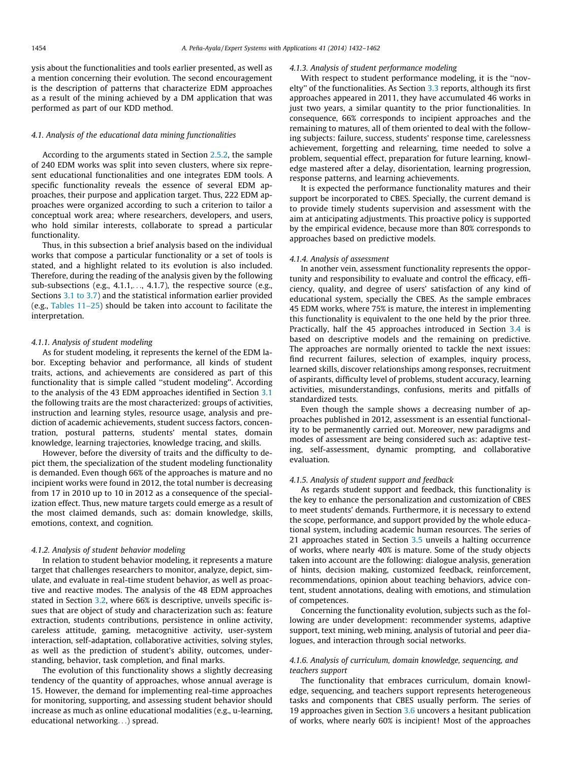ysis about the functionalities and tools earlier presented, as well as a mention concerning their evolution. The second encouragement is the description of patterns that characterize EDM approaches as a result of the mining achieved by a DM application that was performed as part of our KDD method.

### 4.1. Analysis of the educational data mining functionalities

According to the arguments stated in Section 2.5.2, the sample of 240 EDM works was split into seven clusters, where six represent educational functionalities and one integrates EDM tools. A specific functionality reveals the essence of several EDM approaches, their purpose and application target. Thus, 222 EDM approaches were organized according to such a criterion to tailor a conceptual work area; where researchers, developers, and users, who hold similar interests, collaborate to spread a particular functionality.

Thus, in this subsection a brief analysis based on the individual works that compose a particular functionality or a set of tools is stated, and a highlight related to its evolution is also included. Therefore, during the reading of the analysis given by the following sub-subsections (e.g., 4.1.1,..., 4.1.7), the respective source (e.g., Sections 3.1 to 3.7) and the statistical information earlier provided (e.g., Tables 11–25) should be taken into account to facilitate the interpretation.

#### 4.1.1. Analysis of student modeling

As for student modeling, it represents the kernel of the EDM labor. Excepting behavior and performance, all kinds of student traits, actions, and achievements are considered as part of this functionality that is simple called "student modeling". According to the analysis of the 43 EDM approaches identified in Section 3.1 the following traits are the most characterized: groups of activities, instruction and learning styles, resource usage, analysis and prediction of academic achievements, student success factors, concentration, postural patterns, students' mental states, domain knowledge, learning trajectories, knowledge tracing, and skills.

However, before the diversity of traits and the difficulty to depict them, the specialization of the student modeling functionality is demanded. Even though 66% of the approaches is mature and no incipient works were found in 2012, the total number is decreasing from 17 in 2010 up to 10 in 2012 as a consequence of the specialization effect. Thus, new mature targets could emerge as a result of the most claimed demands, such as: domain knowledge, skills, emotions, context, and cognition.

#### 4.1.2. Analysis of student behavior modeling

In relation to student behavior modeling, it represents a mature target that challenges researchers to monitor, analyze, depict, simulate, and evaluate in real-time student behavior, as well as proactive and reactive modes. The analysis of the 48 EDM approaches stated in Section 3.2, where 66% is descriptive, unveils specific issues that are object of study and characterization such as: feature extraction, students contributions, persistence in online activity, careless attitude, gaming, metacognitive activity, user-system interaction, self-adaptation, collaborative activities, solving styles, as well as the prediction of student's ability, outcomes, understanding, behavior, task completion, and final marks.

The evolution of this functionality shows a slightly decreasing tendency of the quantity of approaches, whose annual average is 15. However, the demand for implementing real-time approaches for monitoring, supporting, and assessing student behavior should increase as much as online educational modalities (e.g., u-learning, educational networking...) spread.

#### 4.1.3. Analysis of student performance modeling

With respect to student performance modeling, it is the "novelty" of the functionalities. As Section 3.3 reports, although its first approaches appeared in 2011, they have accumulated 46 works in just two years, a similar quantity to the prior functionalities. In consequence, 66% corresponds to incipient approaches and the remaining to matures, all of them oriented to deal with the following subjects: failure, success, students' response time, carelessness achievement, forgetting and relearning, time needed to solve a problem, sequential effect, preparation for future learning, knowledge mastered after a delay, disorientation, learning progression, response patterns, and learning achievements.

It is expected the performance functionality matures and their support be incorporated to CBES. Specially, the current demand is to provide timely students supervision and assessment with the aim at anticipating adjustments. This proactive policy is supported by the empirical evidence, because more than 80% corresponds to approaches based on predictive models.

#### 4.1.4. Analysis of assessment

In another vein, assessment functionality represents the opportunity and responsibility to evaluate and control the efficacy, efficiency, quality, and degree of users' satisfaction of any kind of educational system, specially the CBES. As the sample embraces 45 EDM works, where 75% is mature, the interest in implementing this functionality is equivalent to the one held by the prior three. Practically, half the 45 approaches introduced in Section 3.4 is based on descriptive models and the remaining on predictive. The approaches are normally oriented to tackle the next issues: find recurrent failures, selection of examples, inquiry process, learned skills, discover relationships among responses, recruitment of aspirants, difficulty level of problems, student accuracy, learning activities, misunderstandings, confusions, merits and pitfalls of standardized tests.

Even though the sample shows a decreasing number of approaches published in 2012, assessment is an essential functionality to be permanently carried out. Moreover, new paradigms and modes of assessment are being considered such as: adaptive testing, self-assessment, dynamic prompting, and collaborative evaluation.

#### 4.1.5. Analysis of student support and feedback

As regards student support and feedback, this functionality is the key to enhance the personalization and customization of CBES to meet students' demands. Furthermore, it is necessary to extend the scope, performance, and support provided by the whole educational system, including academic human resources. The series of 21 approaches stated in Section 3.5 unveils a halting occurrence of works, where nearly 40% is mature. Some of the study objects taken into account are the following: dialogue analysis, generation of hints, decision making, customized feedback, reinforcement, recommendations, opinion about teaching behaviors, advice content, student annotations, dealing with emotions, and stimulation of competences.

Concerning the functionality evolution, subjects such as the following are under development: recommender systems, adaptive support, text mining, web mining, analysis of tutorial and peer dialogues, and interaction through social networks.

#### 4.1.6. Analysis of curriculum, domain knowledge, sequencing, and teachers support

The functionality that embraces curriculum, domain knowledge, sequencing, and teachers support represents heterogeneous tasks and components that CBES usually perform. The series of 19 approaches given in Section 3.6 uncovers a hesitant publication of works, where nearly 60% is incipient! Most of the approaches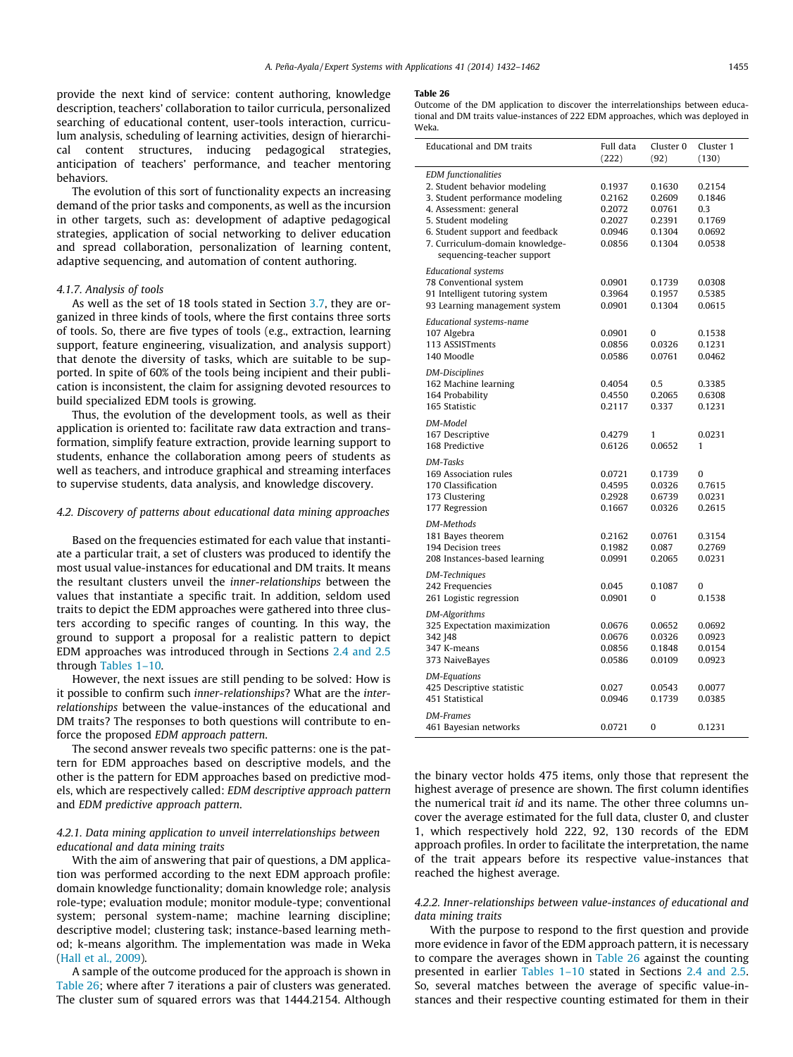provide the next kind of service: content authoring, knowledge description, teachers' collaboration to tailor curricula, personalized searching of educational content, user-tools interaction, curriculum analysis, scheduling of learning activities, design of hierarchical content structures, inducing pedagogical strategies, anticipation of teachers' performance, and teacher mentoring behaviors.

The evolution of this sort of functionality expects an increasing demand of the prior tasks and components, as well as the incursion in other targets, such as: development of adaptive pedagogical strategies, application of social networking to deliver education and spread collaboration, personalization of learning content, adaptive sequencing, and automation of content authoring.

#### 4.1.7. Analysis of tools

As well as the set of 18 tools stated in Section 3.7, they are organized in three kinds of tools, where the first contains three sorts of tools. So, there are five types of tools (e.g., extraction, learning support, feature engineering, visualization, and analysis support) that denote the diversity of tasks, which are suitable to be supported. In spite of 60% of the tools being incipient and their publication is inconsistent, the claim for assigning devoted resources to build specialized EDM tools is growing.

Thus, the evolution of the development tools, as well as their application is oriented to: facilitate raw data extraction and transformation, simplify feature extraction, provide learning support to students, enhance the collaboration among peers of students as well as teachers, and introduce graphical and streaming interfaces to supervise students, data analysis, and knowledge discovery.

### 4.2. Discovery of patterns about educational data mining approaches

Based on the frequencies estimated for each value that instantiate a particular trait, a set of clusters was produced to identify the most usual value-instances for educational and DM traits. It means the resultant clusters unveil the *inner-relationships* between the values that instantiate a specific trait. In addition, seldom used traits to depict the EDM approaches were gathered into three clusters according to specific ranges of counting. In this way, the ground to support a proposal for a realistic pattern to depict EDM approaches was introduced through in Sections 2.4 and 2.5 through Tables 1–10.

However, the next issues are still pending to be solved: How is it possible to confirm such *inner-relationships*? What are the *inter-relationships* between the value-instances of the educational and DM traits? The responses to both questions will contribute to enforce the proposed *EDM approach pattern*.

The second answer reveals two specific patterns: one is the pattern for EDM approaches based on descriptive models, and the other is the pattern for EDM approaches based on predictive models, which are respectively called: *EDM descriptive approach pattern* and *EDM predictive approach pattern*.

#### 4.2.1. Data mining application to unveil interrelationships between educational and data mining traits

With the aim of answering that pair of questions, a DM application was performed according to the next EDM approach profile: domain knowledge functionality; domain knowledge role; analysis role-type; evaluation module; monitor module-type; conventional system; personal system-name; machine learning discipline; descriptive model; clustering task; instance-based learning method; k-means algorithm. The implementation was made in Weka (Hall et al., 2009).

A sample of the outcome produced for the approach is shown in Table 26; where after 7 iterations a pair of clusters was generated. The cluster sum of squared errors was that 1444.2154. Although the binary vector holds 475 items, only those that represent the highest average of presence are shown. The first column identifies the numerical trait *id* and its name. The other three columns uncover the average estimated for the full data, cluster 0, and cluster 1, which respectively hold 222, 92, 130 records of the EDM approach profiles. In order to facilitate the interpretation, the name of the trait appears before its respective value-instances that reached the highest average.

**Table 26**
Outcome of the DM application to discover the interrelationships between educational and DM traits value-instances of 222 EDM approaches, which was deployed in Weka.

| Educational and DM traits | Full data (222) | Cluster 0 (92) | Cluster 1 (130) |
|---|---|---|---|
| *EDM functionalities* | | | |
| 2. Student behavior modeling | 0.1937 | 0.1630 | 0.2154 |
| 3. Student performance modeling | 0.2162 | 0.2609 | 0.1846 |
| 4. Assessment: general | 0.2072 | 0.0761 | 0.3 |
| 5. Student modeling | 0.2027 | 0.2391 | 0.1769 |
| 6. Student support and feedback | 0.0946 | 0.1304 | 0.0692 |
| 7. Curriculum-domain knowledge-sequencing-teacher support | 0.0856 | 0.1304 | 0.0538 |
| *Educational systems* | | | |
| 78 Conventional system | 0.0901 | 0.1739 | 0.0308 |
| 91 Intelligent tutoring system | 0.3964 | 0.1957 | 0.5385 |
| 93 Learning management system | 0.0901 | 0.1304 | 0.0615 |
| *Educational systems-name* | | | |
| 107 Algebra | 0.0901 | 0 | 0.1538 |
| 113 ASSISTments | 0.0856 | 0.0326 | 0.1231 |
| 140 Moodle | 0.0586 | 0.0761 | 0.0462 |
| *DM-Disciplines* | | | |
| 162 Machine learning | 0.4054 | 0.5 | 0.3385 |
| 164 Probability | 0.4550 | 0.2065 | 0.6308 |
| 165 Statistic | 0.2117 | 0.337 | 0.1231 |
| *DM-Model* | | | |
| 167 Descriptive | 0.4279 | 1 | 0.0231 |
| 168 Predictive | 0.6126 | 0.0652 | 1 |
| *DM-Tasks* | | | |
| 169 Association rules | 0.0721 | 0.1739 | 0 |
| 170 Classification | 0.4595 | 0.0326 | 0.7615 |
| 173 Clustering | 0.2928 | 0.6739 | 0.0231 |
| 177 Regression | 0.1667 | 0.0326 | 0.2615 |
| *DM-Methods* | | | |
| 181 Bayes theorem | 0.2162 | 0.0761 | 0.3154 |
| 194 Decision trees | 0.1982 | 0.087 | 0.2769 |
| 208 Instances-based learning | 0.0991 | 0.2065 | 0.0231 |
| *DM-Techniques* | | | |
| 242 Frequencies | 0.045 | 0.1087 | 0 |
| 261 Logistic regression | 0.0901 | 0 | 0.1538 |
| *DM-Algorithms* | | | |
| 325 Expectation maximization | 0.0676 | 0.0652 | 0.0692 |
| 342 J48 | 0.0676 | 0.0326 | 0.0923 |
| 347 K-means | 0.0856 | 0.1848 | 0.0154 |
| 373 NaiveBayes | 0.0586 | 0.0109 | 0.0923 |
| *DM-Equations* | | | |
| 425 Descriptive statistic | 0.027 | 0.0543 | 0.0077 |
| 451 Statistical | 0.0946 | 0.1739 | 0.0385 |
| *DM-Frames* | | | |
| 461 Bayesian networks | 0.0721 | 0 | 0.1231 |

#### 4.2.2. Inner-relationships between value-instances of educational and data mining traits

With the purpose to respond to the first question and provide more evidence in favor of the EDM approach pattern, it is necessary to compare the averages shown in Table 26 against the counting presented in earlier Tables 1–10 stated in Sections 2.4 and 2.5. So, several matches between the average of specific value-instances and their respective counting estimated for them in their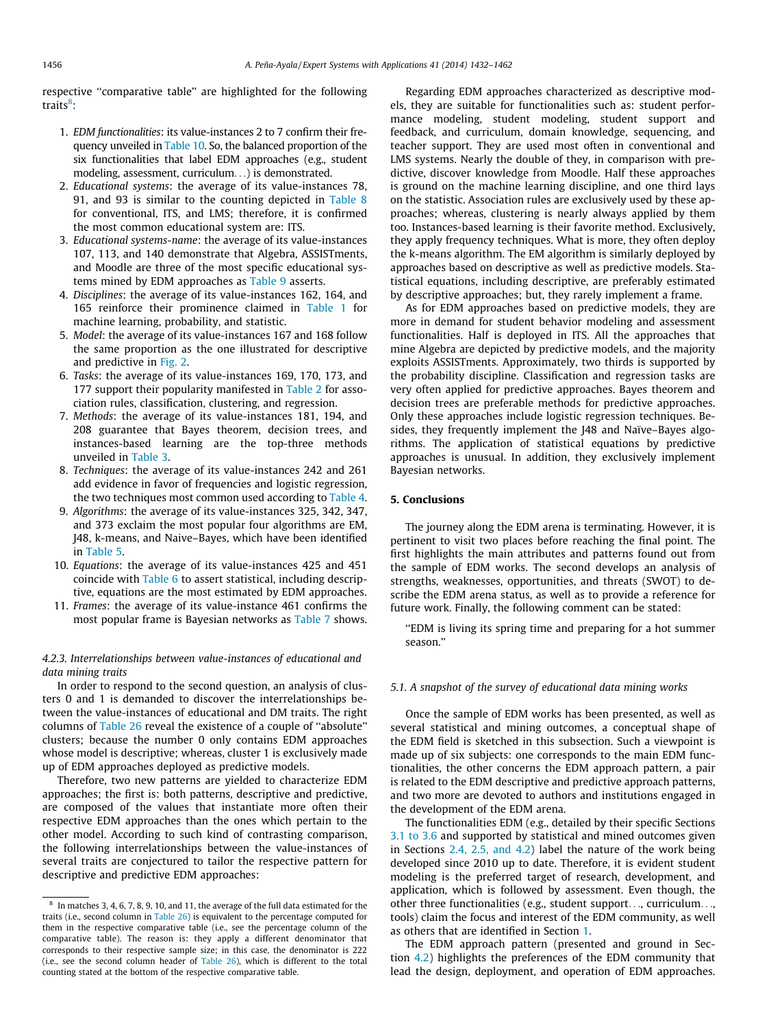respective "comparative table" are highlighted for the following traits[8]:

1. *EDM functionalities*: its value-instances 2 to 7 confirm their frequency unveiled in Table 10. So, the balanced proportion of the six functionalities that label EDM approaches (e.g., student modeling, assessment, curriculum...) is demonstrated.
2. *Educational systems*: the average of its value-instances 78, 91, and 93 is similar to the counting depicted in Table 8 for conventional, ITS, and LMS; therefore, it is confirmed the most common educational system are: ITS.
3. *Educational systems-name*: the average of its value-instances 107, 113, and 140 demonstrate that Algebra, ASSISTments, and Moodle are three of the most specific educational systems mined by EDM approaches as Table 9 asserts.
4. *Disciplines*: the average of its value-instances 162, 164, and 165 reinforce their prominence claimed in Table 1 for machine learning, probability, and statistic.
5. *Model*: the average of its value-instances 167 and 168 follow the same proportion as the one illustrated for descriptive and predictive in Fig. 2.
6. *Tasks*: the average of its value-instances 169, 170, 173, and 177 support their popularity manifested in Table 2 for association rules, classification, clustering, and regression.
7. *Methods*: the average of its value-instances 181, 194, and 208 guarantee that Bayes theorem, decision trees, and instances-based learning are the top-three methods unveiled in Table 3.
8. *Techniques*: the average of its value-instances 242 and 261 add evidence in favor of frequencies and logistic regression, the two techniques most common used according to Table 4.
9. *Algorithms*: the average of its value-instances 325, 342, 347, and 373 exclaim the most popular four algorithms are EM, J48, k-means, and Naive–Bayes, which have been identified in Table 5.
10. *Equations*: the average of its value-instances 425 and 451 coincide with Table 6 to assert statistical, including descriptive, equations are the most estimated by EDM approaches.
11. *Frames*: the average of its value-instance 461 confirms the most popular frame is Bayesian networks as Table 7 shows.

#### 4.2.3. Interrelationships between value-instances of educational and data mining traits

In order to respond to the second question, an analysis of clusters 0 and 1 is demanded to discover the interrelationships between the value-instances of educational and DM traits. The right columns of Table 26 reveal the existence of a couple of "absolute" clusters; because the number 0 only contains EDM approaches whose model is descriptive; whereas, cluster 1 is exclusively made up of EDM approaches deployed as predictive models.

Therefore, two new patterns are yielded to characterize EDM approaches; the first is: both patterns, descriptive and predictive, are composed of the values that instantiate more often their respective EDM approaches than the ones which pertain to the other model. According to such kind of contrasting comparison, the following interrelationships between the value-instances of several traits are conjectured to tailor the respective pattern for descriptive and predictive EDM approaches:

Regarding EDM approaches characterized as descriptive models, they are suitable for functionalities such as: student performance modeling, student modeling, student support and feedback, and curriculum, domain knowledge, sequencing, and teacher support. They are used most often in conventional and LMS systems. Nearly the double of they, in comparison with predictive, discover knowledge from Moodle. Half these approaches is ground on the machine learning discipline, and one third lays on the statistic. Association rules are exclusively used by these approaches; whereas, clustering is nearly always applied by them too. Instances-based learning is their favorite method. Exclusively, they apply frequency techniques. What is more, they often deploy the k-means algorithm. The EM algorithm is similarly deployed by approaches based on descriptive as well as predictive models. Statistical equations, including descriptive, are preferably estimated by descriptive approaches; but, they rarely implement a frame.

As for EDM approaches based on predictive models, they are more in demand for student behavior modeling and assessment functionalities. Half is deployed in ITS. All the approaches that mine Algebra are depicted by predictive models, and the majority exploits ASSISTments. Approximately, two thirds is supported by the probability discipline. Classification and regression tasks are very often applied for predictive approaches. Bayes theorem and decision trees are preferable methods for predictive approaches. Only these approaches include logistic regression techniques. Besides, they frequently implement the J48 and Naïve–Bayes algorithms. The application of statistical equations by predictive approaches is unusual. In addition, they exclusively implement Bayesian networks.

## 5. Conclusions

The journey along the EDM arena is terminating. However, it is pertinent to visit two places before reaching the final point. The first highlights the main attributes and patterns found out from the sample of EDM works. The second develops an analysis of strengths, weaknesses, opportunities, and threats (SWOT) to describe the EDM arena status, as well as to provide a reference for future work. Finally, the following comment can be stated:

> "EDM is living its spring time and preparing for a hot summer season."

### 5.1. A snapshot of the survey of educational data mining works

Once the sample of EDM works has been presented, as well as several statistical and mining outcomes, a conceptual shape of the EDM field is sketched in this subsection. Such a viewpoint is made up of six subjects: one corresponds to the main EDM functionalities, the other concerns the EDM approach pattern, a pair is related to the EDM descriptive and predictive approach patterns, and two more are devoted to authors and institutions engaged in the development of the EDM arena.

The functionalities EDM (e.g., detailed by their specific Sections 3.1 to 3.6 and supported by statistical and mined outcomes given in Sections 2.4, 2.5, and 4.2) label the nature of the work being developed since 2010 up to date. Therefore, it is evident student modeling is the preferred target of research, development, and application, which is followed by assessment. Even though, the other three functionalities (e.g., student support..., curriculum..., tools) claim the focus and interest of the EDM community, as well as others that are identified in Section 1.

The EDM approach pattern (presented and ground in Section 4.2) highlights the preferences of the EDM community that lead the design, deployment, and operation of EDM approaches.

---

[8] In matches 3, 4, 6, 7, 8, 9, 10, and 11, the average of the full data estimated for the traits (i.e., second column in Table 26) is equivalent to the percentage computed for them in the respective comparative table (i.e., see the percentage column of the comparative table). The reason is: they apply a different denominator that corresponds to their respective sample size; in this case, the denominator is 222 (i.e., see the second column header of Table 26), which is different to the total counting stated at the bottom of the respective comparative table.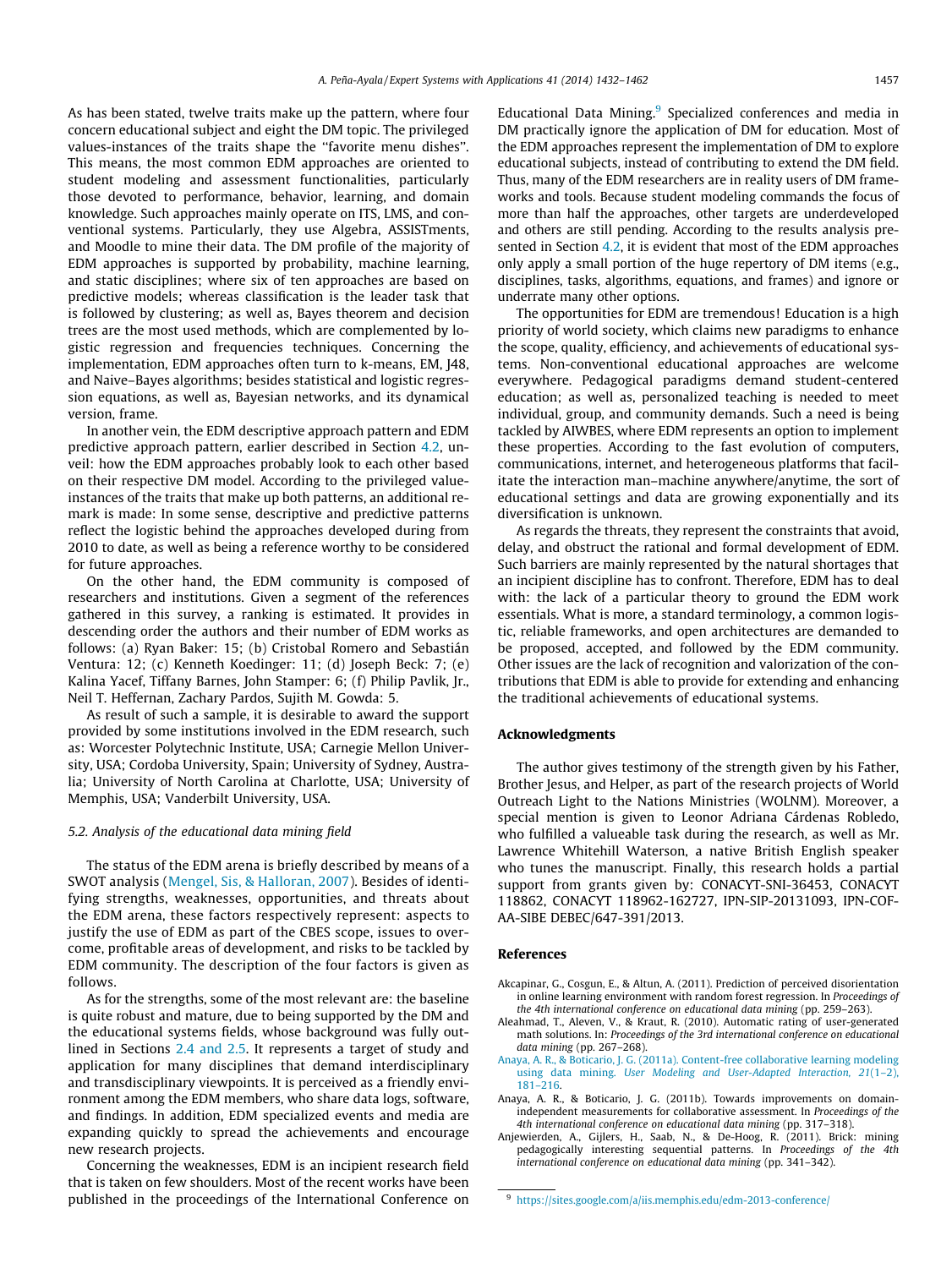As has been stated, twelve traits make up the pattern, where four concern educational subject and eight the DM topic. The privileged values-instances of the traits shape the "favorite menu dishes". This means, the most common EDM approaches are oriented to student modeling and assessment functionalities, particularly those devoted to performance, behavior, learning, and domain knowledge. Such approaches mainly operate on ITS, LMS, and conventional systems. Particularly, they use Algebra, ASSISTments, and Moodle to mine their data. The DM profile of the majority of EDM approaches is supported by probability, machine learning, and static disciplines; where six of ten approaches are based on predictive models; whereas classification is the leader task that is followed by clustering; as well as, Bayes theorem and decision trees are the most used methods, which are complemented by logistic regression and frequencies techniques. Concerning the implementation, EDM approaches often turn to k-means, EM, J48, and Naive–Bayes algorithms; besides statistical and logistic regression equations, as well as, Bayesian networks, and its dynamical version, frame.

In another vein, the EDM descriptive approach pattern and EDM predictive approach pattern, earlier described in Section 4.2, unveil: how the EDM approaches probably look to each other based on their respective DM model. According to the privileged value-instances of the traits that make up both patterns, an additional remark is made: In some sense, descriptive and predictive patterns reflect the logistic behind the approaches developed during from 2010 to date, as well as being a reference worthy to be considered for future approaches.

On the other hand, the EDM community is composed of researchers and institutions. Given a segment of the references gathered in this survey, a ranking is estimated. It provides in descending order the authors and their number of EDM works as follows: (a) Ryan Baker: 15; (b) Cristobal Romero and Sebastián Ventura: 12; (c) Kenneth Koedinger: 11; (d) Joseph Beck: 7; (e) Kalina Yacef, Tiffany Barnes, John Stamper: 6; (f) Philip Pavlik, Jr., Neil T. Heffernan, Zachary Pardos, Sujith M. Gowda: 5.

As result of such a sample, it is desirable to award the support provided by some institutions involved in the EDM research, such as: Worcester Polytechnic Institute, USA; Carnegie Mellon University, USA; Cordoba University, Spain; University of Sydney, Australia; University of North Carolina at Charlotte, USA; University of Memphis, USA; Vanderbilt University, USA.

### 5.2. Analysis of the educational data mining field

The status of the EDM arena is briefly described by means of a SWOT analysis (Mengel, Sis, & Halloran, 2007). Besides of identifying strengths, weaknesses, opportunities, and threats about the EDM arena, these factors respectively represent: aspects to justify the use of EDM as part of the CBES scope, issues to overcome, profitable areas of development, and risks to be tackled by EDM community. The description of the four factors is given as follows.

As for the strengths, some of the most relevant are: the baseline is quite robust and mature, due to being supported by the DM and the educational systems fields, whose background was fully outlined in Sections 2.4 and 2.5. It represents a target of study and application for many disciplines that demand interdisciplinary and transdisciplinary viewpoints. It is perceived as a friendly environment among the EDM members, who share data logs, software, and findings. In addition, EDM specialized events and media are expanding quickly to spread the achievements and encourage new research projects.

Concerning the weaknesses, EDM is an incipient research field that is taken on few shoulders. Most of the recent works have been published in the proceedings of the International Conference on Educational Data Mining.[9] Specialized conferences and media in DM practically ignore the application of DM for education. Most of the EDM approaches represent the implementation of DM to explore educational subjects, instead of contributing to extend the DM field. Thus, many of the EDM researchers are in reality users of DM frameworks and tools. Because student modeling commands the focus of more than half the approaches, other targets are underdeveloped and others are still pending. According to the results analysis presented in Section 4.2, it is evident that most of the EDM approaches only apply a small portion of the huge repertory of DM items (e.g., disciplines, tasks, algorithms, equations, and frames) and ignore or underrate many other options.

The opportunities for EDM are tremendous! Education is a high priority of world society, which claims new paradigms to enhance the scope, quality, efficiency, and achievements of educational systems. Non-conventional educational approaches are welcome everywhere. Pedagogical paradigms demand student-centered education; as well as, personalized teaching is needed to meet individual, group, and community demands. Such a need is being tackled by AIWBES, where EDM represents an option to implement these properties. According to the fast evolution of computers, communications, internet, and heterogeneous platforms that facilitate the interaction man–machine anywhere/anytime, the sort of educational settings and data are growing exponentially and its diversification is unknown.

As regards the threats, they represent the constraints that avoid, delay, and obstruct the rational and formal development of EDM. Such barriers are mainly represented by the natural shortages that an incipient discipline has to confront. Therefore, EDM has to deal with: the lack of a particular theory to ground the EDM work essentials. What is more, a standard terminology, a common logistic, reliable frameworks, and open architectures are demanded to be proposed, accepted, and followed by the EDM community. Other issues are the lack of recognition and valorization of the contributions that EDM is able to provide for extending and enhancing the traditional achievements of educational systems.

## Acknowledgments

The author gives testimony of the strength given by his Father, Brother Jesus, and Helper, as part of the research projects of World Outreach Light to the Nations Ministries (WOLNM). Moreover, a special mention is given to Leonor Adriana Cárdenas Robledo, who fulfilled a valueable task during the research, as well as Mr. Lawrence Whitehill Waterson, a native British English speaker who tunes the manuscript. Finally, this research holds a partial support from grants given by: CONACYT-SNI-36453, CONACYT 118862, CONACYT 118962-162727, IPN-SIP-20131093, IPN-COF-AA-SIBE DEBEC/647-391/2013.

## References

Akcapinar, G., Cosgun, E., & Altun, A. (2011). Prediction of perceived disorientation in online learning environment with random forest regression. In *Proceedings of the 4th international conference on educational data mining* (pp. 259–263).

Aleahmad, T., Aleven, V., & Kraut, R. (2010). Automatic rating of user-generated math solutions. In: *Proceedings of the 3rd international conference on educational data mining* (pp. 267–268).

Anaya, A. R., & Boticario, J. G. (2011a). Content-free collaborative learning modeling using data mining. *User Modeling and User-Adapted Interaction, 21*(1–2), 181–216.

Anaya, A. R., & Boticario, J. G. (2011b). Towards improvements on domain-independent measurements for collaborative assessment. In *Proceedings of the 4th international conference on educational data mining* (pp. 317–318).

Anjewierden, A., Gijlers, H., Saab, N., & De-Hoog, R. (2011). Brick: mining pedagogically interesting sequential patterns. In *Proceedings of the 4th international conference on educational data mining* (pp. 341–342).

[9] https://sites.google.com/a/iis.memphis.edu/edm-2013-conference/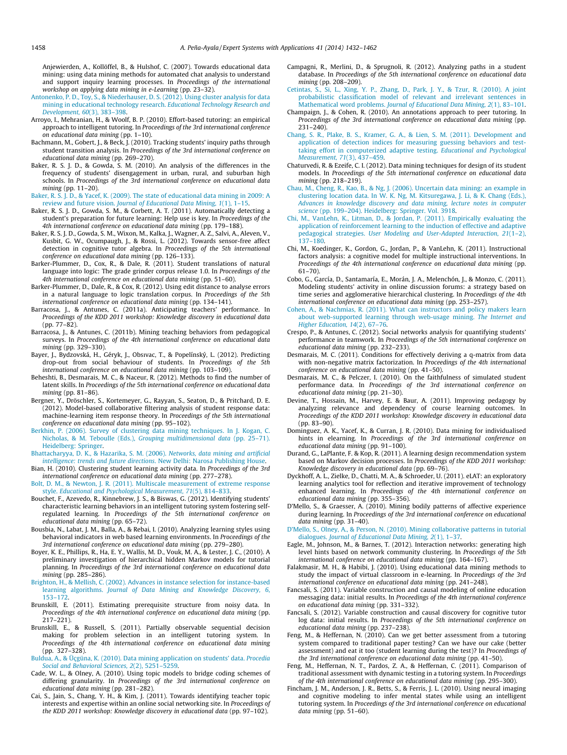Anjewierden, A., Kollöffel, B., & Hulshof, C. (2007). Towards educational data mining: using data mining methods for automated chat analysis to understand and support inquiry learning processes. In *Proceedings of the international workshop on applying data mining in e-Learning* (pp. 23–32).

Antonenko, P. D., Toy, S., & Niederhauser, D. S. (2012). Using cluster analysis for data mining in educational technology research. *Educational Technology Research and Development, 60*(3), 383–398.

Arroyo, I., Mehranian, H., & Woolf, B. P. (2010). Effort-based tutoring: an empirical approach to intelligent tutoring. In *Proceedings of the 3rd international conference on educational data mining* (pp. 1–10).

Bachmann, M., Gobert, J., & Beck, J. (2010). Tracking students' inquiry paths through student transition analysis. In *Proceedings of the 3rd international conference on educational data mining* (pp. 269–270).

Baker, R. S. J. D., & Gowda, S. M. (2010). An analysis of the differences in the frequency of students' disengagement in urban, rural, and suburban high schools. In *Proceedings of the 3rd international conference on educational data mining* (pp. 11–20).

Baker, R. S. J. D., & Yacef, K. (2009). The state of educational data mining in 2009: A review and future vision. *Journal of Educational Data Mining, 1*(1), 1–15.

Baker, R. S. J. D., Gowda, S. M., & Corbett, A. T. (2011). Automatically detecting a student's preparation for future learning: Help use is key. In *Proceedings of the 4th international conference on educational data mining* (pp. 179–188).

Baker, R. S. J. D., Gowda, S. M., Wixon, M., Kalka, J., Wagner, A. Z., Salvi, A., Aleven, V., Kusbit, G. W., Ocumpaugh, J., & Rossi, L. (2012). Towards sensor-free affect detection in cognitive tutor algebra. In *Proceedings of the 5th international conference on educational data mining* (pp. 126–133).

Barker-Plummer, D., Cox, R., & Dale, R. (2011). Student translations of natural language into logic: The grade grinder corpus release 1.0. In *Proceedings of the 4th international conference on educational data mining* (pp. 51–60).

Barker-Plummer, D., Dale, R., & Cox, R. (2012). Using edit distance to analyse errors in a natural language to logic translation corpus. In *Proceedings of the 5th international conference on educational data mining* (pp. 134–141).

Barracosa, J., & Antunes, C. (2011a). Anticipating teachers' performance. In *Proceedings of the KDD 2011 workshop: Knowledge discovery in educational data* (pp. 77–82).

Barracosa, J., & Antunes, C. (2011b). Mining teaching behaviors from pedagogical surveys. In *Proceedings of the 4th international conference on educational data mining* (pp. 329–330).

Bayer, J., Bydzovská, H., Géryk, J., Obsıvac, T., & Popelínský, L. (2012). Predicting drop-out from social behaviour of students. In *Proceedings of the 5th international conference on educational data mining* (pp. 103–109).

Beheshti, B., Desmarais, M. C., & Naceur, R. (2012). Methods to find the number of latent skills. In *Proceedings of the 5th international conference on educational data mining* (pp. 81–86).

Bergner, Y., Dröschler, S., Kortemeyer, G., Rayyan, S., Seaton, D., & Pritchard, D. E. (2012). Model-based collaborative filtering analysis of student response data: machine-learning item response theory. In *Proceedings of the 5th international conference on educational data mining* (pp. 95–102).

Berkhin, P. (2006). Survey of clustering data mining techniques. In J. Kogan, C. Nicholas, & M. Teboulle (Eds.), *Grouping multidimensional data* (pp. 25–71). Heidelberg: Springer.

Bhattacharyya, D. K., & Hazarika, S. M. (2006). *Networks, data mining and artificial intelligence: trends and future directions*. New Delhi: Narosa Publishing House.

Bian, H. (2010). Clustering student learning activity data. In *Proceedings of the 3rd international conference on educational data mining* (pp. 277–278).

Bolt, D. M., & Newton, J. R. (2011). Multiscale measurement of extreme response style. *Educational and Psychological Measurement, 71*(5), 814–833.

Bouchet, F., Azevedo, R., Kinnebrew, J. S., & Biswas, G. (2012). Identifying students' characteristic learning behaviors in an intelligent tutoring system fostering self-regulated learning. In *Proceedings of the 5th international conference on educational data mining* (pp. 65–72).

Bousbia, N., Labat, J. M., Balla, A., & Rebai, I. (2010). Analyzing learning styles using behavioral indicators in web based learning environments. In *Proceedings of the 3rd international conference on educational data mining* (pp. 279–280).

Boyer, K. E., Phillips, R., Ha, E. Y., Wallis, M. D., Vouk, M. A., & Lester, J. C., (2010). A preliminary investigation of hierarchical hidden Markov models for tutorial planning. In *Proceedings of the 3rd international conference on educational data mining* (pp. 285–286).

Brighton, H., & Mellish, C. (2002). Advances in instance selection for instance-based learning algorithms. *Journal of Data Mining and Knowledge Discovery, 6*, 153–172.

Brunskill, E. (2011). Estimating prerequisite structure from noisy data. In *Proceedings of the 4th international conference on educational data mining* (pp. 217–221).

Brunskill, E., & Russell, S. (2011). Partially observable sequential decision making for problem selection in an intelligent tutoring system. In *Proceedings of the 4th international conference on educational data mining* (pp. 327–328).

Buldua, A., & Üçgüna, K. (2010). Data mining application on students' data. *Procedia Social and Behavioral Sciences, 2*(2), 5251–5259.

Cade, W. L., & Olney, A. (2010). Using topic models to bridge coding schemes of differing granularity. In *Proceedings of the 3rd international conference on educational data mining* (pp. 281–282).

Cai, S., Jain, S., Chang, Y. H., & Kim, J. (2011). Towards identifying teacher topic interests and expertise within an online social networking site. In *Proceedings of the KDD 2011 workshop: Knowledge discovery in educational data* (pp. 97–102).

Campagni, R., Merlini, D., & Sprugnoli, R. (2012). Analyzing paths in a student database. In *Proceedings of the 5th international conference on educational data mining* (pp. 208–209).

Cetintas, S., Si, L., Xing, Y. P., Zhang, D., Park, J. Y., & Tzur, R. (2010). A joint probabilistic classification model of relevant and irrelevant sentences in Mathematical word problems. *Journal of Educational Data Mining, 2*(1), 83–101.

Champaign, J., & Cohen, R. (2010). An annotations approach to peer tutoring. In *Proceedings of the 3rd international conference on educational data mining* (pp. 231–240).

Chang, S. R., Plake, B. S., Kramer, G. A., & Lien, S. M. (2011). Development and application of detection indices for measuring guessing behaviors and test-taking effort in computerized adaptive testing. *Educational and Psychological Measurement, 71*(3), 437–459.

Chaturvedi, R. & Ezeife, C. I. (2012). Data mining techniques for design of its student models. In *Proceedings of the 5th international conference on educational data mining* (pp. 218–219).

Chau, M., Cheng, R., Kao, B., & Ng, J. (2006). Uncertain data mining: an example in clustering location data. In W. K. Ng, M. Kitsuregawa, J. Li, & K. Chang (Eds.), *Advances in knowledge discovery and data mining, lecture notes in computer science* (pp. 199–204). Heidelberg: Springer. Vol. 3918.

Chi, M., VanLehn, K., Litman, D., & Jordan, P. (2011). Empirically evaluating the application of reinforcement learning to the induction of effective and adaptive pedagogical strategies. *User Modeling and User-Adapted Interaction, 21*(1–2), 137–180.

Chi, M., Koedinger, K., Gordon, G., Jordan, P., & VanLehn, K. (2011). Instructional factors analysis: a cognitive model for multiple instructional interventions. In *Proceedings of the 4th international conference on educational data mining* (pp. 61–70).

Cobo, G., García, D., Santamaría, E., Morán, J. A., Melenchón, J., & Monzo, C. (2011). Modeling students' activity in online discussion forums: a strategy based on time series and agglomerative hierarchical clustering. In *Proceedings of the 4th international conference on educational data mining* (pp. 253–257).

Cohen, A., & Nachmias, R. (2011). What can instructors and policy makers learn about web-supported learning through web-usage mining. *The Internet and Higher Education, 14*(2), 67–76.

Crespo, P., & Antunes, C. (2012). Social networks analysis for quantifying students' performance in teamwork. In *Proceedings of the 5th international conference on educational data mining* (pp. 232–233).

Desmarais, M. C. (2011). Conditions for effectively deriving a q-matrix from data with non-negative matrix factorization. In *Proceedings of the 4th international conference on educational data mining* (pp. 41–50).

Desmarais, M. C., & Pelczer, I. (2010). On the faithfulness of simulated student performance data. In *Proceedings of the 3rd international conference on educational data mining* (pp. 21–30).

Devine, T., Hossain, M., Harvey, E. & Baur, A. (2011). Improving pedagogy by analyzing relevance and dependency of course learning outcomes. In *Proceedings of the KDD 2011 workshop: Knowledge discovery in educational data* (pp. 83–90).

Dominguez, A. K., Yacef, K., & Curran, J. R. (2010). Data mining for individualised hints in elearning. In *Proceedings of the 3rd international conference on educational data mining* (pp. 91–100).

Durand, G., LaPlante, F. & Kop, R. (2011). A learning design recommendation system based on Markov decision processes. In *Proceedings of the KDD 2011 workshop: Knowledge discovery in educational data* (pp. 69–76).

Dyckhoff, A. L., Zielke, D., Chatti, M. A., & Schroeder, U. (2011). eLAT: an exploratory learning analytics tool for reflection and iterative improvement of technology enhanced learning. In *Proceedings of the 4th international conference on educational data mining* (pp. 355–356).

D'Mello, S., & Graesser, A. (2010). Mining bodily patterns of affective experience during learning. In *Proceedings of the 3rd international conference on educational data mining* (pp. 31–40).

D'Mello, S., Olney, A., & Person, N. (2010). Mining collaborative patterns in tutorial dialogues. *Journal of Educational Data Mining, 2*(1), 1–37.

Eagle, M., Johnson, M., & Barnes, T. (2012). Interaction networks: generating high level hints based on network community clustering. In *Proceedings of the 5th international conference on educational data mining* (pp. 164–167).

Falakmasir, M. H., & Habibi, J. (2010). Using educational data mining methods to study the impact of virtual classroom in e-learning. In *Proceedings of the 3rd international conference on educational data mining* (pp. 241–248).

Fancsali, S. (2011). Variable construction and causal modeling of online education messaging data: initial results. In *Proceedings of the 4th international conference on educational data mining* (pp. 331–332).

Fancsali, S. (2012). Variable construction and causal discovery for cognitive tutor log data: initial results. In *Proceedings of the 5th international conference on educational data mining* (pp. 237–238).

Feng, M., & Heffernan, N. (2010). Can we get better assessment from a tutoring system compared to traditional paper testing? Can we have our cake (better assessment) and eat it too (student learning during the test)? In *Proceedings of the 3rd international conference on educational data mining* (pp. 41–50).

Feng, M., Heffernan, N. T., Pardos, Z. A., & Heffernan, C. (2011). Comparison of traditional assessment with dynamic testing in a tutoring system. In *Proceedings of the 4th international conference on educational data mining* (pp. 295–300).

Fincham, J. M., Anderson, J. R., Betts, S., & Ferris, J. L. (2010). Using neural imaging and cognitive modeling to infer mental states while using an intelligent tutoring system. In *Proceedings of the 3rd international conference on educational data mining* (pp. 51–60).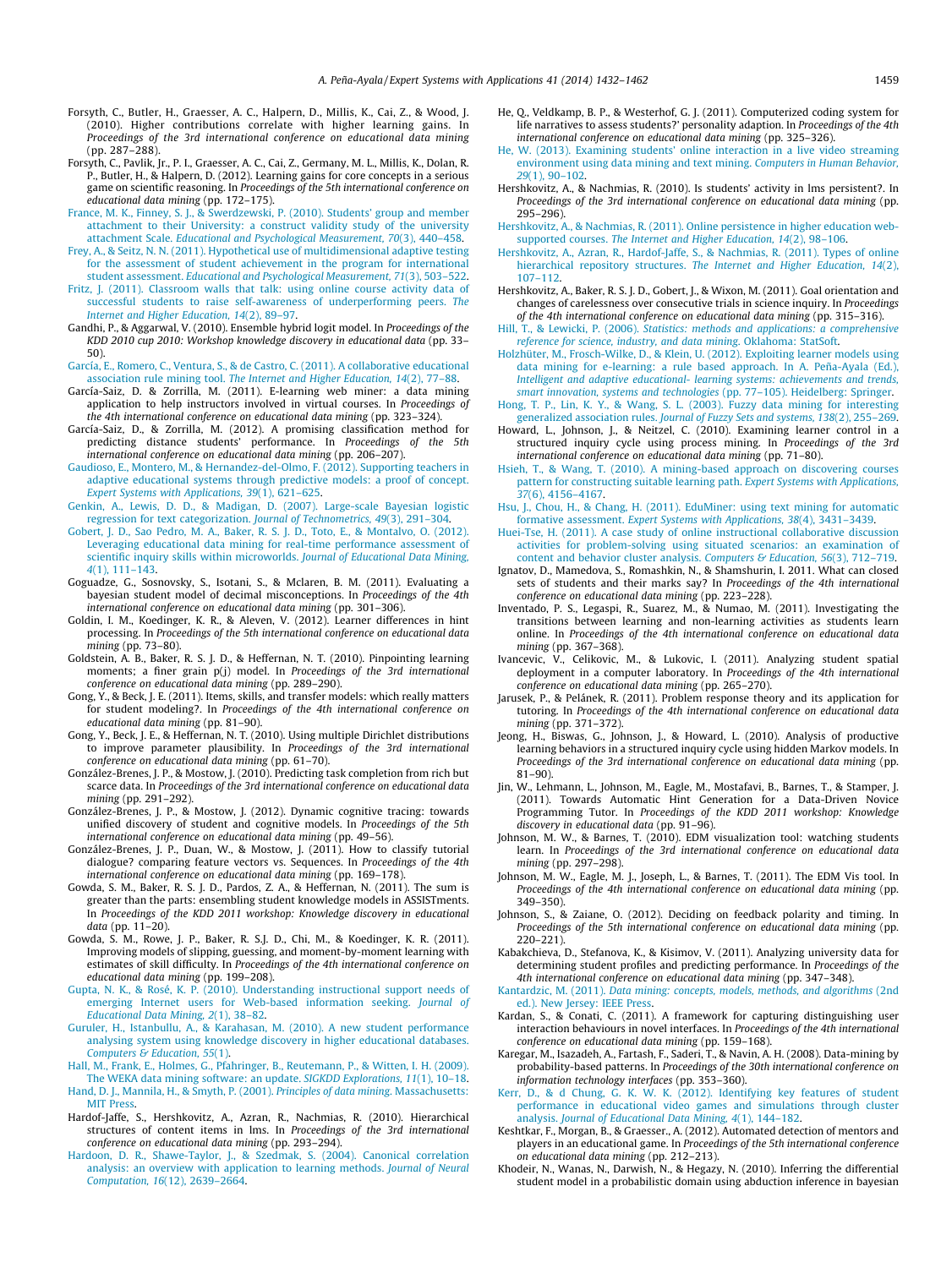Forsyth, C., Butler, H., Graesser, A. C., Halpern, D., Millis, K., Cai, Z., & Wood, J. (2010). Higher contributions correlate with higher learning gains. In *Proceedings of the 3rd international conference on educational data mining* (pp. 287–288).

Forsyth, C., Pavlik, Jr., P. I., Graesser, A. C., Cai, Z., Germany, M. L., Millis, K., Dolan, R. P., Butler, H., & Halpern, D. (2012). Learning gains for core concepts in a serious game on scientific reasoning. In *Proceedings of the 5th international conference on educational data mining* (pp. 172–175).

France, M. K., Finney, S. J., & Swerdzewski, P. (2010). Students' group and member attachment to their University: a construct validity study of the university attachment Scale. *Educational and Psychological Measurement, 70*(3), 440–458.

Frey, A., & Seitz, N. N. (2011). Hypothetical use of multidimensional adaptive testing for the assessment of student achievement in the program for international student assessment. *Educational and Psychological Measurement, 71*(3), 503–522.

Fritz, J. (2011). Classroom walls that talk: using online course activity data of successful students to raise self-awareness of underperforming peers. *The Internet and Higher Education, 14*(2), 89–97.

Gandhi, P., & Aggarwal, V. (2010). Ensemble hybrid logit model. In *Proceedings of the KDD 2010 cup 2010: Workshop knowledge discovery in educational data* (pp. 33–50).

García, E., Romero, C., Ventura, S., & de Castro, C. (2011). A collaborative educational association rule mining tool. *The Internet and Higher Education, 14*(2), 77–88.

García-Saiz, D. & Zorrilla, M. (2011). E-learning web miner: a data mining application to help instructors involved in virtual courses. In *Proceedings of the 4th international conference on educational data mining* (pp. 323–324).

García-Saiz, D., & Zorrilla, M. (2012). A promising classification method for predicting distance students' performance. In *Proceedings of the 5th international conference on educational data mining* (pp. 206–207).

Gaudioso, E., Montero, M., & Hernandez-del-Olmo, F. (2012). Supporting teachers in adaptive educational systems through predictive models: a proof of concept. *Expert Systems with Applications, 39*(1), 621–625.

Genkin, A., Lewis, D. D., & Madigan, D. (2007). Large-scale Bayesian logistic regression for text categorization. *Journal of Technometrics, 49*(3), 291–304.

Gobert, J. D., Sao Pedro, M. A., Baker, R. S. J. D., Toto, E., & Montalvo, O. (2012). Leveraging educational data mining for real-time performance assessment of scientific inquiry skills within microworlds. *Journal of Educational Data Mining, 4*(1), 111–143.

Goguadze, G., Sosnovsky, S., Isotani, S., & Mclaren, B. M. (2011). Evaluating a bayesian student model of decimal misconceptions. In *Proceedings of the 4th international conference on educational data mining* (pp. 301–306).

Goldin, I. M., Koedinger, K. R., & Aleven, V. (2012). Learner differences in hint processing. In *Proceedings of the 5th international conference on educational data mining* (pp. 73–80).

Goldstein, A. B., Baker, R. S. J. D., & Heffernan, N. T. (2010). Pinpointing learning moments; a finer grain p(j) model. In *Proceedings of the 3rd international conference on educational data mining* (pp. 289–290).

Gong, Y., & Beck, J. E. (2011). Items, skills, and transfer models: which really matters for student modeling?. In *Proceedings of the 4th international conference on educational data mining* (pp. 81–90).

Gong, Y., Beck, J. E., & Heffernan, N. T. (2010). Using multiple Dirichlet distributions to improve parameter plausibility. In *Proceedings of the 3rd international conference on educational data mining* (pp. 61–70).

González-Brenes, J. P., & Mostow, J. (2010). Predicting task completion from rich but scarce data. In *Proceedings of the 3rd international conference on educational data mining* (pp. 291–292).

González-Brenes, J. P., & Mostow, J. (2012). Dynamic cognitive tracing: towards unified discovery of student and cognitive models. In *Proceedings of the 5th international conference on educational data mining* (pp. 49–56).

González-Brenes, J. P., Duan, W., & Mostow, J. (2011). How to classify tutorial dialogue? comparing feature vectors vs. Sequences. In *Proceedings of the 4th international conference on educational data mining* (pp. 169–178).

Gowda, S. M., Baker, R. S. J. D., Pardos, Z. A., & Heffernan, N. (2011). The sum is greater than the parts: ensembling student knowledge models in ASSISTments. In *Proceedings of the KDD 2011 workshop: Knowledge discovery in educational data* (pp. 11–20).

Gowda, S. M., Rowe, J. P., Baker, R. S.J. D., Chi, M., & Koedinger, K. R. (2011). Improving models of slipping, guessing, and moment-by-moment learning with estimates of skill difficulty. In *Proceedings of the 4th international conference on educational data mining* (pp. 199–208).

Gupta, N. K., & Rosé, K. P. (2010). Understanding instructional support needs of emerging Internet users for Web-based information seeking. *Journal of Educational Data Mining, 2*(1), 38–82.

Guruler, H., Istanbullu, A., & Karahasan, M. (2010). A new student performance analysing system using knowledge discovery in higher educational databases. *Computers & Education, 55*(1).

Hall, M., Frank, E., Holmes, G., Pfahringer, B., Reutemann, P., & Witten, I. H. (2009). The WEKA data mining software: an update. *SIGKDD Explorations, 11*(1), 10–18.

Hand, D. J., Mannila, H., & Smyth, P. (2001). *Principles of data mining*. Massachusetts: MIT Press.

Hardof-Jaffe, S., Hershkovitz, A., Azran, R., Nachmias, R. (2010). Hierarchical structures of content items in lms. In *Proceedings of the 3rd international conference on educational data mining* (pp. 293–294).

Hardoon, D. R., Shawe-Taylor, J., & Szedmak, S. (2004). Canonical correlation analysis: an overview with application to learning methods. *Journal of Neural Computation, 16*(12), 2639–2664.

He, Q., Veldkamp, B. P., & Westerhof, G. J. (2011). Computerized coding system for life narratives to assess students?' personality adaption. In *Proceedings of the 4th international conference on educational data mining* (pp. 325–326).

He, W. (2013). Examining students' online interaction in a live video streaming environment using data mining and text mining. *Computers in Human Behavior, 29*(1), 90–102.

Hershkovitz, A., & Nachmias, R. (2010). Is students' activity in lms persistent?. In *Proceedings of the 3rd international conference on educational data mining* (pp. 295–296).

Hershkovitz, A., & Nachmias, R. (2011). Online persistence in higher education web-supported courses. *The Internet and Higher Education, 14*(2), 98–106.

Hershkovitz, A., Azran, R., Hardof-Jaffe, S., & Nachmias, R. (2011). Types of online hierarchical repository structures. *The Internet and Higher Education, 14*(2), 107–112.

Hershkovitz, A., Baker, R. S. J. D., Gobert, J., & Wixon, M. (2011). Goal orientation and changes of carelessness over consecutive trials in science inquiry. In *Proceedings of the 4th international conference on educational data mining* (pp. 315–316).

Hill, T., & Lewicki, P. (2006). *Statistics: methods and applications: a comprehensive reference for science, industry, and data mining*. Oklahoma: StatSoft.

Holzhüter, M., Frosch-Wilke, D., & Klein, U. (2012). Exploiting learner models using data mining for e-learning: a rule based approach. In A. Peña-Ayala (Ed.), *Intelligent and adaptive educational- learning systems: achievements and trends, smart innovation, systems and technologies* (pp. 77–105). Heidelberg: Springer.

Hong, T. P., Lin, K. Y., & Wang, S. L. (2003). Fuzzy data mining for interesting generalized association rules. *Journal of Fuzzy Sets and systems, 138*(2), 255–269.

Howard, L., Johnson, J., & Neitzel, C. (2010). Examining learner control in a structured inquiry cycle using process mining. In *Proceedings of the 3rd international conference on educational data mining* (pp. 71–80).

Hsieh, T., & Wang, T. (2010). A mining-based approach on discovering courses pattern for constructing suitable learning path. *Expert Systems with Applications, 37*(6), 4156–4167.

Hsu, J., Chou, H., & Chang, H. (2011). EduMiner: using text mining for automatic formative assessment. *Expert Systems with Applications, 38*(4), 3431–3439.

Huei-Tse, H. (2011). A case study of online instructional collaborative discussion activities for problem-solving using situated scenarios: an examination of content and behavior cluster analysis. *Computers & Education, 56*(3), 712–719.

Ignatov, D., Mamedova, S., Romashkin, N., & Shamshurin, I. 2011. What can closed sets of students and their marks say? In *Proceedings of the 4th international conference on educational data mining* (pp. 223–228).

Inventado, P. S., Legaspi, R., Suarez, M., & Numao, M. (2011). Investigating the transitions between learning and non-learning activities as students learn online. In *Proceedings of the 4th international conference on educational data mining* (pp. 367–368).

Ivancevic, V., Celikovic, M., & Lukovic, I. (2011). Analyzing student spatial deployment in a computer laboratory. In *Proceedings of the 4th international conference on educational data mining* (pp. 265–270).

Jarusek, P., & Pelánek, R. (2011). Problem response theory and its application for tutoring. In *Proceedings of the 4th international conference on educational data mining* (pp. 371–372).

Jeong, H., Biswas, G., Johnson, J., & Howard, L. (2010). Analysis of productive learning behaviors in a structured inquiry cycle using hidden Markov models. In *Proceedings of the 3rd international conference on educational data mining* (pp. 81–90).

Jin, W., Lehmann, L., Johnson, M., Eagle, M., Mostafavi, B., Barnes, T., & Stamper, J. (2011). Towards Automatic Hint Generation for a Data-Driven Novice Programming Tutor. In *Proceedings of the KDD 2011 workshop: Knowledge discovery in educational data* (pp. 91–96).

Johnson, M. W., & Barnes, T. (2010). EDM visualization tool: watching students learn. In *Proceedings of the 3rd international conference on educational data mining* (pp. 297–298).

Johnson, M. W., Eagle, M. J., Joseph, L., & Barnes, T. (2011). The EDM Vis tool. In *Proceedings of the 4th international conference on educational data mining* (pp. 349–350).

Johnson, S., & Zaiane, O. (2012). Deciding on feedback polarity and timing. In *Proceedings of the 5th international conference on educational data mining* (pp. 220–221).

Kabakchieva, D., Stefanova, K., & Kisimov, V. (2011). Analyzing university data for determining student profiles and predicting performance. In *Proceedings of the 4th international conference on educational data mining* (pp. 347–348).

Kantardzic, M. (2011). *Data mining: concepts, models, methods, and algorithms* (2nd ed.). New Jersey: IEEE Press.

Kardan, S., & Conati, C. (2011). A framework for capturing distinguishing user interaction behaviours in novel interfaces. In *Proceedings of the 4th international conference on educational data mining* (pp. 159–168).

Karegar, M., Isazadeh, A., Fartash, F., Saderi, T., & Navin, A. H. (2008). Data-mining by probability-based patterns. In *Proceedings of the 30th international conference on information technology interfaces* (pp. 353–360).

Kerr, D., & d Chung, G. K. W. K. (2012). Identifying key features of student performance in educational video games and simulations through cluster analysis. *Journal of Educational Data Mining, 4*(1), 144–182.

Keshtkar, F., Morgan, B., & Graesser., A. (2012). Automated detection of mentors and players in an educational game. In *Proceedings of the 5th international conference on educational data mining* (pp. 212–213).

Khodeir, N., Wanas, N., Darwish, N., & Hegazy, N. (2010). Inferring the differential student model in a probabilistic domain using abduction inference in bayesian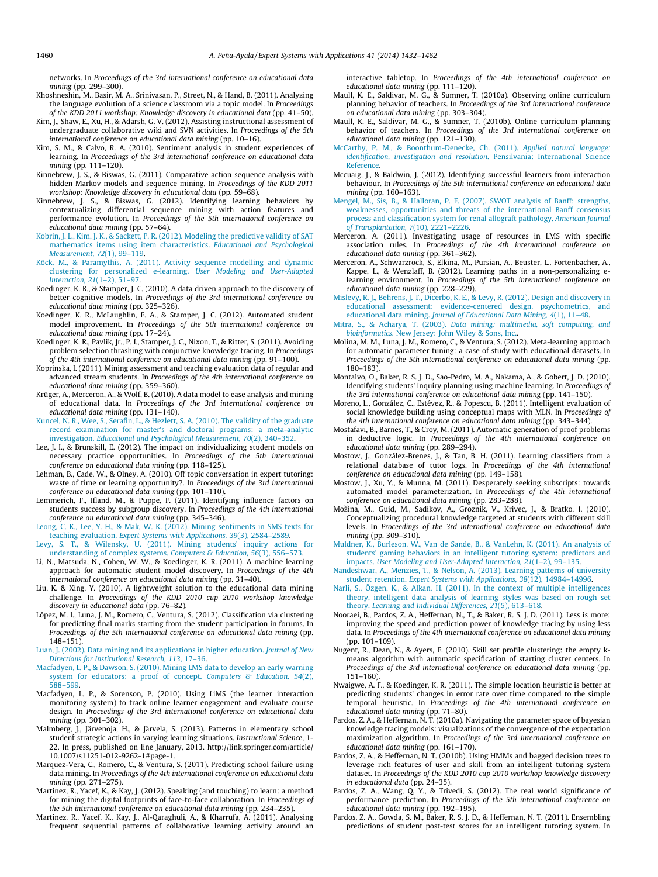networks. In *Proceedings of the 3rd international conference on educational data mining* (pp. 299–300).

Khoshneshin, M., Basir, M. A., Srinivasan, P., Street, N., & Hand, B. (2011). Analyzing the language evolution of a science classroom via a topic model. In *Proceedings of the KDD 2011 workshop: Knowledge discovery in educational data* (pp. 41–50).

Kim, J., Shaw, E., Xu, H., & Adarsh, G. V. (2012). Assisting instructional assessment of undergraduate collaborative wiki and SVN activities. In *Proceedings of the 5th international conference on educational data mining* (pp. 10–16).

Kim, S. M., & Calvo, R. A. (2010). Sentiment analysis in student experiences of learning. In *Proceedings of the 3rd international conference on educational data mining* (pp. 111–120).

Kinnebrew, J. S., & Biswas, G. (2011). Comparative action sequence analysis with hidden Markov models and sequence mining. In *Proceedings of the KDD 2011 workshop: Knowledge discovery in educational data* (pp. 59–68).

Kinnebrew, J. S., & Biswas, G. (2012). Identifying learning behaviors by contextualizing differential sequence mining with action features and performance evolution. In *Proceedings of the 5th international conference on educational data mining* (pp. 57–64).

Kobrin, J. L., Kim, J. K., & Sackett, P. R. (2012). Modeling the predictive validity of SAT mathematics items using item characteristics. *Educational and Psychological Measurement, 72*(1), 99–119.

Köck, M., & Paramythis, A. (2011). Activity sequence modelling and dynamic clustering for personalized e-learning. *User Modeling and User-Adapted Interaction, 21*(1–2), 51–97.

Koedinger, K. R., & Stamper, J. C. (2010). A data driven approach to the discovery of better cognitive models. In *Proceedings of the 3rd international conference on educational data mining* (pp. 325–326).

Koedinger, K. R., McLaughlin, E. A., & Stamper, J. C. (2012). Automated student model improvement. In *Proceedings of the 5th international conference on educational data mining* (pp. 17–24).

Koedinger, K. R., Pavlik, Jr., P. I., Stamper, J. C., Nixon, T., & Ritter, S. (2011). Avoiding problem selection thrashing with conjunctive knowledge tracing. In *Proceedings of the 4th international conference on educational data mining* (pp. 91–100).

Koprinska, I. (2011). Mining assessment and teaching evaluation data of regular and advanced stream students. In *Proceedings of the 4th international conference on educational data mining* (pp. 359–360).

Krüger, A., Merceron, A., & Wolf, B. (2010). A data model to ease analysis and mining of educational data. In *Proceedings of the 3rd international conference on educational data mining* (pp. 131–140).

Kuncel, N. R., Wee, S., Serafin, L., & Hezlett, S. A. (2010). The validity of the graduate record examination for master's and doctoral programs: a meta-analytic investigation. *Educational and Psychological Measurement, 70*(2), 340–352.

Lee, J. I., & Brunskill, E. (2012). The impact on individualizing student models on necessary practice opportunities. In *Proceedings of the 5th international conference on educational data mining* (pp. 118–125).

Lehman, B., Cade, W., & Olney, A. (2010). Off topic conversation in expert tutoring: waste of time or learning opportunity?. In *Proceedings of the 3rd international conference on educational data mining* (pp. 101–110).

Lemmerich, F., Ifland, M., & Puppe, F. (2011). Identifying influence factors on students success by subgroup discovery. In *Proceedings of the 4th international conference on educational data mining* (pp. 345–346).

Leong, C. K., Lee, Y. H., & Mak, W. K. (2012). Mining sentiments in SMS texts for teaching evaluation. *Expert Systems with Applications, 39*(3), 2584–2589.

Levy, S. T., & Wilensky, U. (2011). Mining students' inquiry actions for understanding of complex systems. *Computers & Education, 56*(3), 556–573.

Li, N., Matsuda, N., Cohen, W. W., & Koedinger, K. R. (2011). A machine learning approach for automatic student model discovery. In *Proceedings of the 4th international conference on educational data mining* (pp. 31–40).

Liu, K. & Xing, Y. (2010). A lightweight solution to the educational data mining challenge. In *Proceedings of the KDD 2010 cup 2010 workshop knowledge discovery in educational data* (pp. 76–82).

López, M. I., Luna, J. M., Romero, C., Ventura, S. (2012). Classification via clustering for predicting final marks starting from the student participation in forums. In *Proceedings of the 5th international conference on educational data mining* (pp. 148–151).

Luan, J. (2002). Data mining and its applications in higher education. *Journal of New Directions for Institutional Research, 113*, 17–36.

Macfadyen, L. P., & Dawson, S. (2010). Mining LMS data to develop an early warning system for educators: a proof of concept. *Computers & Education, 54*(2), 588–599.

Macfadyen, L. P., & Sorenson, P. (2010). Using LiMS (the learner interaction monitoring system) to track online learner engagement and evaluate course design. In *Proceedings of the 3rd international conference on educational data mining* (pp. 301–302).

Malmberg, J., Järvenoja, H., & Järvela, S. (2013). Patterns in elementary school student strategic actions in varying learning situations. *Instructional Science*, 1-22. In press, published on line January, 2013. http://link.springer.com/article/10.1007/s11251-012-9262-1#page-1.

Marquez-Vera, C., Romero, C., & Ventura, S. (2011). Predicting school failure using data mining. In *Proceedings of the 4th international conference on educational data mining* (pp. 271–275).

Martinez, R., Yacef, K., & Kay, J. (2012). Speaking (and touching) to learn: a method for mining the digital footprints of face-to-face collaboration. In *Proceedings of the 5th international conference on educational data mining* (pp. 234–235).

Martinez, R., Yacef, K., Kay, J., Al-Qaraghuli, A., & Kharrufa, A. (2011). Analysing frequent sequential patterns of collaborative learning activity around an interactive tabletop. In *Proceedings of the 4th international conference on educational data mining* (pp. 111–120).

Maull, K. E., Saldivar, M. G., & Sumner, T. (2010a). Observing online curriculum planning behavior of teachers. In *Proceedings of the 3rd international conference on educational data mining* (pp. 303–304).

Maull, K. E., Saldivar, M. G., & Sumner, T. (2010b). Online curriculum planning behavior of teachers. In *Proceedings of the 3rd international conference on educational data mining* (pp. 121–130).

McCarthy, P. M., & Boonthum-Denecke, Ch. (2011). *Applied natural language: identification, investigation and resolution*. Pensilvania: International Science Reference.

Mccuaig, J., & Baldwin, J. (2012). Identifying successful learners from interaction behaviour. In *Proceedings of the 5th international conference on educational data mining* (pp. 160–163).

Mengel, M., Sis, B., & Halloran, P. F. (2007). SWOT analysis of Banff: strengths, weaknesses, opportunities and threats of the international Banff consensus process and classification system for renal allograft pathology. *American Journal of Transplantation, 7*(10), 2221–2226.

Merceron, A. (2011). Investigating usage of resources in LMS with specific association rules. In *Proceedings of the 4th international conference on educational data mining* (pp. 361–362).

Merceron, A., Schwarzrock, S., Elkina, M., Pursian, A., Beuster, L., Fortenbacher, A., Kappe, L., & Wenzlaff, B. (2012). Learning paths in a non-personalizing e-learning environment. In *Proceedings of the 5th international conference on educational data mining* (pp. 228–229).

Mislevy, R. J., Behrens, J. T., Dicerbo, K. E., & Levy, R. (2012). Design and discovery in educational assessment: evidence-centered design, psychometrics, and educational data mining. *Journal of Educational Data Mining, 4*(1), 11–48.

Mitra, S., & Acharya, T. (2003). *Data mining: multimedia, soft computing, and bioinformatics*. New Jersey: John Wiley & Sons, Inc..

Molina, M. M., Luna, J. M., Romero, C., & Ventura, S. (2012). Meta-learning approach for automatic parameter tuning: a case of study with educational datasets. In *Proceedings of the 5th international conference on educational data mining* (pp. 180–183).

Montalvo, O., Baker, R. S. J. D., Sao-Pedro, M. A., Nakama, A., & Gobert, J. D. (2010). Identifying students' inquiry planning using machine learning. In *Proceedings of the 3rd international conference on educational data mining* (pp. 141–150).

Moreno, L., González, C., Estévez, R., & Popescu, B. (2011). Intelligent evaluation of social knowledge building using conceptual maps with MLN. In *Proceedings of the 4th international conference on educational data mining* (pp. 343–344).

Mostafavi, B., Barnes, T., & Croy, M. (2011). Automatic generation of proof problems in deductive logic. In *Proceedings of the 4th international conference on educational data mining* (pp. 289–294).

Mostow, J., González-Brenes, J., & Tan, B. H. (2011). Learning classifiers from a relational database of tutor logs. In *Proceedings of the 4th international conference on educational data mining* (pp. 149–158).

Mostow, J., Xu, Y., & Munna, M. (2011). Desperately seeking subscripts: towards automated model parameterization. In *Proceedings of the 4th international conference on educational data mining* (pp. 283–288).

Možina, M., Guid, M., Sadikov, A., Groznik, V., Krivec, J., & Bratko, I. (2010). Conceptualizing procedural knowledge targeted at students with different skill levels. In *Proceedings of the 3rd international conference on educational data mining* (pp. 309–310).

Muldner, K., Burleson, W., Van de Sande, B., & VanLehn, K. (2011). An analysis of students' gaming behaviors in an intelligent tutoring system: predictors and impacts. *User Modeling and User-Adapted Interaction, 21*(1–2), 99–135.

Nandeshwar, A., Menzies, T., & Nelson, A. (2013). Learning patterns of university student retention. *Expert Systems with Applications, 38*(12), 14984–14996.

Narli, S., Özgen, K., & Alkan, H. (2011). In the context of multiple intelligences theory, intelligent data analysis of learning styles was based on rough set theory. *Learning and Individual Differences, 21*(5), 613–618.

Nooraei, B., Pardos, Z. A., Heffernan, N. T., & Baker, R. S. J. D. (2011). Less is more: improving the speed and prediction power of knowledge tracing by using less data. In *Proceedings of the 4th international conference on educational data mining* (pp. 101–109).

Nugent, R., Dean, N., & Ayers, E. (2010). Skill set profile clustering: the empty k-means algorithm with automatic specification of starting cluster centers. In *Proceedings of the 3rd international conference on educational data mining* (pp. 151–160).

Nwaigwe, A. F., & Koedinger, K. R. (2011). The simple location heuristic is better at predicting students' changes in error rate over time compared to the simple temporal heuristic. In *Proceedings of the 4th international conference on educational data mining* (pp. 71–80).

Pardos, Z. A., & Heffernan, N. T. (2010a). Navigating the parameter space of bayesian knowledge tracing models: visualizations of the convergence of the expectation maximization algorithm. In *Proceedings of the 3rd international conference on educational data mining* (pp. 161–170).

Pardos, Z. A., & Heffernan, N. T. (2010b). Using HMMs and bagged decision trees to leverage rich features of user and skill from an intelligent tutoring system dataset. In *Proceedings of the KDD 2010 cup 2010 workshop knowledge discovery in educational data* (pp. 24–35).

Pardos, Z. A., Wang, Q. Y., & Trivedi, S. (2012). The real world significance of performance prediction. In *Proceedings of the 5th international conference on educational data mining* (pp. 192–195).

Pardos, Z. A., Gowda, S. M., Baker, R. S. J. D., & Heffernan, N. T. (2011). Ensembling predictions of student post-test scores for an intelligent tutoring system. In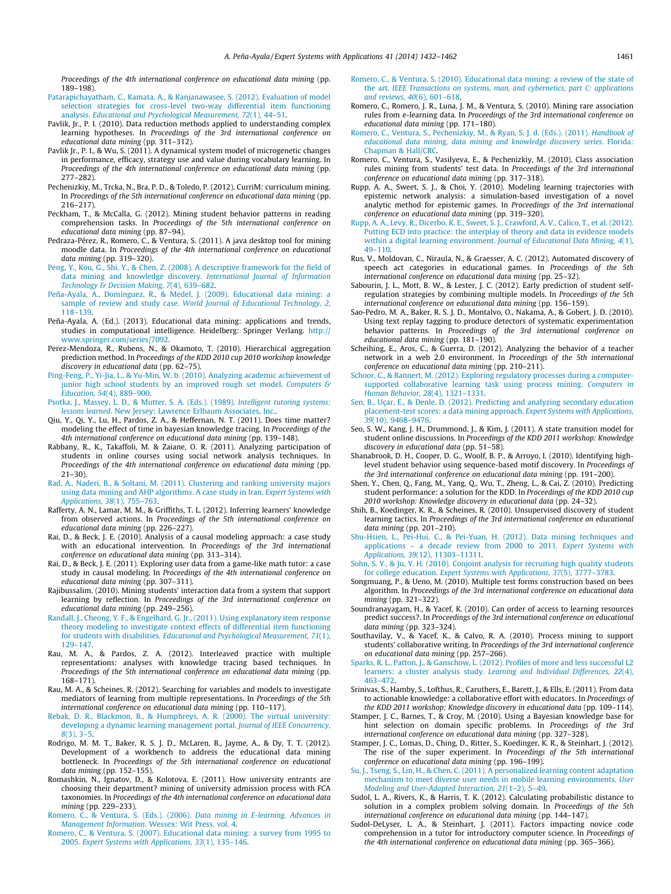Proceedings of the 4th international conference on educational data mining (pp. 189–198).

Patarapichayatham, C., Kamata, A., & Kanjanawasee, S. (2012). Evaluation of model selection strategies for cross-level two-way differential item functioning analysis. *Educational and Psychological Measurement, 72*(1), 44–51.

Pavlik, Jr., P. I. (2010). Data reduction methods applied to understanding complex learning hypotheses. In *Proceedings of the 3rd international conference on educational data mining* (pp. 311–312).

Pavlik Jr., P. I., & Wu, S. (2011). A dynamical system model of microgenetic changes in performance, efficacy, strategy use and value during vocabulary learning. In *Proceedings of the 4th international conference on educational data mining* (pp. 277–282).

Pechenizkiy, M., Trcka, N., Bra, P. D., & Toledo, P. (2012). CurriM: curriculum mining. In *Proceedings of the 5th international conference on educational data mining* (pp. 216–217).

Peckham, T., & McCalla, G. (2012). Mining student behavior patterns in reading comprehension tasks. In *Proceedings of the 5th international conference on educational data mining* (pp. 87–94).

Pedraza-Pérez, R., Romero, C., & Ventura, S. (2011). A java desktop tool for mining moodle data. In *Proceedings of the 4th international conference on educational data mining* (pp. 319–320).

Peng, Y., Kou, G., Shi, Y., & Chen, Z. (2008). A descriptive framework for the field of data mining and knowledge discovery. *International Journal of Information Technology & Decision Making, 7*(4), 639–682.

Peña-Ayala, A., Domínguez, R., & Medel, J. (2009). Educational data mining: a sample of review and study case. *World Journal of Educational Technology, 2*, 118–139.

Peña-Ayala, A. (Ed.). (2013). Educational data mining: applications and trends, studies in computational intelligence. Heidelberg: Springer Verlang. http://www.springer.com/series/7092.

Perez-Mendoza, R., Rubens, N., & Okamoto, T. (2010). Hierarchical aggregation prediction method. In *Proceedings of the KDD 2010 cup 2010 workshop knowledge discovery in educational data* (pp. 62–75).

Ping-Feng, P., Yi-Jia, L., & Yu-Min, W. b. (2010). Analyzing academic achievement of junior high school students by an improved rough set model. *Computers & Education, 54*(4), 889–900.

Psotka, J., Massey, L. D., & Mutter, S. A. (Eds.). (1989). *Intelligent tutoring systems: lessons learned*. New Jersey: Lawrence Erlbaum Associates, Inc..

Qiu, Y., Qi, Y., Lu, H., Pardos, Z. A., & Heffernan, N. T. (2011). Does time matter? modeling the effect of time in bayesian knowledge tracing. In *Proceedings of the 4th international conference on educational data mining* (pp. 139–148).

Rabbany, R., K., Takaffoli, M. & Zaiane, O. R. (2011). Analyzing participation of students in online courses using social network analysis techniques. In *Proceedings of the 4th international conference on educational data mining* (pp. 21–30).

Rad, A., Naderi, B., & Soltani, M. (2011). Clustering and ranking university majors using data mining and AHP algorithms. A case study in Iran. *Expert Systems with Applications, 38*(1), 755–763.

Rafferty, A. N., Lamar, M. M., & Griffiths, T. L. (2012). Inferring learners' knowledge from observed actions. In *Proceedings of the 5th international conference on educational data mining* (pp. 226–227).

Rai, D., & Beck, J. E. (2010). Analysis of a causal modeling approach: a case study with an educational intervention. In *Proceedings of the 3rd international conference on educational data mining* (pp. 313–314).

Rai, D., & Beck, J. E. (2011). Exploring user data from a game-like math tutor: a case study in causal modeling. In *Proceedings of the 4th international conference on educational data mining* (pp. 307–311).

Rajibussalim. (2010). Mining students' interaction data from a system that support learning by reflection. In *Proceedings of the 3rd international conference on educational data mining* (pp. 249–256).

Randall, J., Cheong, Y. F., & Engelhard, G. Jr., (2011). Using explanatory item response theory modeling to investigate context effects of differential item functioning for students with disabilities. *Educational and Psychological Measurement, 71*(1), 129–147.

Rau, M. A., & Pardos, Z. A. (2012). Interleaved practice with multiple representations: analyses with knowledge tracing based techniques. In *Proceedings of the 5th international conference on educational data mining* (pp. 168–171).

Rau, M. A., & Scheines, R. (2012). Searching for variables and models to investigate mediators of learning from multiple representations. In *Proceedings of the 5th international conference on educational data mining* (pp. 110–117).

Rebak, D. R., Blackmon, B., & Humphreys, A. R. (2000). The virtual university: developing a dynamic learning management portal. *Journal of IEEE Concurrency, 8*(3), 3–5.

Rodrigo, M. M. T., Baker, R. S. J. D., McLaren, B., Jayme, A., & Dy, T. T. (2012). Development of a workbench to address the educational data mining bottleneck. In *Proceedings of the 5th international conference on educational data mining* (pp. 152–155).

Romashkin, N., Ignatov, D., & Kolotova, E. (2011). How university entrants are choosing their department? mining of university admission process with FCA taxonomies. In *Proceedings of the 4th international conference on educational data mining* (pp. 229–233).

Romero, C., & Ventura, S. (Eds.). (2006). *Data mining in E-learning. Advances in Management Information*. Wessex: Wit Press. vol. 4.

Romero, C., & Ventura, S. (2007). Educational data mining: a survey from 1995 to 2005. *Expert Systems with Applications, 33*(1), 135–146.

Romero, C., & Ventura, S. (2010). Educational data mining: a review of the state of the art. *IEEE Transactions on systems, man, and cybernetics, part C: applications and reviews, 40*(6), 601–618.

Romero, C., Romero, J. R., Luna, J. M., & Ventura, S. (2010). Mining rare association rules from e-learning data. In *Proceedings of the 3rd international conference on educational data mining* (pp. 171–180).

Romero, C., Ventura, S., Pechenizkiy, M., & Ryan, S. J. d. (Eds.). (2011). *Handbook of educational data mining, data mining and knowledge discovery series*. Florida: Chapman & Hall/CRC.

Romero, C., Ventura, S., Vasilyeva, E., & Pechenizkiy, M. (2010). Class association rules mining from students' test data. In *Proceedings of the 3rd international conference on educational data mining* (pp. 317–318).

Rupp, A. A., Sweet, S. J., & Choi, Y. (2010). Modeling learning trajectories with epistemic network analysis: a simulation-based investigation of a novel analytic method for epistemic games. In *Proceedings of the 3rd international conference on educational data mining* (pp. 319–320).

Rupp, A. A., Levy, R., Dicerbo, K. E., Sweet, S. J., Crawford, A. V., Calico, T., et al. (2012). Putting ECD into practice: the interplay of theory and data in evidence models within a digital learning environment. *Journal of Educational Data Mining, 4*(1), 49–110.

Rus, V., Moldovan, C., Niraula, N., & Graesser, A. C. (2012). Automated discovery of speech act categories in educational games. In *Proceedings of the 5th international conference on educational data mining* (pp. 25–32).

Sabourin, J. L., Mott, B. W., & Lester, J. C. (2012). Early prediction of student self-regulation strategies by combining multiple models. In *Proceedings of the 5th international conference on educational data mining* (pp. 156–159).

Sao-Pedro, M. A., Baker, R. S. J. D., Montalvo, O., Nakama, A., & Gobert, J. D. (2010). Using text replay tagging to produce detectors of systematic experimentation behavior patterns. In *Proceedings of the 3rd international conference on educational data mining* (pp. 181–190).

Scheihing, E., Aros, C., & Guerra, D. (2012). Analyzing the behavior of a teacher network in a web 2.0 environment. In *Proceedings of the 5th international conference on educational data mining* (pp. 210–211).

Schoor, C., & Bannert, M. (2012). Exploring regulatory processes during a computer-supported collaborative learning task using process mining. *Computers in Human Behavior, 28*(4), 1321–1331.

Sen, B., Uçar, E., & Denle, D. (2012). Predicting and analyzing secondary education placement-test scores: a data mining approach. *Expert Systems with Applications, 39*(10), 9468–9476.

Seo, S. W., Kang, J. H., Drummond, J., & Kim, J. (2011). A state transition model for student online discussions. In *Proceedings of the KDD 2011 workshop: Knowledge discovery in educational data* (pp. 51–58).

Shanabrook, D. H., Cooper, D. G., Woolf, B. P., & Arroyo, I. (2010). Identifying high-level student behavior using sequence-based motif discovery. In *Proceedings of the 3rd international conference on educational data mining* (pp. 191–200).

Shen, Y., Chen, Q., Fang, M., Yang, Q., Wu, T., Zheng, L., & Cai, Z. (2010). Predicting student performance: a solution for the KDD. In *Proceedings of the KDD 2010 cup 2010 workshop: Knowledge discovery in educational data* (pp. 24–32).

Shih, B., Koedinger, K. R., & Scheines, R. (2010). Unsupervised discovery of student learning tactics. In *Proceedings of the 3rd international conference on educational data mining* (pp. 201–210).

Shu-Hsien, L., Pei-Hui, C., & Pei-Yuan, H. (2012). Data mining techniques and applications – a decade review from 2000 to 2011. *Expert Systems with Applications, 39*(12), 11303–11311.

Sohn, S. Y., & Ju, Y. H. (2010). Conjoint analysis for recruiting high quality students for college education. *Expert Systems with Applications, 37*(5), 3777–3783.

Songmuang, P., & Ueno, M. (2010). Multiple test forms construction based on bees algorithm. In *Proceedings of the 3rd international conference on educational data mining* (pp. 321–322).

Soundranayagam, H., & Yacef, K. (2010). Can order of access to learning resources predict success?. In *Proceedings of the 3rd international conference on educational data mining* (pp. 323–324).

Southavilay, V., & Yacef, K., & Calvo, R. A. (2010). Process mining to support students' collaborative writing. In *Proceedings of the 3rd international conference on educational data mining* (pp. 257–266).

Sparks, R. L., Patton, J., & Ganschow, L. (2012). Profiles of more and less successful L2 learners: a cluster analysis study. *Learning and Individual Differences, 22*(4), 463–472.

Srinivas, S., Hamby, S., Lofthus, R., Caruthers, E., Barett, J., & Ells, E. (2011). From data to actionable knowledge: a collaborative effort with educators. In *Proceedings of the KDD 2011 workshop: Knowledge discovery in educational data* (pp. 109–114).

Stamper, J. C., Barnes, T., & Croy, M. (2010). Using a Bayesian knowledge base for hint selection on domain specific problems. In *Proceedings of the 3rd international conference on educational data mining* (pp. 327–328).

Stamper, J. C., Lomas, D., Ching, D., Ritter, S., Koedinger, K. R., & Steinhart, J. (2012). The rise of the super experiment. In *Proceedings of the 5th international conference on educational data mining* (pp. 196–199).

Su, J., Tseng, S., Lin, H., & Chen, C. (2011). A personalized learning content adaptation mechanism to meet diverse user needs in mobile learning environments. *User Modeling and User-Adapted Interaction, 21*(1–2), 5–49.

Sudol, L. A., Rivers, K., & Harris, T. K. (2012). Calculating probabilistic distance to solution in a complex problem solving domain. In *Proceedings of the 5th international conference on educational data mining* (pp. 144–147).

Sudol-DeLyser, L. A., & Steinhart, J. (2011). Factors impacting novice code comprehension in a tutor for introductory computer science. In *Proceedings of the 4th international conference on educational data mining* (pp. 365–366).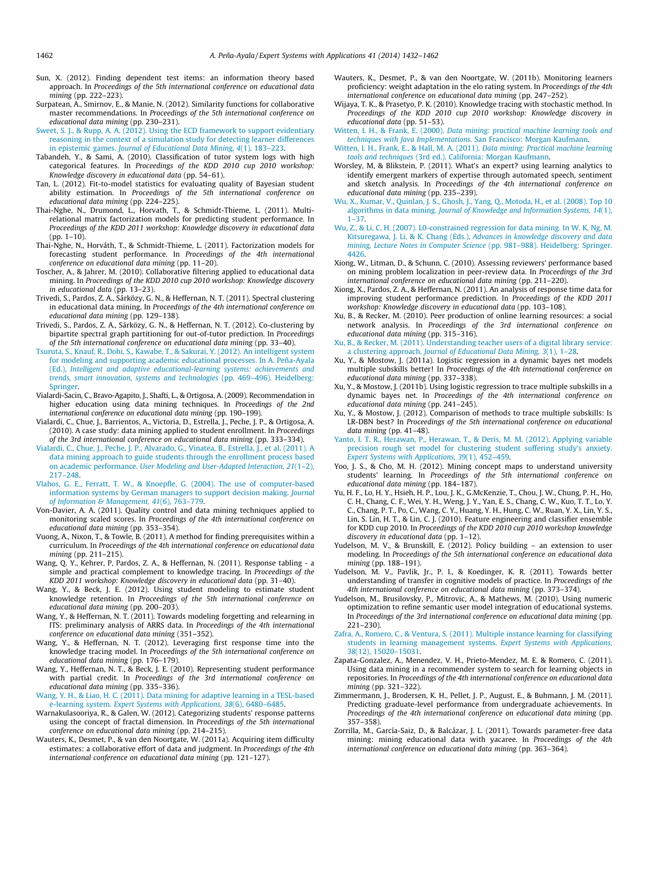Sun, X. (2012). Finding dependent test items: an information theory based approach. In *Proceedings of the 5th international conference on educational data mining* (pp. 222–223).

Surpatean, A., Smirnov, E., & Manie, N. (2012). Similarity functions for collaborative master recommendations. In *Proceedings of the 5th international conference on educational data mining* (pp. 230–231).

Sweet, S. J., & Rupp, A. A. (2012). Using the ECD framework to support evidentiary reasoning in the context of a simulation study for detecting learner differences in epistemic games. *Journal of Educational Data Mining, 4*(1), 183–223.

Tabandeh, Y., & Sami, A. (2010). Classification of tutor system logs with high categorical features. In *Proceedings of the KDD 2010 cup 2010 workshop: Knowledge discovery in educational data* (pp. 54–61).

Tan, L. (2012). Fit-to-model statistics for evaluating quality of Bayesian student ability estimation. In *Proceedings of the 5th international conference on educational data mining* (pp. 224–225).

Thai-Nghe, N., Drumond, L., Horvath, T., & Schmidt-Thieme, L. (2011). Multi-relational matrix factorization models for predicting student performance. In *Proceedings of the KDD 2011 workshop: Knowledge discovery in educational data* (pp. 1–10).

Thai-Nghe, N., Horváth, T., & Schmidt-Thieme, L. (2011). Factorization models for forecasting student performance. In *Proceedings of the 4th international conference on educational data mining* (pp. 11–20).

Toscher, A., & Jahrer, M. (2010). Collaborative filtering applied to educational data mining. In *Proceedings of the KDD 2010 cup 2010 workshop: Knowledge discovery in educational data* (pp. 13–23).

Trivedi, S., Pardos, Z. A., Sárközy, G. N., & Heffernan, N. T. (2011). Spectral clustering in educational data mining. In *Proceedings of the 4th international conference on educational data mining* (pp. 129–138).

Trivedi, S., Pardos, Z. A., Sárközy, G. N., & Heffernan, N. T. (2012). Co-clustering by bipartite spectral graph partitioning for out-of-tutor prediction. In *Proceedings of the 5th international conference on educational data mining* (pp. 33–40).

Tsuruta, S., Knauf, R., Dohi, S., Kawabe, T., & Sakurai, Y. (2012). An intelligent system for modeling and supporting academic educational processes. In A. Peña-Ayala (Ed.), *Intelligent and adaptive educational-learning systems: achievements and trends, smart innovation, systems and technologies* (pp. 469–496). Heidelberg: Springer.

Vialardi-Sacin, C., Bravo-Agapito, J., Shafti, L., & Ortigosa, A. (2009). Recommendation in higher education using data mining techniques. In *Proceedings of the 2nd international conference on educational data mining* (pp. 190–199).

Vialardi, C., Chue, J., Barrientos, A., Victoria, D., Estrella, J., Peche, J. P., & Ortigosa, A. (2010). A case study: data mining applied to student enrollment. In *Proceedings of the 3rd international conference on educational data mining* (pp. 333–334).

Vialardi, C., Chue, J., Peche, J. P., Alvarado, G., Vinatea, B., Estrella, J., et al. (2011). A data mining approach to guide students through the enrollment process based on academic performance. *User Modeling and User-Adapted Interaction, 21*(1–2), 217–248.

Vlahos, G. E., Ferratt, T. W., & Knoepfle, G. (2004). The use of computer-based information systems by German managers to support decision making. *Journal of Information & Management, 41*(6), 763–779.

Von-Davier, A. A. (2011). Quality control and data mining techniques applied to monitoring scaled scores. In *Proceedings of the 4th international conference on educational data mining* (pp. 353–354).

Vuong, A., Nixon, T., & Towle, B. (2011). A method for finding prerequisites within a curriculum. In *Proceedings of the 4th international conference on educational data mining* (pp. 211–215).

Wang, Q. Y., Kehrer, P, Pardos, Z. A., & Heffernan, N. (2011). Response tabling - a simple and practical complement to knowledge tracing. In *Proceedings of the KDD 2011 workshop: Knowledge discovery in educational data* (pp. 31–40).

Wang, Y., & Beck, J. E. (2012). Using student modeling to estimate student knowledge retention. In *Proceedings of the 5th international conference on educational data mining* (pp. 200–203).

Wang, Y., & Heffernan, N. T. (2011). Towards modeling forgetting and relearning in ITS: preliminary analysis of ARRS data. In *Proceedings of the 4th international conference on educational data mining* (351–352).

Wang, Y., & Heffernan, N. T. (2012). Leveraging first response time into the knowledge tracing model. In *Proceedings of the 5th international conference on educational data mining* (pp. 176–179).

Wang, Y., Heffernan, N. T., & Beck, J. E. (2010). Representing student performance with partial credit. In *Proceedings of the 3rd international conference on educational data mining* (pp. 335–336).

Wang, Y. H., & Liao, H. C. (2011). Data mining for adaptive learning in a TESL-based e-learning system. *Expert Systems with Applications, 38*(6), 6480–6485.

Warnakulasooriya, R., & Galen, W. (2012). Categorizing students' response patterns using the concept of fractal dimension. In *Proceedings of the 5th international conference on educational data mining* (pp. 214–215).

Wauters, K., Desmet, P., & van den Noortgate, W. (2011a). Acquiring item difficulty estimates: a collaborative effort of data and judgment. In *Proceedings of the 4th international conference on educational data mining* (pp. 121–127).

Wauters, K., Desmet, P., & van den Noortgate, W. (2011b). Monitoring learners proficiency: weight adaptation in the elo rating system. In *Proceedings of the 4th international conference on educational data mining* (pp. 247–252).

Wijaya, T. K., & Prasetyo, P. K. (2010). Knowledge tracing with stochastic method. In *Proceedings of the KDD 2010 cup 2010 workshop: Knowledge discovery in educational data* (pp. 51–53).

Witten, I. H., & Frank, E. (2000). *Data mining: practical machine learning tools and techniques with Java Implementations*. San Francisco: Morgan Kaufmann.

Witten, I. H., Frank, E., & Hall, M. A. (2011). *Data mining: Practical machine learning tools and techniques* (3rd ed.). California: Morgan Kaufmann.

Worsley, M, & Blikstein, P. (2011). What's an expert? using learning analytics to identify emergent markers of expertise through automated speech, sentiment and sketch analysis. In *Proceedings of the 4th international conference on educational data mining* (pp. 235–239).

Wu, X., Kumar, V., Quinlan, J. S., Ghosh, J., Yang, Q., Motoda, H., et al. (2008). Top 10 algorithms in data mining. *Journal of Knowledge and Information Systems, 14*(1), 1–37.

Wu, Z., & Li, C. H. (2007). L0-constrained regression for data mining. In W. K. Ng, M. Kitsuregawa, J. Li, & K. Chang (Eds.), *Advances in knowledge discovery and data mining, Lecture Notes in Computer Science* (pp. 981–988). Heidelberg: Springer. 4426.

Xiong, W., Litman, D., & Schunn, C. (2010). Assessing reviewers' performance based on mining problem localization in peer-review data. In *Proceedings of the 3rd international conference on educational data mining* (pp. 211–220).

Xiong, X., Pardos, Z. A., & Heffernan, N. (2011). An analysis of response time data for improving student performance prediction. In *Proceedings of the KDD 2011 workshop: Knowledge discovery in educational data* (pp. 103–108).

Xu, B., & Recker, M. (2010). Peer production of online learning resources: a social network analysis. In *Proceedings of the 3rd international conference on educational data mining* (pp. 315–316).

Xu, B., & Recker, M. (2011). Understanding teacher users of a digital library service: a clustering approach. *Journal of Educational Data Mining, 3*(1), 1–28.

Xu, Y., & Mostow, J. (2011a). Logistic regression in a dynamic bayes net models multiple subskills better! In *Proceedings of the 4th international conference on educational data mining* (pp. 337–338).

Xu, Y., & Mostow, J. (2011b). Using logistic regression to trace multiple subskills in a dynamic bayes net. In *Proceedings of the 4th international conference on educational data mining* (pp. 241–245).

Xu, Y., & Mostow, J. (2012). Comparison of methods to trace multiple subskills: Is LR-DBN best? In *Proceedings of the 5th international conference on educational data mining* (pp. 41–48).

Yanto, I. T. R., Herawan, P., Herawan, T., & Deris, M. M. (2012). Applying variable precision rough set model for clustering student suffering study's anxiety. *Expert Systems with Applications, 39*(1), 452–459.

Yoo, J. S., & Cho, M. H. (2012). Mining concept maps to understand university students' learning. In *Proceedings of the 5th international conference on educational data mining* (pp. 184–187).

Yu, H. F., Lo, H. Y., Hsieh, H. P., Lou, J. K., G.McKenzie, T., Chou, J. W., Chung, P. H., Ho, C. H., Chang, C. F., Wei, Y. H., Weng, J. Y., Yan, E. S., Chang, C. W., Kuo, T. T., Lo, Y. C., Chang, P. T., Po, C., Wang, C. Y., Huang, Y. H., Hung, C. W., Ruan, Y. X., Lin, Y. S., Lin, S. Lin, H. T., & Lin, C. J. (2010). Feature engineering and classifier ensemble for KDD cup 2010. In *Proceedings of the KDD 2010 cup 2010 workshop knowledge discovery in educational data* (pp. 1–12).

Yudelson, M. V., & Brunskill, E. (2012). Policy building – an extension to user modeling. In *Proceedings of the 5th international conference on educational data mining* (pp. 188–191).

Yudelson, M. V., Pavlik, Jr., P. I., & Koedinger, K. R. (2011). Towards better understanding of transfer in cognitive models of practice. In *Proceedings of the 4th international conference on educational data mining* (pp. 373–374).

Yudelson, M., Brusilovsky, P., Mitrovic, A., & Mathews, M. (2010). Using numeric optimization to refine semantic user model integration of educational systems. In *Proceedings of the 3rd international conference on educational data mining* (pp. 221–230).

Zafra, A., Romero, C., & Ventura, S. (2011). Multiple instance learning for classifying students in learning management systems. *Expert Systems with Applications, 38*(12), 15020–15031.

Zapata-Gonzalez, A., Menendez, V. H., Prieto-Mendez, M. E. & Romero, C. (2011). Using data mining in a recommender system to search for learning objects in repositories. In *Proceedings of the 4th international conference on educational data mining* (pp. 321–322).

Zimmermann, J., Brodersen, K. H., Pellet, J. P., August, E., & Buhmann, J. M. (2011). Predicting graduate-level performance from undergraduate achievements. In *Proceedings of the 4th international conference on educational data mining* (pp. 357–358).

Zorrilla, M., García-Saiz, D., & Balcázar, J. L. (2011). Towards parameter-free data mining: mining educational data with yacaree. In *Proceedings of the 4th international conference on educational data mining* (pp. 363–364).